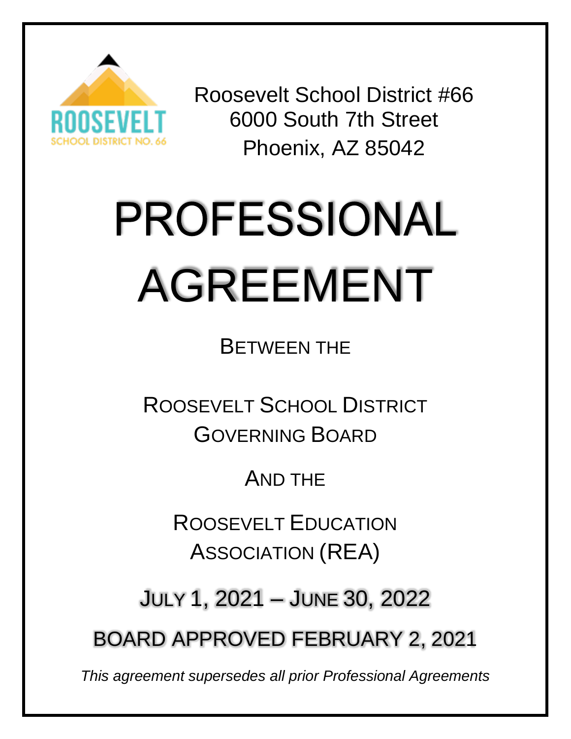Roosevelt School District #66
6000 South 7th Street
Phoenix, AZ 85042

# PROFESSIONAL AGREEMENT

BETWEEN THE

ROOSEVELT SCHOOL DISTRICT GOVERNING BOARD

AND THE

ROOSEVELT EDUCATION ASSOCIATION (REA)

JULY 1, 2021 – JUNE 30, 2022

BOARD APPROVED FEBRUARY 2, 2021

*This agreement supersedes all prior Professional Agreements*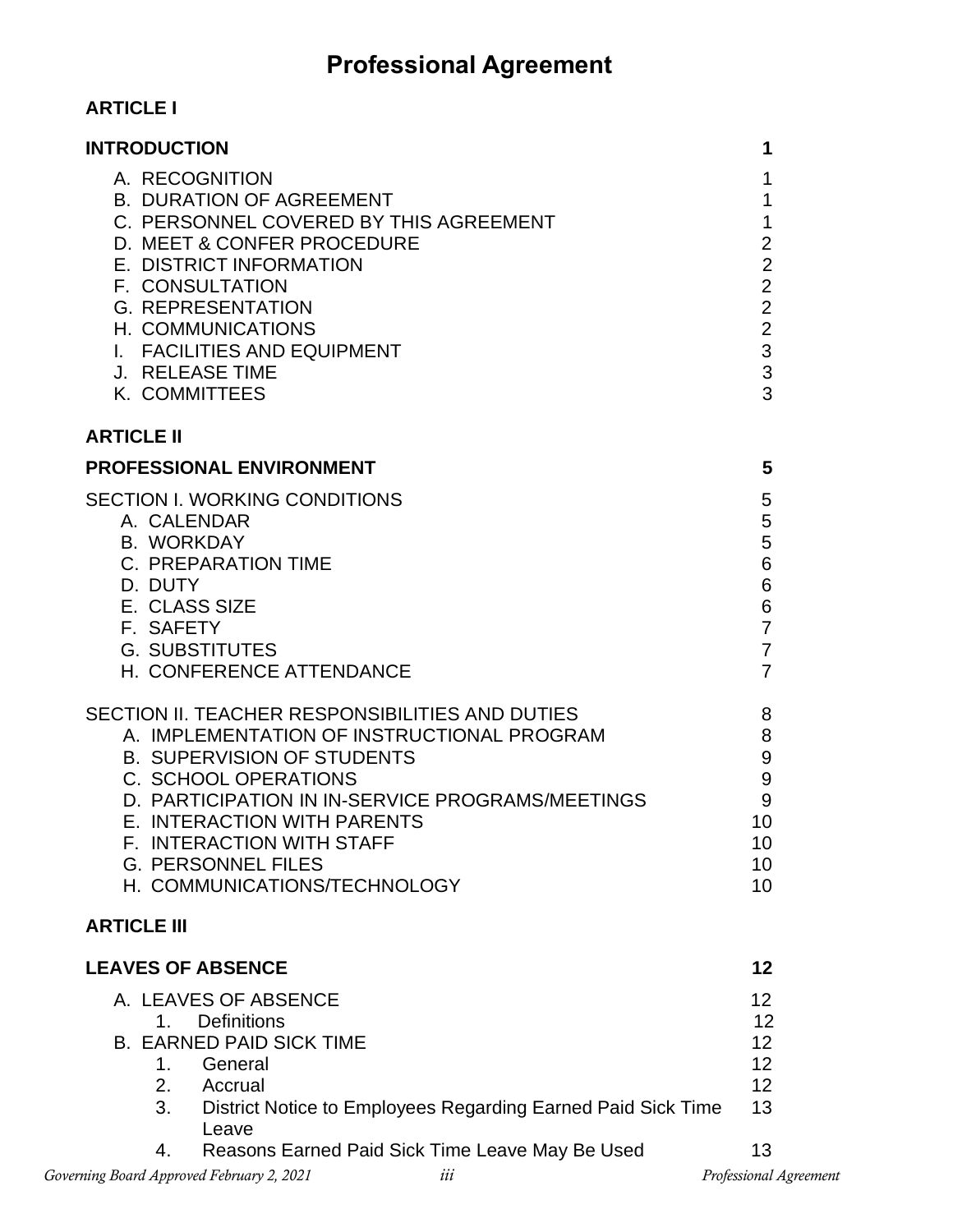# Professional Agreement

**ARTICLE I**

| | |
|---|---|
| **INTRODUCTION** | **1** |
| A. RECOGNITION | 1 |
| B. DURATION OF AGREEMENT | 1 |
| C. PERSONNEL COVERED BY THIS AGREEMENT | 1 |
| D. MEET & CONFER PROCEDURE | 2 |
| E. DISTRICT INFORMATION | 2 |
| F. CONSULTATION | 2 |
| G. REPRESENTATION | 2 |
| H. COMMUNICATIONS | 2 |
| I. FACILITIES AND EQUIPMENT | 3 |
| J. RELEASE TIME | 3 |
| K. COMMITTEES | 3 |

**ARTICLE II**

| | |
|---|---|
| **PROFESSIONAL ENVIRONMENT** | **5** |
| SECTION I. WORKING CONDITIONS | 5 |
| A. CALENDAR | 5 |
| B. WORKDAY | 5 |
| C. PREPARATION TIME | 6 |
| D. DUTY | 6 |
| E. CLASS SIZE | 6 |
| F. SAFETY | 7 |
| G. SUBSTITUTES | 7 |
| H. CONFERENCE ATTENDANCE | 7 |
| SECTION II. TEACHER RESPONSIBILITIES AND DUTIES | 8 |
| A. IMPLEMENTATION OF INSTRUCTIONAL PROGRAM | 8 |
| B. SUPERVISION OF STUDENTS | 9 |
| C. SCHOOL OPERATIONS | 9 |
| D. PARTICIPATION IN IN-SERVICE PROGRAMS/MEETINGS | 9 |
| E. INTERACTION WITH PARENTS | 10 |
| F. INTERACTION WITH STAFF | 10 |
| G. PERSONNEL FILES | 10 |
| H. COMMUNICATIONS/TECHNOLOGY | 10 |

**ARTICLE III**

| | |
|---|---|
| **LEAVES OF ABSENCE** | **12** |
| A. LEAVES OF ABSENCE | 12 |
| 1. Definitions | 12 |
| B. EARNED PAID SICK TIME | 12 |
| 1. General | 12 |
| 2. Accrual | 12 |
| 3. District Notice to Employees Regarding Earned Paid Sick Time Leave | 13 |
| 4. Reasons Earned Paid Sick Time Leave May Be Used | 13 |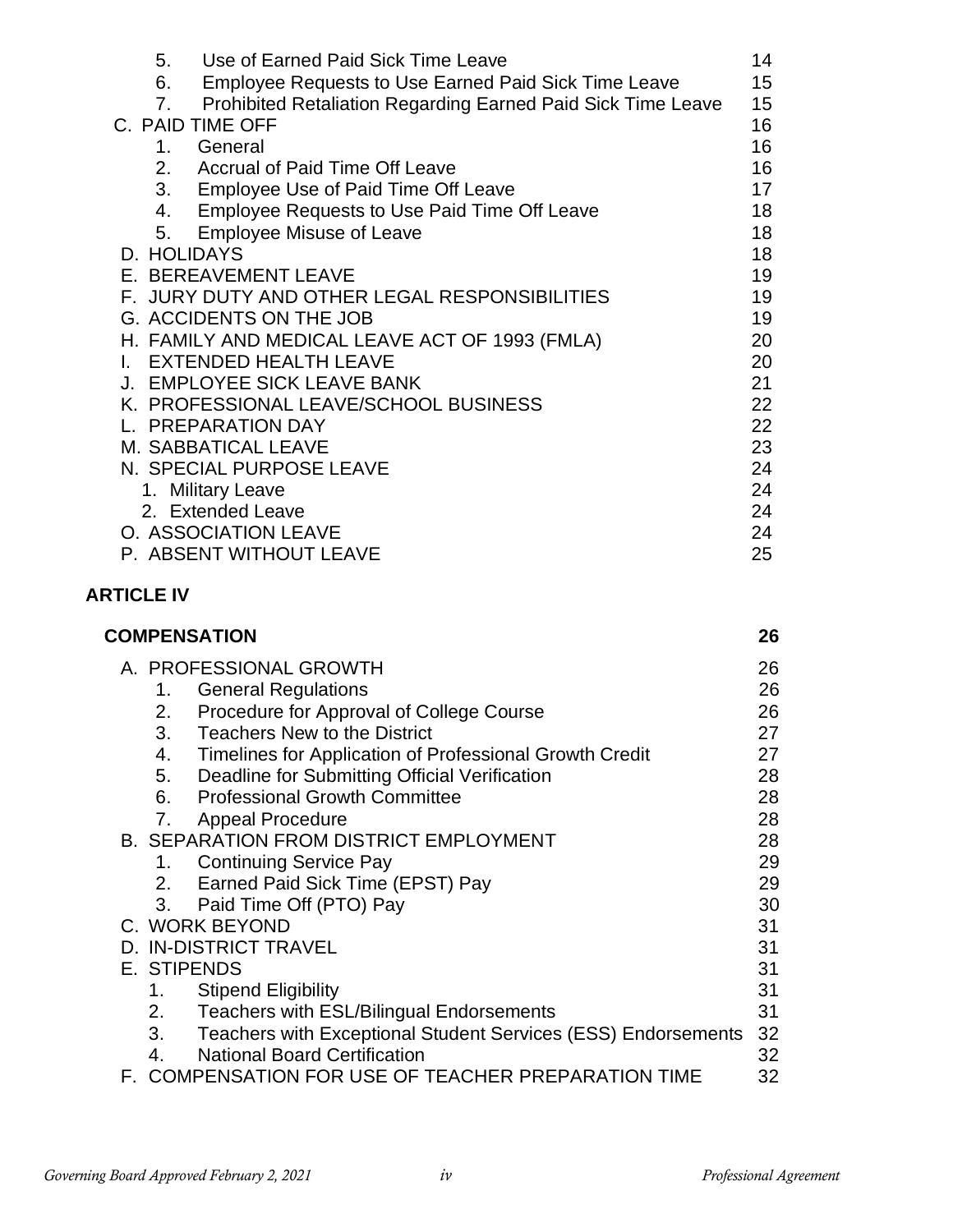| | |
|---|---|
| 5. Use of Earned Paid Sick Time Leave | 14 |
| 6. Employee Requests to Use Earned Paid Sick Time Leave | 15 |
| 7. Prohibited Retaliation Regarding Earned Paid Sick Time Leave | 15 |
| C. PAID TIME OFF | 16 |
| 1. General | 16 |
| 2. Accrual of Paid Time Off Leave | 16 |
| 3. Employee Use of Paid Time Off Leave | 17 |
| 4. Employee Requests to Use Paid Time Off Leave | 18 |
| 5. Employee Misuse of Leave | 18 |
| D. HOLIDAYS | 18 |
| E. BEREAVEMENT LEAVE | 19 |
| F. JURY DUTY AND OTHER LEGAL RESPONSIBILITIES | 19 |
| G. ACCIDENTS ON THE JOB | 19 |
| H. FAMILY AND MEDICAL LEAVE ACT OF 1993 (FMLA) | 20 |
| I. EXTENDED HEALTH LEAVE | 20 |
| J. EMPLOYEE SICK LEAVE BANK | 21 |
| K. PROFESSIONAL LEAVE/SCHOOL BUSINESS | 22 |
| L. PREPARATION DAY | 22 |
| M. SABBATICAL LEAVE | 23 |
| N. SPECIAL PURPOSE LEAVE | 24 |
| 1. Military Leave | 24 |
| 2. Extended Leave | 24 |
| O. ASSOCIATION LEAVE | 24 |
| P. ABSENT WITHOUT LEAVE | 25 |

**ARTICLE IV**

| | |
|---|---|
| **COMPENSATION** | **26** |
| A. PROFESSIONAL GROWTH | 26 |
| 1. General Regulations | 26 |
| 2. Procedure for Approval of College Course | 26 |
| 3. Teachers New to the District | 27 |
| 4. Timelines for Application of Professional Growth Credit | 27 |
| 5. Deadline for Submitting Official Verification | 28 |
| 6. Professional Growth Committee | 28 |
| 7. Appeal Procedure | 28 |
| B. SEPARATION FROM DISTRICT EMPLOYMENT | 28 |
| 1. Continuing Service Pay | 29 |
| 2. Earned Paid Sick Time (EPST) Pay | 29 |
| 3. Paid Time Off (PTO) Pay | 30 |
| C. WORK BEYOND | 31 |
| D. IN-DISTRICT TRAVEL | 31 |
| E. STIPENDS | 31 |
| 1. Stipend Eligibility | 31 |
| 2. Teachers with ESL/Bilingual Endorsements | 31 |
| 3. Teachers with Exceptional Student Services (ESS) Endorsements | 32 |
| 4. National Board Certification | 32 |
| F. COMPENSATION FOR USE OF TEACHER PREPARATION TIME | 32 |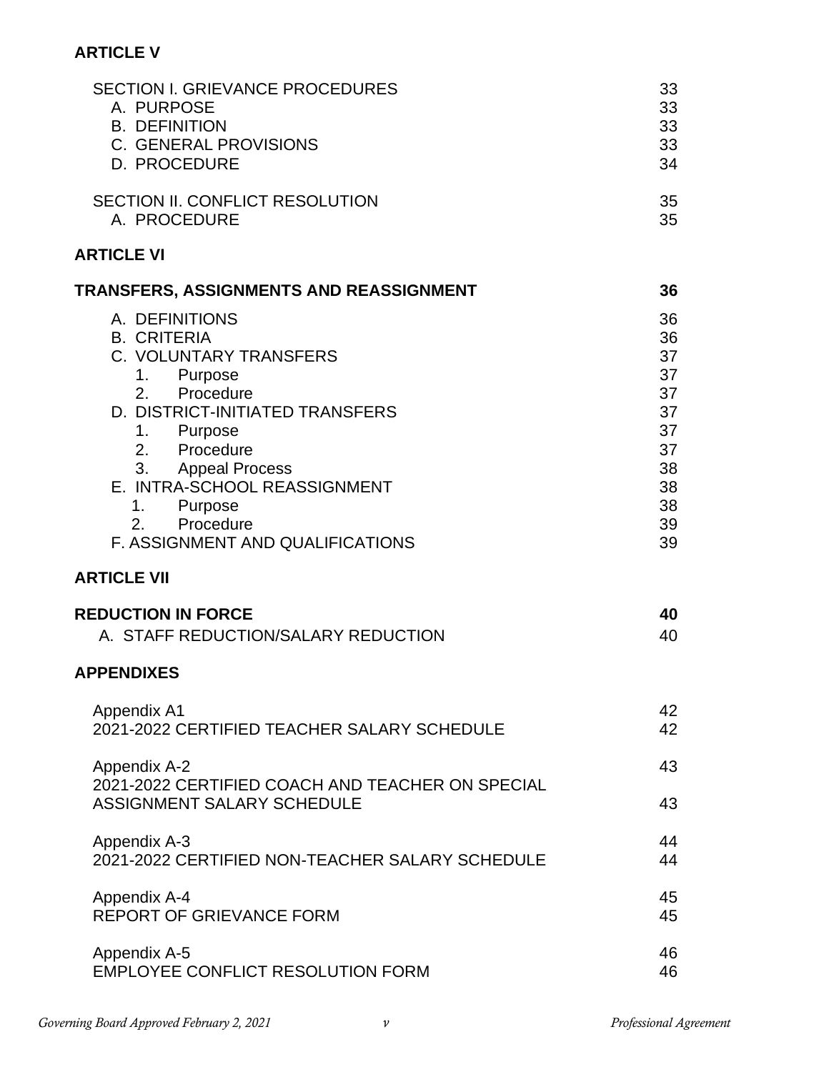**ARTICLE V**

| | |
|---|---|
| SECTION I. GRIEVANCE PROCEDURES | 33 |
| A. PURPOSE | 33 |
| B. DEFINITION | 33 |
| C. GENERAL PROVISIONS | 33 |
| D. PROCEDURE | 34 |
| | |
| SECTION II. CONFLICT RESOLUTION | 35 |
| A. PROCEDURE | 35 |

**ARTICLE VI**

| | |
|---|---|
| **TRANSFERS, ASSIGNMENTS AND REASSIGNMENT** | **36** |
| A. DEFINITIONS | 36 |
| B. CRITERIA | 36 |
| C. VOLUNTARY TRANSFERS | 37 |
| 1. Purpose | 37 |
| 2. Procedure | 37 |
| D. DISTRICT-INITIATED TRANSFERS | 37 |
| 1. Purpose | 37 |
| 2. Procedure | 37 |
| 3. Appeal Process | 38 |
| E. INTRA-SCHOOL REASSIGNMENT | 38 |
| 1. Purpose | 38 |
| 2. Procedure | 39 |
| F. ASSIGNMENT AND QUALIFICATIONS | 39 |

**ARTICLE VII**

| | |
|---|---|
| **REDUCTION IN FORCE** | **40** |
| A. STAFF REDUCTION/SALARY REDUCTION | 40 |

**APPENDIXES**

| | |
|---|---|
| Appendix A1 | 42 |
| 2021-2022 CERTIFIED TEACHER SALARY SCHEDULE | 42 |
| | |
| Appendix A-2 | 43 |
| 2021-2022 CERTIFIED COACH AND TEACHER ON SPECIAL ASSIGNMENT SALARY SCHEDULE | 43 |
| | |
| Appendix A-3 | 44 |
| 2021-2022 CERTIFIED NON-TEACHER SALARY SCHEDULE | 44 |
| | |
| Appendix A-4 | 45 |
| REPORT OF GRIEVANCE FORM | 45 |
| | |
| Appendix A-5 | 46 |
| EMPLOYEE CONFLICT RESOLUTION FORM | 46 |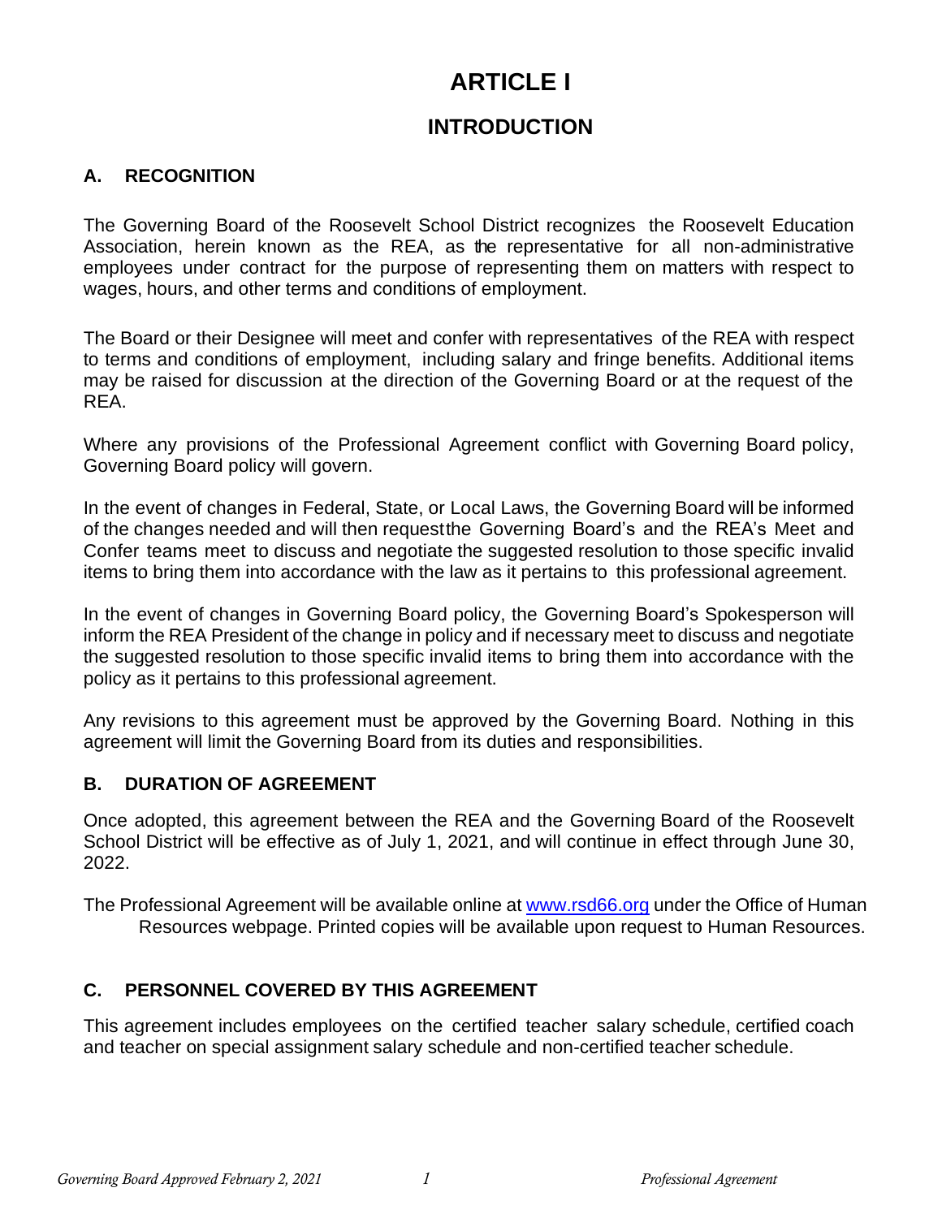# ARTICLE I

## INTRODUCTION

### A. RECOGNITION

The Governing Board of the Roosevelt School District recognizes the Roosevelt Education Association, herein known as the REA, as the representative for all non-administrative employees under contract for the purpose of representing them on matters with respect to wages, hours, and other terms and conditions of employment.

The Board or their Designee will meet and confer with representatives of the REA with respect to terms and conditions of employment, including salary and fringe benefits. Additional items may be raised for discussion at the direction of the Governing Board or at the request of the REA.

Where any provisions of the Professional Agreement conflict with Governing Board policy, Governing Board policy will govern.

In the event of changes in Federal, State, or Local Laws, the Governing Board will be informed of the changes needed and will then requestthe Governing Board's and the REA's Meet and Confer teams meet to discuss and negotiate the suggested resolution to those specific invalid items to bring them into accordance with the law as it pertains to this professional agreement.

In the event of changes in Governing Board policy, the Governing Board's Spokesperson will inform the REA President of the change in policy and if necessary meet to discuss and negotiate the suggested resolution to those specific invalid items to bring them into accordance with the policy as it pertains to this professional agreement.

Any revisions to this agreement must be approved by the Governing Board. Nothing in this agreement will limit the Governing Board from its duties and responsibilities.

### B. DURATION OF AGREEMENT

Once adopted, this agreement between the REA and the Governing Board of the Roosevelt School District will be effective as of July 1, 2021, and will continue in effect through June 30, 2022.

The Professional Agreement will be available online at [www.rsd66.org](http://www.rsd66.org) under the Office of Human Resources webpage. Printed copies will be available upon request to Human Resources.

### C. PERSONNEL COVERED BY THIS AGREEMENT

This agreement includes employees on the certified teacher salary schedule, certified coach and teacher on special assignment salary schedule and non-certified teacher schedule.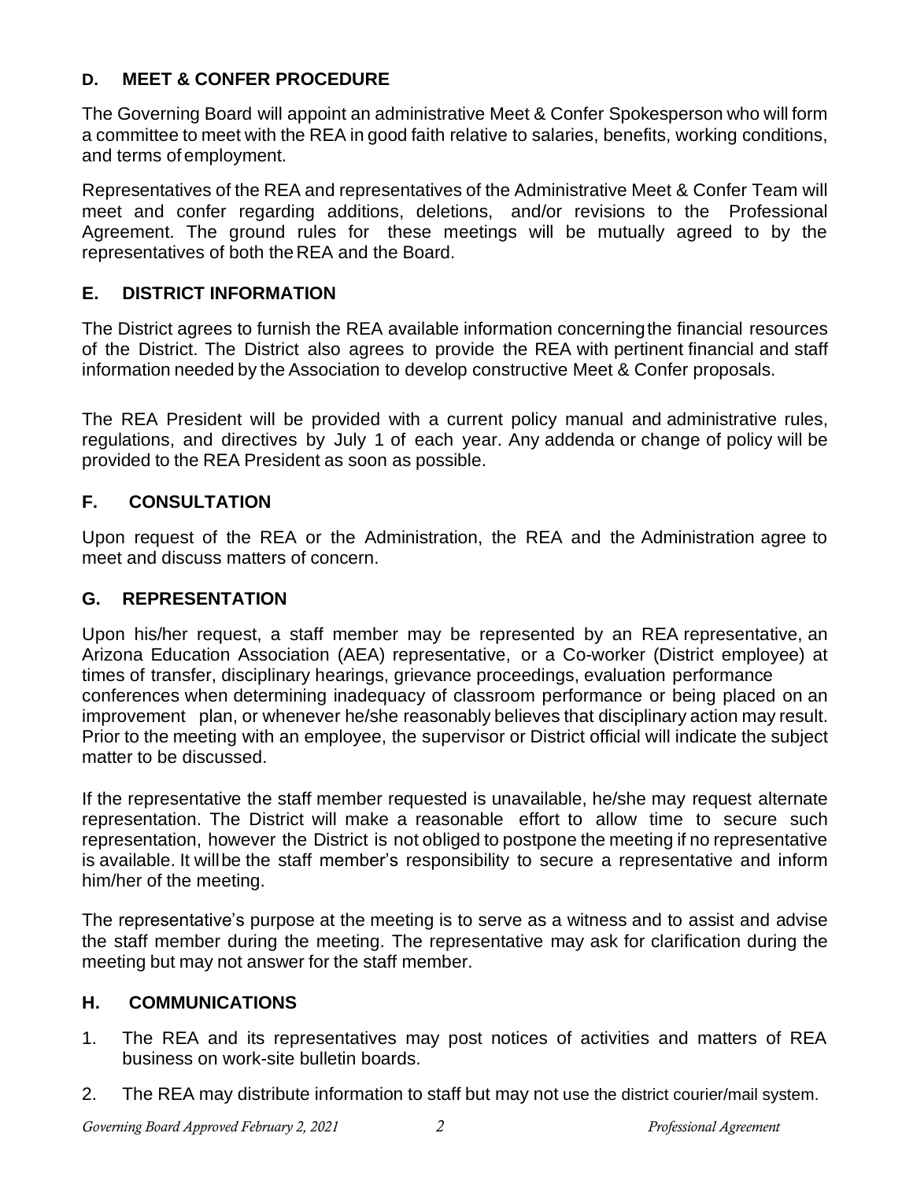### D. MEET & CONFER PROCEDURE

The Governing Board will appoint an administrative Meet & Confer Spokesperson who will form a committee to meet with the REA in good faith relative to salaries, benefits, working conditions, and terms of employment.

Representatives of the REA and representatives of the Administrative Meet & Confer Team will meet and confer regarding additions, deletions, and/or revisions to the Professional Agreement. The ground rules for these meetings will be mutually agreed to by the representatives of both the REA and the Board.

### E. DISTRICT INFORMATION

The District agrees to furnish the REA available information concerning the financial resources of the District. The District also agrees to provide the REA with pertinent financial and staff information needed by the Association to develop constructive Meet & Confer proposals.

The REA President will be provided with a current policy manual and administrative rules, regulations, and directives by July 1 of each year. Any addenda or change of policy will be provided to the REA President as soon as possible.

### F. CONSULTATION

Upon request of the REA or the Administration, the REA and the Administration agree to meet and discuss matters of concern.

### G. REPRESENTATION

Upon his/her request, a staff member may be represented by an REA representative, an Arizona Education Association (AEA) representative, or a Co-worker (District employee) at times of transfer, disciplinary hearings, grievance proceedings, evaluation performance conferences when determining inadequacy of classroom performance or being placed on an improvement plan, or whenever he/she reasonably believes that disciplinary action may result. Prior to the meeting with an employee, the supervisor or District official will indicate the subject matter to be discussed.

If the representative the staff member requested is unavailable, he/she may request alternate representation. The District will make a reasonable effort to allow time to secure such representation, however the District is not obliged to postpone the meeting if no representative is available. It will be the staff member's responsibility to secure a representative and inform him/her of the meeting.

The representative's purpose at the meeting is to serve as a witness and to assist and advise the staff member during the meeting. The representative may ask for clarification during the meeting but may not answer for the staff member.

### H. COMMUNICATIONS

1. The REA and its representatives may post notices of activities and matters of REA business on work-site bulletin boards.
2. The REA may distribute information to staff but may not use the district courier/mail system.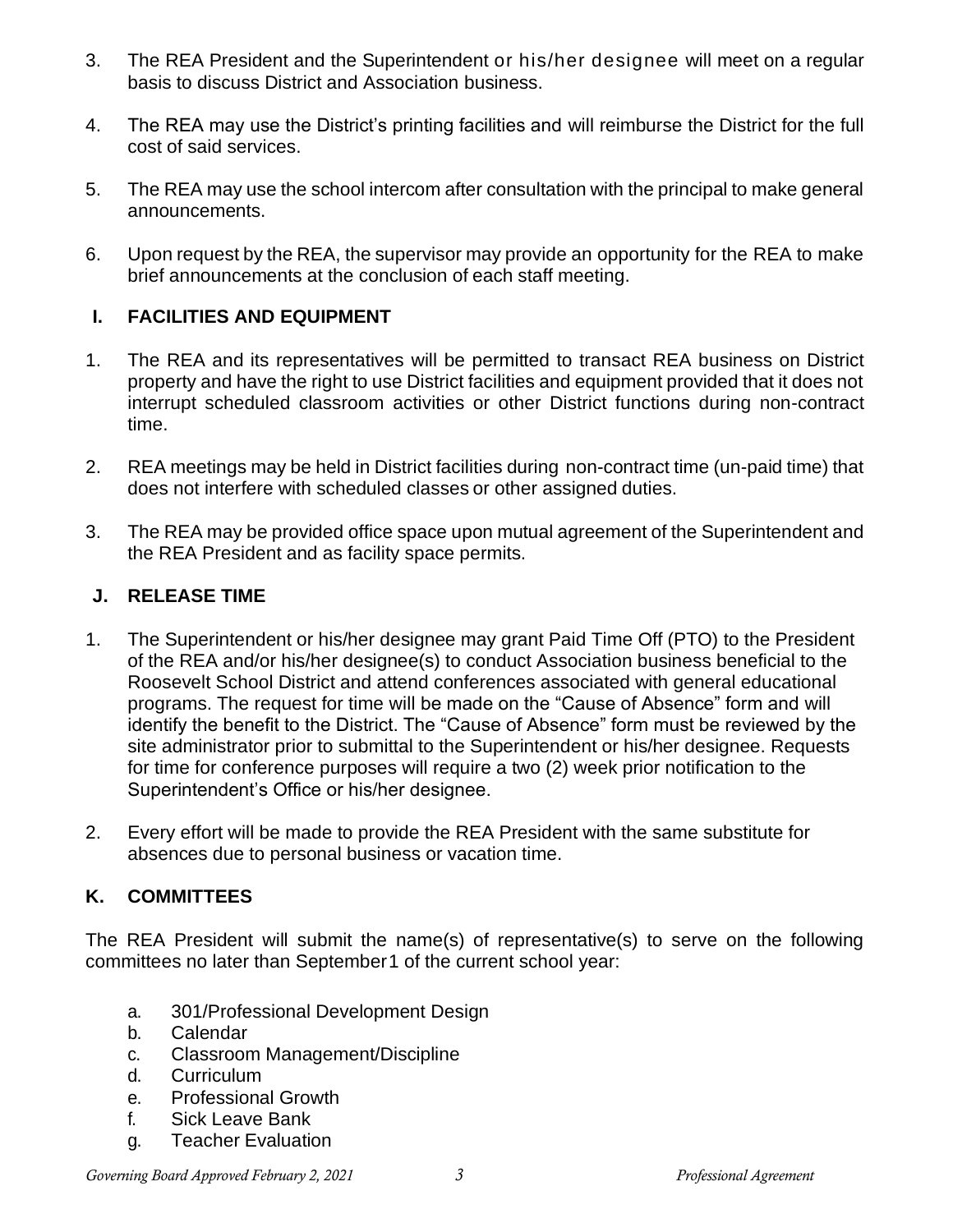3. The REA President and the Superintendent or his/her designee will meet on a regular basis to discuss District and Association business.

4. The REA may use the District's printing facilities and will reimburse the District for the full cost of said services.

5. The REA may use the school intercom after consultation with the principal to make general announcements.

6. Upon request by the REA, the supervisor may provide an opportunity for the REA to make brief announcements at the conclusion of each staff meeting.

## I. FACILITIES AND EQUIPMENT

1. The REA and its representatives will be permitted to transact REA business on District property and have the right to use District facilities and equipment provided that it does not interrupt scheduled classroom activities or other District functions during non-contract time.

2. REA meetings may be held in District facilities during non-contract time (un-paid time) that does not interfere with scheduled classes or other assigned duties.

3. The REA may be provided office space upon mutual agreement of the Superintendent and the REA President and as facility space permits.

## J. RELEASE TIME

1. The Superintendent or his/her designee may grant Paid Time Off (PTO) to the President of the REA and/or his/her designee(s) to conduct Association business beneficial to the Roosevelt School District and attend conferences associated with general educational programs. The request for time will be made on the "Cause of Absence" form and will identify the benefit to the District. The "Cause of Absence" form must be reviewed by the site administrator prior to submittal to the Superintendent or his/her designee. Requests for time for conference purposes will require a two (2) week prior notification to the Superintendent's Office or his/her designee.

2. Every effort will be made to provide the REA President with the same substitute for absences due to personal business or vacation time.

## K. COMMITTEES

The REA President will submit the name(s) of representative(s) to serve on the following committees no later than September1 of the current school year:

a. 301/Professional Development Design
b. Calendar
c. Classroom Management/Discipline
d. Curriculum
e. Professional Growth
f. Sick Leave Bank
g. Teacher Evaluation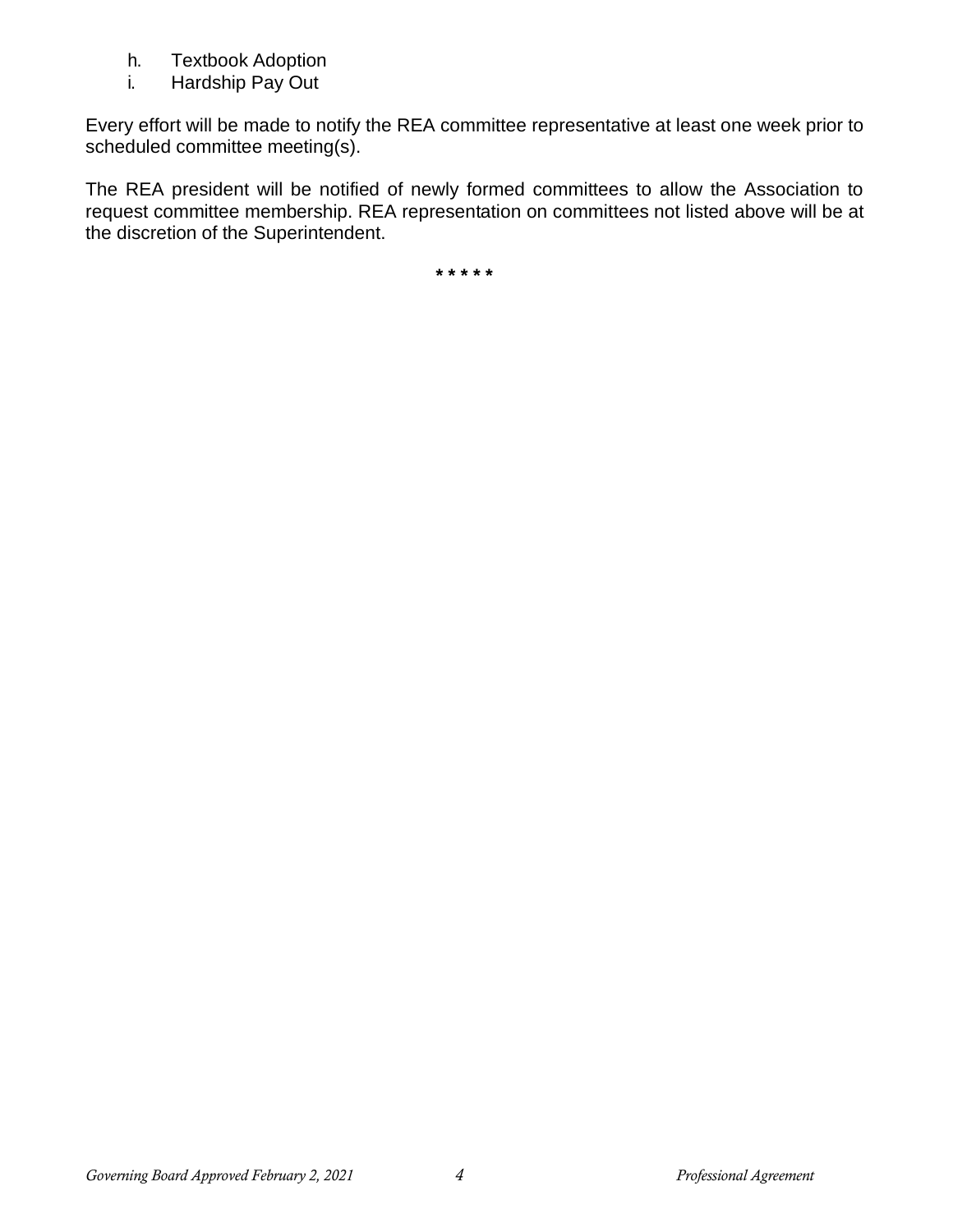h. Textbook Adoption
i. Hardship Pay Out

Every effort will be made to notify the REA committee representative at least one week prior to scheduled committee meeting(s).

The REA president will be notified of newly formed committees to allow the Association to request committee membership. REA representation on committees not listed above will be at the discretion of the Superintendent.

* * * * *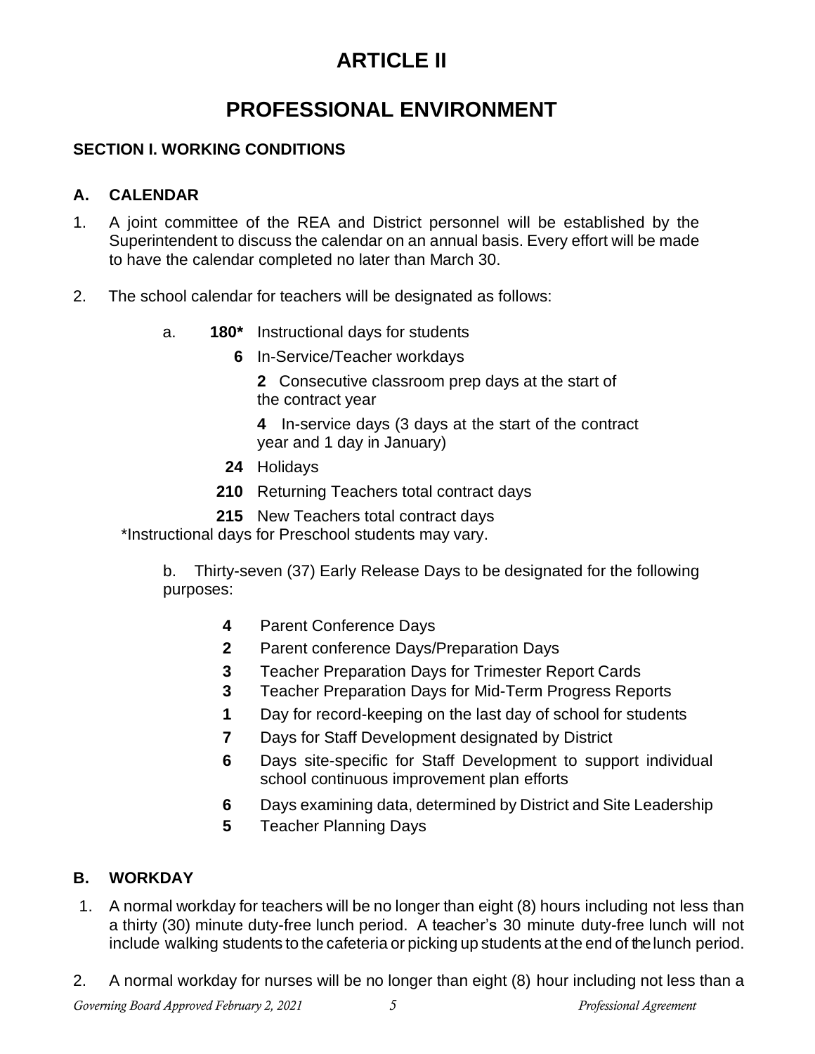# ARTICLE II

# PROFESSIONAL ENVIRONMENT

### SECTION I. WORKING CONDITIONS

### A. CALENDAR

1. A joint committee of the REA and District personnel will be established by the Superintendent to discuss the calendar on an annual basis. Every effort will be made to have the calendar completed no later than March 30.

2. The school calendar for teachers will be designated as follows:

   a. **180*** Instructional days for students

      **6** In-Service/Teacher workdays

      **2** Consecutive classroom prep days at the start of the contract year

      **4** In-service days (3 days at the start of the contract year and 1 day in January)

      **24** Holidays

      **210** Returning Teachers total contract days

      **215** New Teachers total contract days

   *Instructional days for Preschool students may vary.

   b. Thirty-seven (37) Early Release Days to be designated for the following purposes:

      **4** Parent Conference Days
      **2** Parent conference Days/Preparation Days
      **3** Teacher Preparation Days for Trimester Report Cards
      **3** Teacher Preparation Days for Mid-Term Progress Reports
      **1** Day for record-keeping on the last day of school for students
      **7** Days for Staff Development designated by District
      **6** Days site-specific for Staff Development to support individual school continuous improvement plan efforts
      **6** Days examining data, determined by District and Site Leadership
      **5** Teacher Planning Days

### B. WORKDAY

1. A normal workday for teachers will be no longer than eight (8) hours including not less than a thirty (30) minute duty-free lunch period. A teacher's 30 minute duty-free lunch will not include walking students to the cafeteria or picking up students at the end of the lunch period.

2. A normal workday for nurses will be no longer than eight (8) hour including not less than a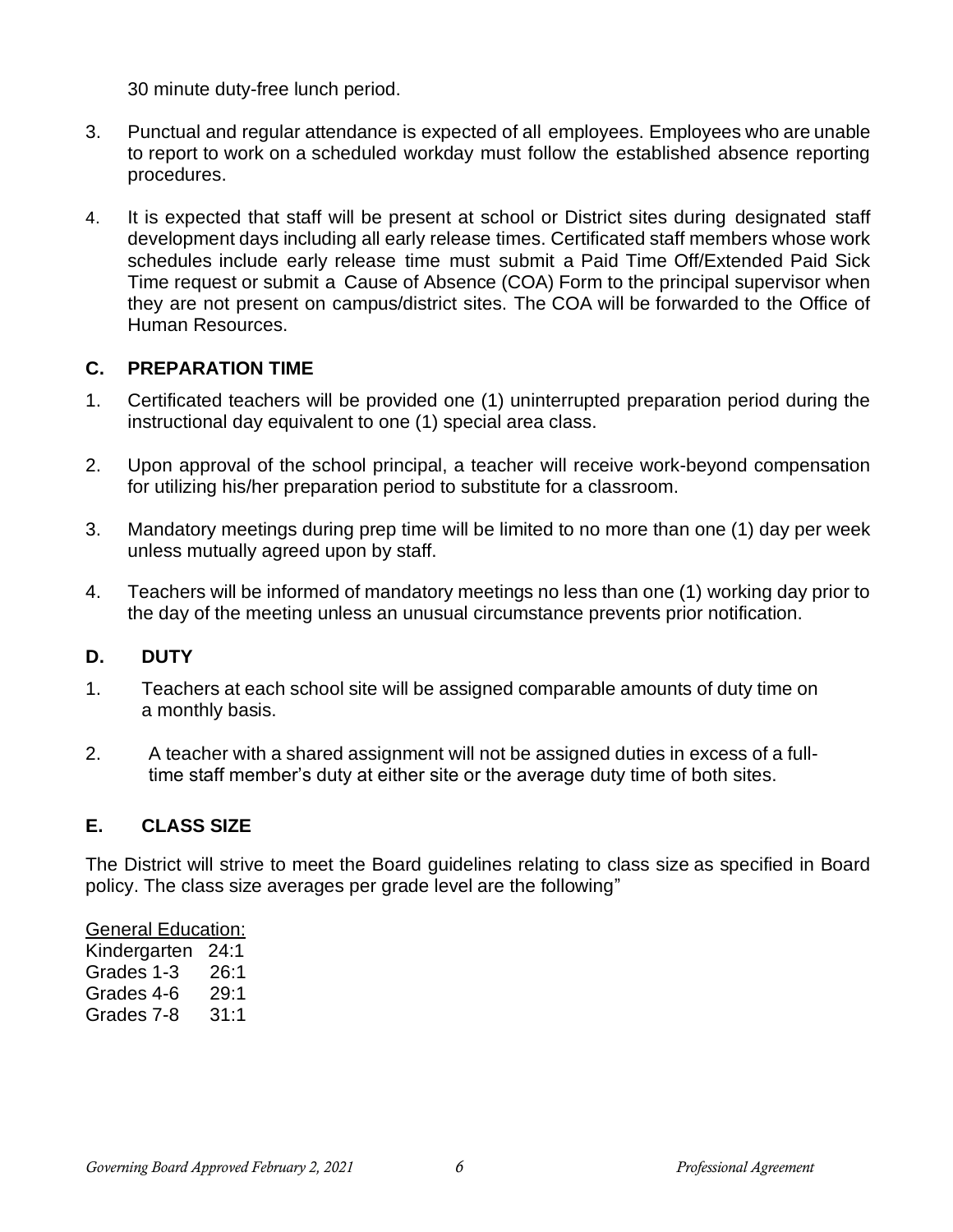30 minute duty-free lunch period.

3. Punctual and regular attendance is expected of all employees. Employees who are unable to report to work on a scheduled workday must follow the established absence reporting procedures.

4. It is expected that staff will be present at school or District sites during designated staff development days including all early release times. Certificated staff members whose work schedules include early release time must submit a Paid Time Off/Extended Paid Sick Time request or submit a Cause of Absence (COA) Form to the principal supervisor when they are not present on campus/district sites. The COA will be forwarded to the Office of Human Resources.

## C. PREPARATION TIME

1. Certificated teachers will be provided one (1) uninterrupted preparation period during the instructional day equivalent to one (1) special area class.

2. Upon approval of the school principal, a teacher will receive work-beyond compensation for utilizing his/her preparation period to substitute for a classroom.

3. Mandatory meetings during prep time will be limited to no more than one (1) day per week unless mutually agreed upon by staff.

4. Teachers will be informed of mandatory meetings no less than one (1) working day prior to the day of the meeting unless an unusual circumstance prevents prior notification.

## D. DUTY

1. Teachers at each school site will be assigned comparable amounts of duty time on a monthly basis.

2. A teacher with a shared assignment will not be assigned duties in excess of a full-time staff member's duty at either site or the average duty time of both sites.

## E. CLASS SIZE

The District will strive to meet the Board guidelines relating to class size as specified in Board policy. The class size averages per grade level are the following"

<u>General Education:</u>

| | |
|---|---|
| Kindergarten | 24:1 |
| Grades 1-3 | 26:1 |
| Grades 4-6 | 29:1 |
| Grades 7-8 | 31:1 |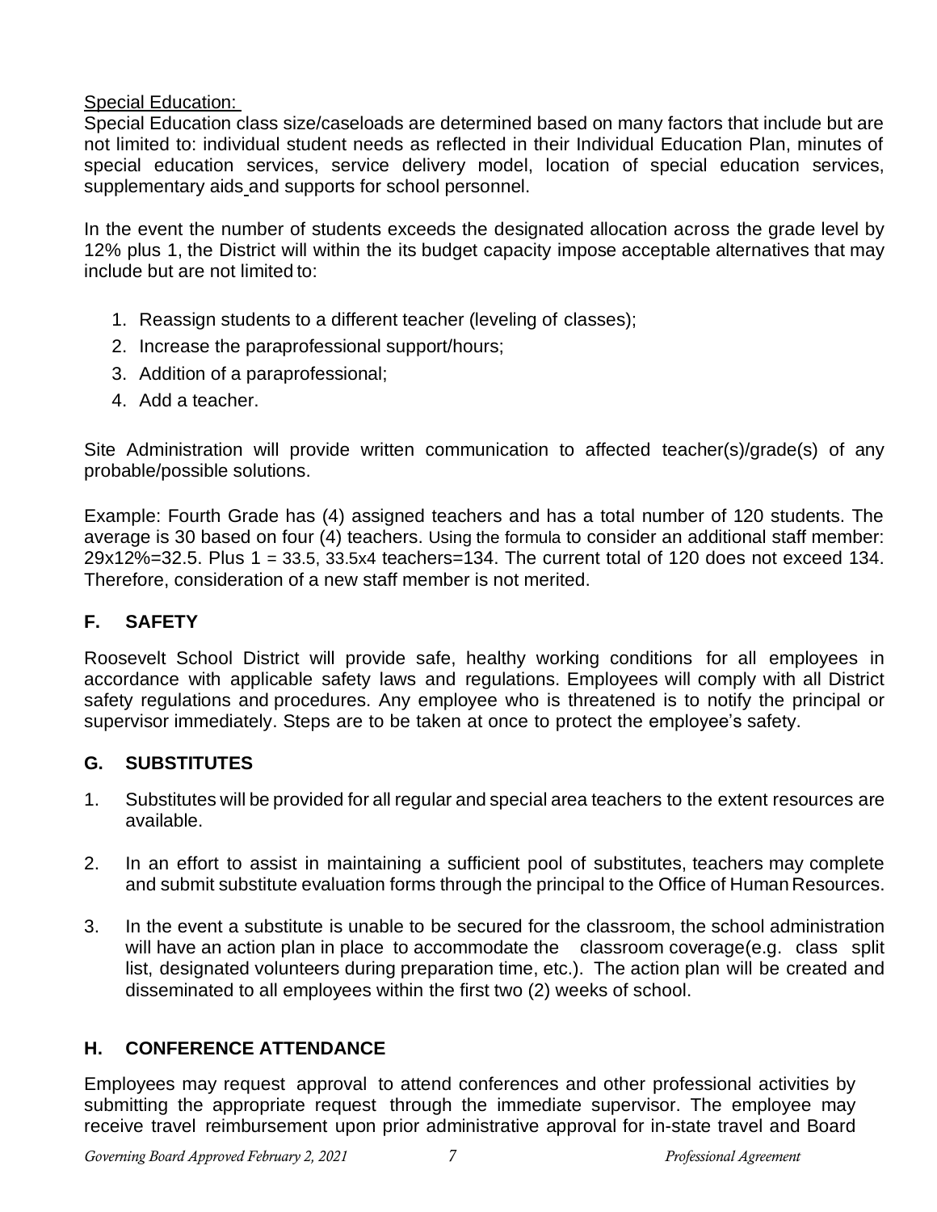Special Education:

Special Education class size/caseloads are determined based on many factors that include but are not limited to: individual student needs as reflected in their Individual Education Plan, minutes of special education services, service delivery model, location of special education services, supplementary aids and supports for school personnel.

In the event the number of students exceeds the designated allocation across the grade level by 12% plus 1, the District will within the its budget capacity impose acceptable alternatives that may include but are not limited to:

1. Reassign students to a different teacher (leveling of classes);
2. Increase the paraprofessional support/hours;
3. Addition of a paraprofessional;
4. Add a teacher.

Site Administration will provide written communication to affected teacher(s)/grade(s) of any probable/possible solutions.

Example: Fourth Grade has (4) assigned teachers and has a total number of 120 students. The average is 30 based on four (4) teachers. Using the formula to consider an additional staff member: 29x12%=32.5. Plus 1 = 33.5, 33.5x4 teachers=134. The current total of 120 does not exceed 134. Therefore, consideration of a new staff member is not merited.

## F. SAFETY

Roosevelt School District will provide safe, healthy working conditions for all employees in accordance with applicable safety laws and regulations. Employees will comply with all District safety regulations and procedures. Any employee who is threatened is to notify the principal or supervisor immediately. Steps are to be taken at once to protect the employee's safety.

## G. SUBSTITUTES

1. Substitutes will be provided for all regular and special area teachers to the extent resources are available.

2. In an effort to assist in maintaining a sufficient pool of substitutes, teachers may complete and submit substitute evaluation forms through the principal to the Office of Human Resources.

3. In the event a substitute is unable to be secured for the classroom, the school administration will have an action plan in place to accommodate the classroom coverage(e.g. class split list, designated volunteers during preparation time, etc.). The action plan will be created and disseminated to all employees within the first two (2) weeks of school.

## H. CONFERENCE ATTENDANCE

Employees may request approval to attend conferences and other professional activities by submitting the appropriate request through the immediate supervisor. The employee may receive travel reimbursement upon prior administrative approval for in-state travel and Board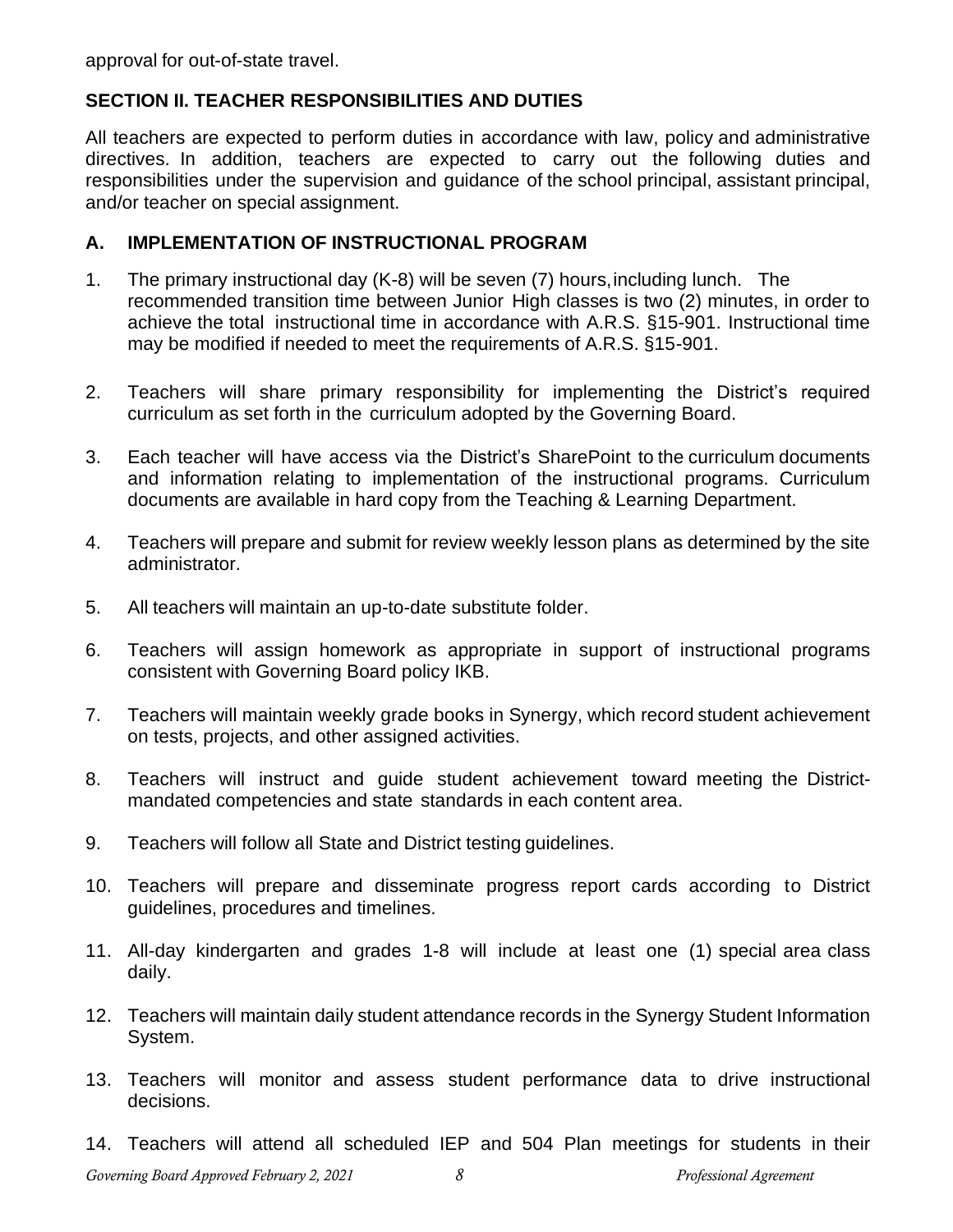approval for out-of-state travel.

## SECTION II. TEACHER RESPONSIBILITIES AND DUTIES

All teachers are expected to perform duties in accordance with law, policy and administrative directives. In addition, teachers are expected to carry out the following duties and responsibilities under the supervision and guidance of the school principal, assistant principal, and/or teacher on special assignment.

### A. IMPLEMENTATION OF INSTRUCTIONAL PROGRAM

1. The primary instructional day (K-8) will be seven (7) hours, including lunch. The recommended transition time between Junior High classes is two (2) minutes, in order to achieve the total instructional time in accordance with A.R.S. §15-901. Instructional time may be modified if needed to meet the requirements of A.R.S. §15-901.

2. Teachers will share primary responsibility for implementing the District's required curriculum as set forth in the curriculum adopted by the Governing Board.

3. Each teacher will have access via the District's SharePoint to the curriculum documents and information relating to implementation of the instructional programs. Curriculum documents are available in hard copy from the Teaching & Learning Department.

4. Teachers will prepare and submit for review weekly lesson plans as determined by the site administrator.

5. All teachers will maintain an up-to-date substitute folder.

6. Teachers will assign homework as appropriate in support of instructional programs consistent with Governing Board policy IKB.

7. Teachers will maintain weekly grade books in Synergy, which record student achievement on tests, projects, and other assigned activities.

8. Teachers will instruct and guide student achievement toward meeting the District-mandated competencies and state standards in each content area.

9. Teachers will follow all State and District testing guidelines.

10. Teachers will prepare and disseminate progress report cards according to District guidelines, procedures and timelines.

11. All-day kindergarten and grades 1-8 will include at least one (1) special area class daily.

12. Teachers will maintain daily student attendance records in the Synergy Student Information System.

13. Teachers will monitor and assess student performance data to drive instructional decisions.

14. Teachers will attend all scheduled IEP and 504 Plan meetings for students in their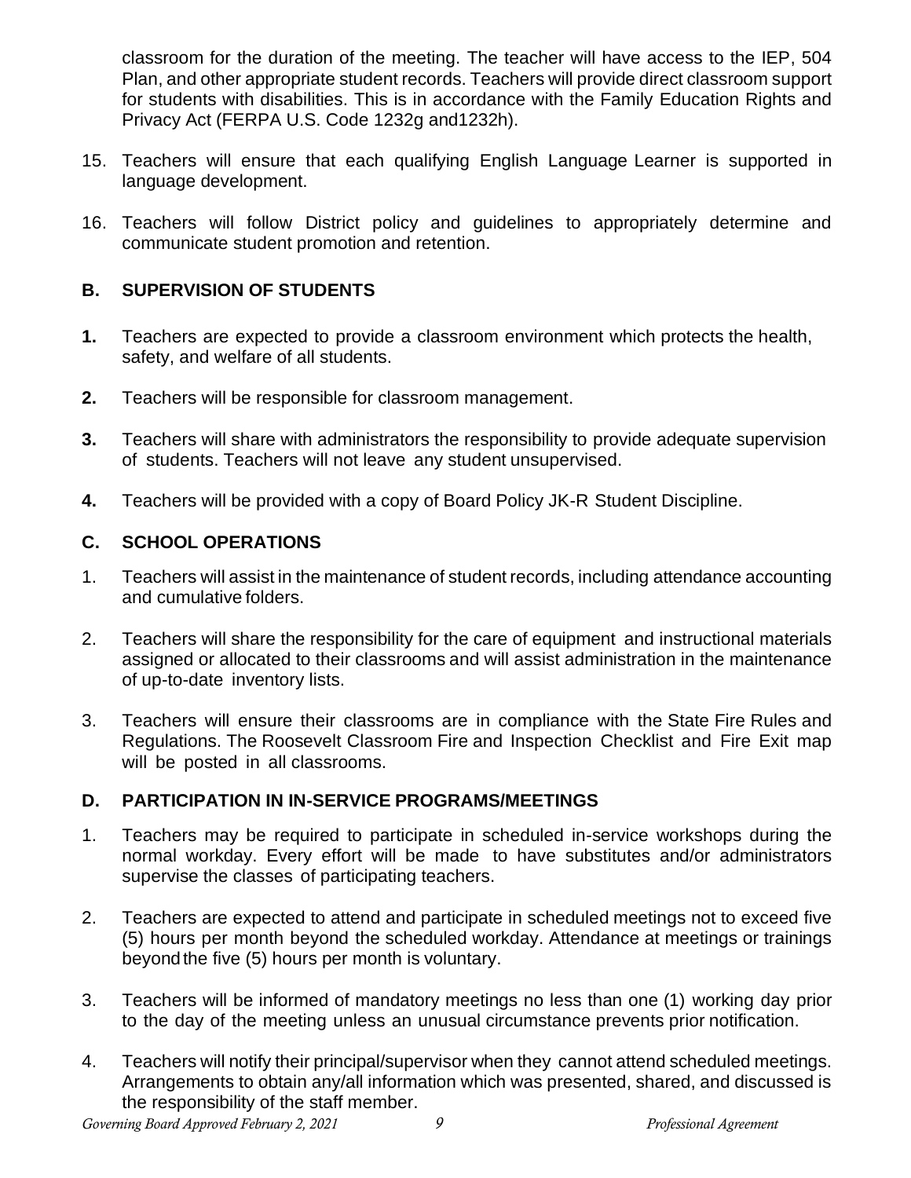classroom for the duration of the meeting. The teacher will have access to the IEP, 504 Plan, and other appropriate student records. Teachers will provide direct classroom support for students with disabilities. This is in accordance with the Family Education Rights and Privacy Act (FERPA U.S. Code 1232g and1232h).

15. Teachers will ensure that each qualifying English Language Learner is supported in language development.

16. Teachers will follow District policy and guidelines to appropriately determine and communicate student promotion and retention.

### B. SUPERVISION OF STUDENTS

**1.** Teachers are expected to provide a classroom environment which protects the health, safety, and welfare of all students.

**2.** Teachers will be responsible for classroom management.

**3.** Teachers will share with administrators the responsibility to provide adequate supervision of students. Teachers will not leave any student unsupervised.

**4.** Teachers will be provided with a copy of Board Policy JK-R Student Discipline.

### C. SCHOOL OPERATIONS

1. Teachers will assist in the maintenance of student records, including attendance accounting and cumulative folders.

2. Teachers will share the responsibility for the care of equipment and instructional materials assigned or allocated to their classrooms and will assist administration in the maintenance of up-to-date inventory lists.

3. Teachers will ensure their classrooms are in compliance with the State Fire Rules and Regulations. The Roosevelt Classroom Fire and Inspection Checklist and Fire Exit map will be posted in all classrooms.

### D. PARTICIPATION IN IN-SERVICE PROGRAMS/MEETINGS

1. Teachers may be required to participate in scheduled in-service workshops during the normal workday. Every effort will be made to have substitutes and/or administrators supervise the classes of participating teachers.

2. Teachers are expected to attend and participate in scheduled meetings not to exceed five (5) hours per month beyond the scheduled workday. Attendance at meetings or trainings beyond the five (5) hours per month is voluntary.

3. Teachers will be informed of mandatory meetings no less than one (1) working day prior to the day of the meeting unless an unusual circumstance prevents prior notification.

4. Teachers will notify their principal/supervisor when they cannot attend scheduled meetings. Arrangements to obtain any/all information which was presented, shared, and discussed is the responsibility of the staff member.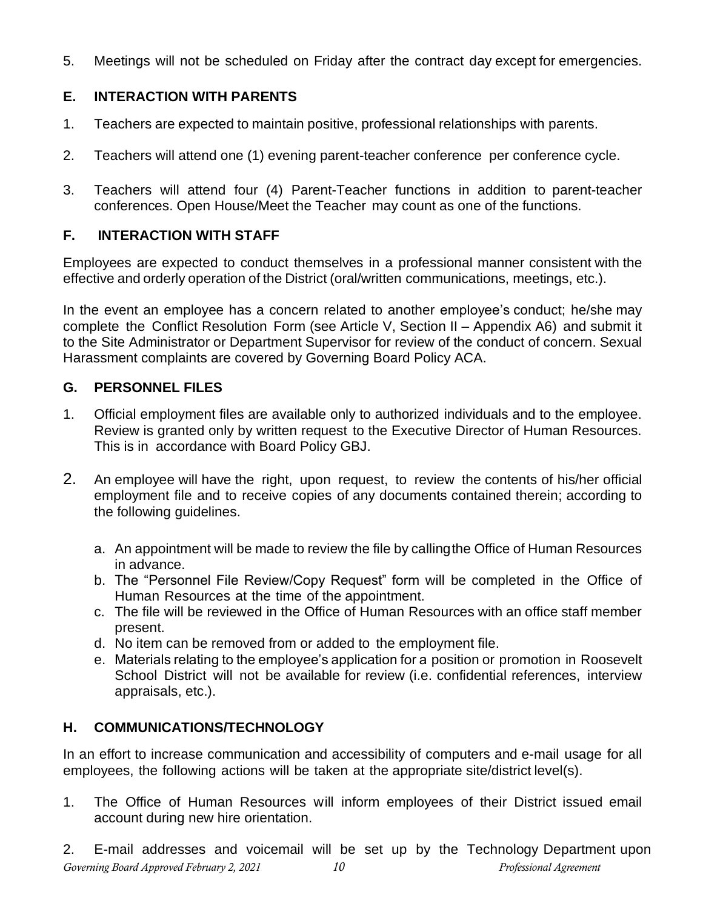5. Meetings will not be scheduled on Friday after the contract day except for emergencies.

## E. INTERACTION WITH PARENTS

1. Teachers are expected to maintain positive, professional relationships with parents.

2. Teachers will attend one (1) evening parent-teacher conference per conference cycle.

3. Teachers will attend four (4) Parent-Teacher functions in addition to parent-teacher conferences. Open House/Meet the Teacher may count as one of the functions.

## F. INTERACTION WITH STAFF

Employees are expected to conduct themselves in a professional manner consistent with the effective and orderly operation of the District (oral/written communications, meetings, etc.).

In the event an employee has a concern related to another employee's conduct; he/she may complete the Conflict Resolution Form (see Article V, Section II – Appendix A6) and submit it to the Site Administrator or Department Supervisor for review of the conduct of concern. Sexual Harassment complaints are covered by Governing Board Policy ACA.

## G. PERSONNEL FILES

1. Official employment files are available only to authorized individuals and to the employee. Review is granted only by written request to the Executive Director of Human Resources. This is in accordance with Board Policy GBJ.

2. An employee will have the right, upon request, to review the contents of his/her official employment file and to receive copies of any documents contained therein; according to the following guidelines.

   a. An appointment will be made to review the file by callingthe Office of Human Resources in advance.
   b. The "Personnel File Review/Copy Request" form will be completed in the Office of Human Resources at the time of the appointment.
   c. The file will be reviewed in the Office of Human Resources with an office staff member present.
   d. No item can be removed from or added to the employment file.
   e. Materials relating to the employee's application for a position or promotion in Roosevelt School District will not be available for review (i.e. confidential references, interview appraisals, etc.).

## H. COMMUNICATIONS/TECHNOLOGY

In an effort to increase communication and accessibility of computers and e-mail usage for all employees, the following actions will be taken at the appropriate site/district level(s).

1. The Office of Human Resources will inform employees of their District issued email account during new hire orientation.

2. E-mail addresses and voicemail will be set up by the Technology Department upon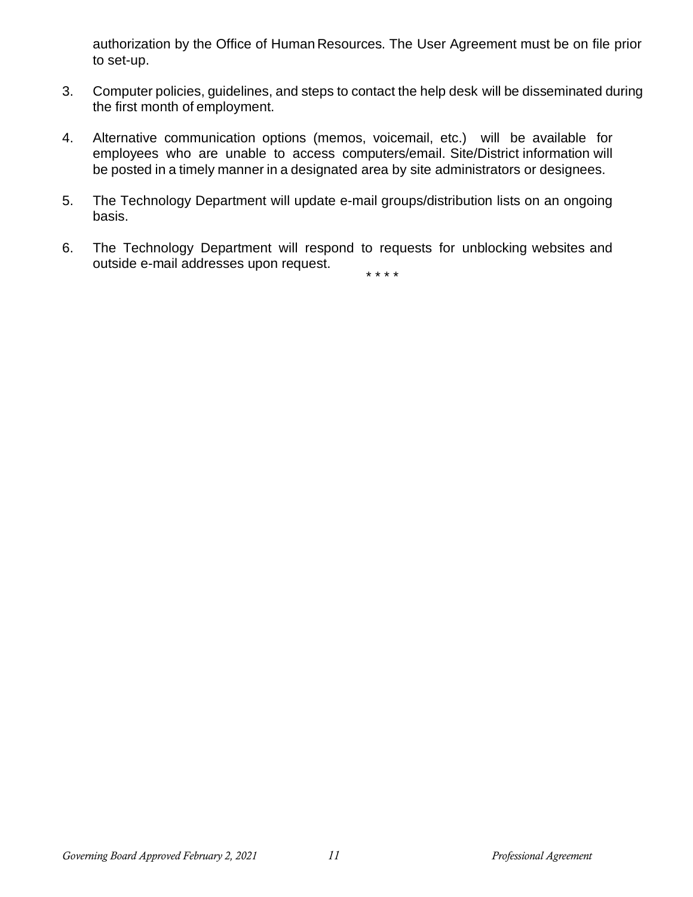authorization by the Office of Human Resources. The User Agreement must be on file prior to set-up.

3. Computer policies, guidelines, and steps to contact the help desk will be disseminated during the first month of employment.

4. Alternative communication options (memos, voicemail, etc.) will be available for employees who are unable to access computers/email. Site/District information will be posted in a timely manner in a designated area by site administrators or designees.

5. The Technology Department will update e-mail groups/distribution lists on an ongoing basis.

6. The Technology Department will respond to requests for unblocking websites and outside e-mail addresses upon request.

\* \* \* \*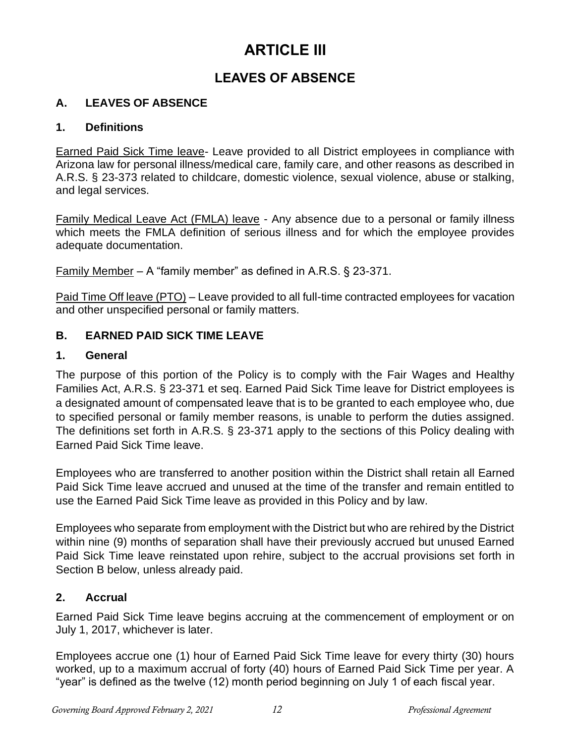# ARTICLE III

## LEAVES OF ABSENCE

### A. LEAVES OF ABSENCE

#### 1. Definitions

Earned Paid Sick Time leave- Leave provided to all District employees in compliance with Arizona law for personal illness/medical care, family care, and other reasons as described in A.R.S. § 23-373 related to childcare, domestic violence, sexual violence, abuse or stalking, and legal services.

Family Medical Leave Act (FMLA) leave - Any absence due to a personal or family illness which meets the FMLA definition of serious illness and for which the employee provides adequate documentation.

Family Member – A "family member" as defined in A.R.S. § 23-371.

Paid Time Off leave (PTO) – Leave provided to all full-time contracted employees for vacation and other unspecified personal or family matters.

### B. EARNED PAID SICK TIME LEAVE

#### 1. General

The purpose of this portion of the Policy is to comply with the Fair Wages and Healthy Families Act, A.R.S. § 23-371 et seq. Earned Paid Sick Time leave for District employees is a designated amount of compensated leave that is to be granted to each employee who, due to specified personal or family member reasons, is unable to perform the duties assigned. The definitions set forth in A.R.S. § 23-371 apply to the sections of this Policy dealing with Earned Paid Sick Time leave.

Employees who are transferred to another position within the District shall retain all Earned Paid Sick Time leave accrued and unused at the time of the transfer and remain entitled to use the Earned Paid Sick Time leave as provided in this Policy and by law.

Employees who separate from employment with the District but who are rehired by the District within nine (9) months of separation shall have their previously accrued but unused Earned Paid Sick Time leave reinstated upon rehire, subject to the accrual provisions set forth in Section B below, unless already paid.

#### 2. Accrual

Earned Paid Sick Time leave begins accruing at the commencement of employment or on July 1, 2017, whichever is later.

Employees accrue one (1) hour of Earned Paid Sick Time leave for every thirty (30) hours worked, up to a maximum accrual of forty (40) hours of Earned Paid Sick Time per year. A "year" is defined as the twelve (12) month period beginning on July 1 of each fiscal year.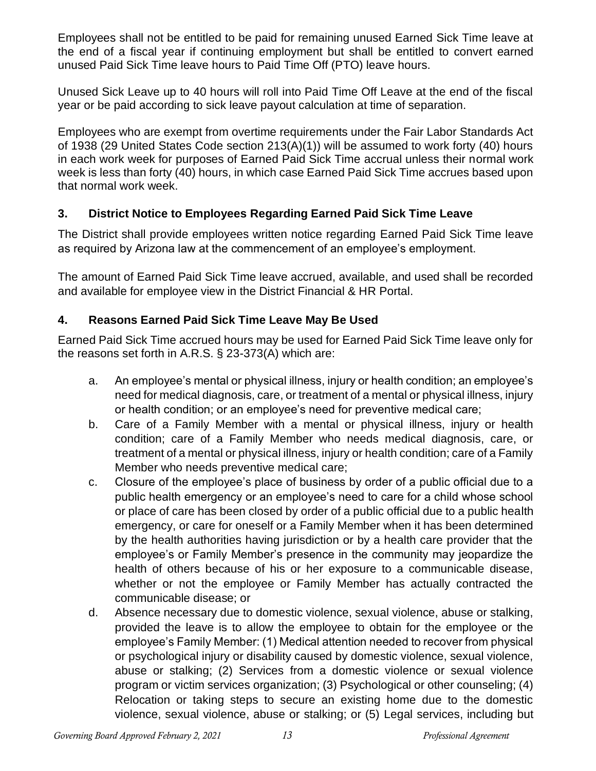Employees shall not be entitled to be paid for remaining unused Earned Sick Time leave at the end of a fiscal year if continuing employment but shall be entitled to convert earned unused Paid Sick Time leave hours to Paid Time Off (PTO) leave hours.

Unused Sick Leave up to 40 hours will roll into Paid Time Off Leave at the end of the fiscal year or be paid according to sick leave payout calculation at time of separation.

Employees who are exempt from overtime requirements under the Fair Labor Standards Act of 1938 (29 United States Code section 213(A)(1)) will be assumed to work forty (40) hours in each work week for purposes of Earned Paid Sick Time accrual unless their normal work week is less than forty (40) hours, in which case Earned Paid Sick Time accrues based upon that normal work week.

### 3. District Notice to Employees Regarding Earned Paid Sick Time Leave

The District shall provide employees written notice regarding Earned Paid Sick Time leave as required by Arizona law at the commencement of an employee's employment.

The amount of Earned Paid Sick Time leave accrued, available, and used shall be recorded and available for employee view in the District Financial & HR Portal.

### 4. Reasons Earned Paid Sick Time Leave May Be Used

Earned Paid Sick Time accrued hours may be used for Earned Paid Sick Time leave only for the reasons set forth in A.R.S. § 23-373(A) which are:

a. An employee's mental or physical illness, injury or health condition; an employee's need for medical diagnosis, care, or treatment of a mental or physical illness, injury or health condition; or an employee's need for preventive medical care;
b. Care of a Family Member with a mental or physical illness, injury or health condition; care of a Family Member who needs medical diagnosis, care, or treatment of a mental or physical illness, injury or health condition; care of a Family Member who needs preventive medical care;
c. Closure of the employee's place of business by order of a public official due to a public health emergency or an employee's need to care for a child whose school or place of care has been closed by order of a public official due to a public health emergency, or care for oneself or a Family Member when it has been determined by the health authorities having jurisdiction or by a health care provider that the employee's or Family Member's presence in the community may jeopardize the health of others because of his or her exposure to a communicable disease, whether or not the employee or Family Member has actually contracted the communicable disease; or
d. Absence necessary due to domestic violence, sexual violence, abuse or stalking, provided the leave is to allow the employee to obtain for the employee or the employee's Family Member: (1) Medical attention needed to recover from physical or psychological injury or disability caused by domestic violence, sexual violence, abuse or stalking; (2) Services from a domestic violence or sexual violence program or victim services organization; (3) Psychological or other counseling; (4) Relocation or taking steps to secure an existing home due to the domestic violence, sexual violence, abuse or stalking; or (5) Legal services, including but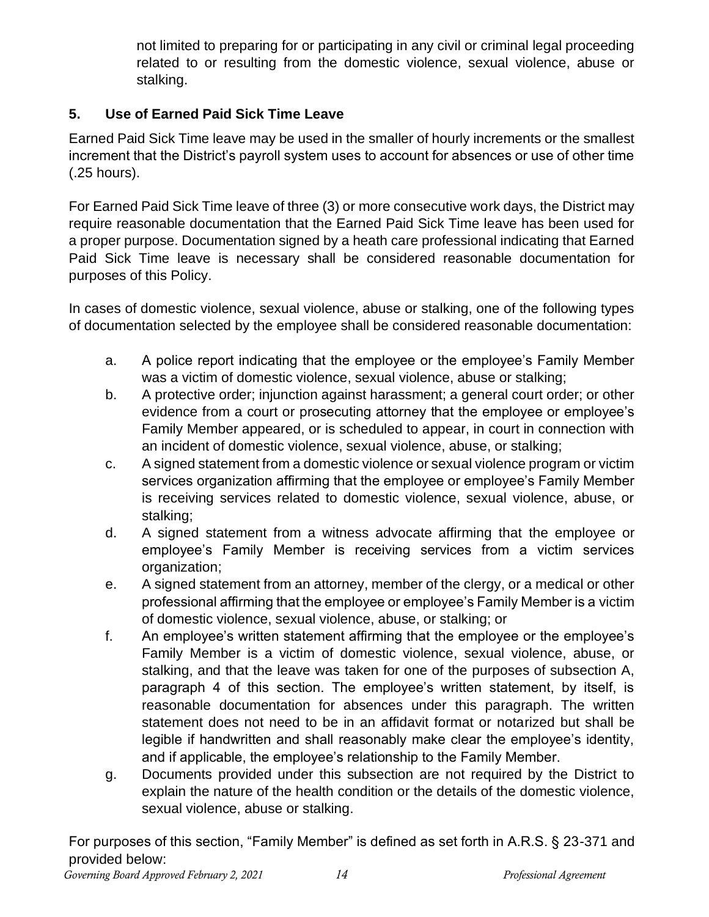not limited to preparing for or participating in any civil or criminal legal proceeding related to or resulting from the domestic violence, sexual violence, abuse or stalking.

### 5. Use of Earned Paid Sick Time Leave

Earned Paid Sick Time leave may be used in the smaller of hourly increments or the smallest increment that the District's payroll system uses to account for absences or use of other time (.25 hours).

For Earned Paid Sick Time leave of three (3) or more consecutive work days, the District may require reasonable documentation that the Earned Paid Sick Time leave has been used for a proper purpose. Documentation signed by a heath care professional indicating that Earned Paid Sick Time leave is necessary shall be considered reasonable documentation for purposes of this Policy.

In cases of domestic violence, sexual violence, abuse or stalking, one of the following types of documentation selected by the employee shall be considered reasonable documentation:

a. A police report indicating that the employee or the employee's Family Member was a victim of domestic violence, sexual violence, abuse or stalking;

b. A protective order; injunction against harassment; a general court order; or other evidence from a court or prosecuting attorney that the employee or employee's Family Member appeared, or is scheduled to appear, in court in connection with an incident of domestic violence, sexual violence, abuse, or stalking;

c. A signed statement from a domestic violence or sexual violence program or victim services organization affirming that the employee or employee's Family Member is receiving services related to domestic violence, sexual violence, abuse, or stalking;

d. A signed statement from a witness advocate affirming that the employee or employee's Family Member is receiving services from a victim services organization;

e. A signed statement from an attorney, member of the clergy, or a medical or other professional affirming that the employee or employee's Family Member is a victim of domestic violence, sexual violence, abuse, or stalking; or

f. An employee's written statement affirming that the employee or the employee's Family Member is a victim of domestic violence, sexual violence, abuse, or stalking, and that the leave was taken for one of the purposes of subsection A, paragraph 4 of this section. The employee's written statement, by itself, is reasonable documentation for absences under this paragraph. The written statement does not need to be in an affidavit format or notarized but shall be legible if handwritten and shall reasonably make clear the employee's identity, and if applicable, the employee's relationship to the Family Member.

g. Documents provided under this subsection are not required by the District to explain the nature of the health condition or the details of the domestic violence, sexual violence, abuse or stalking.

For purposes of this section, "Family Member" is defined as set forth in A.R.S. § 23-371 and provided below: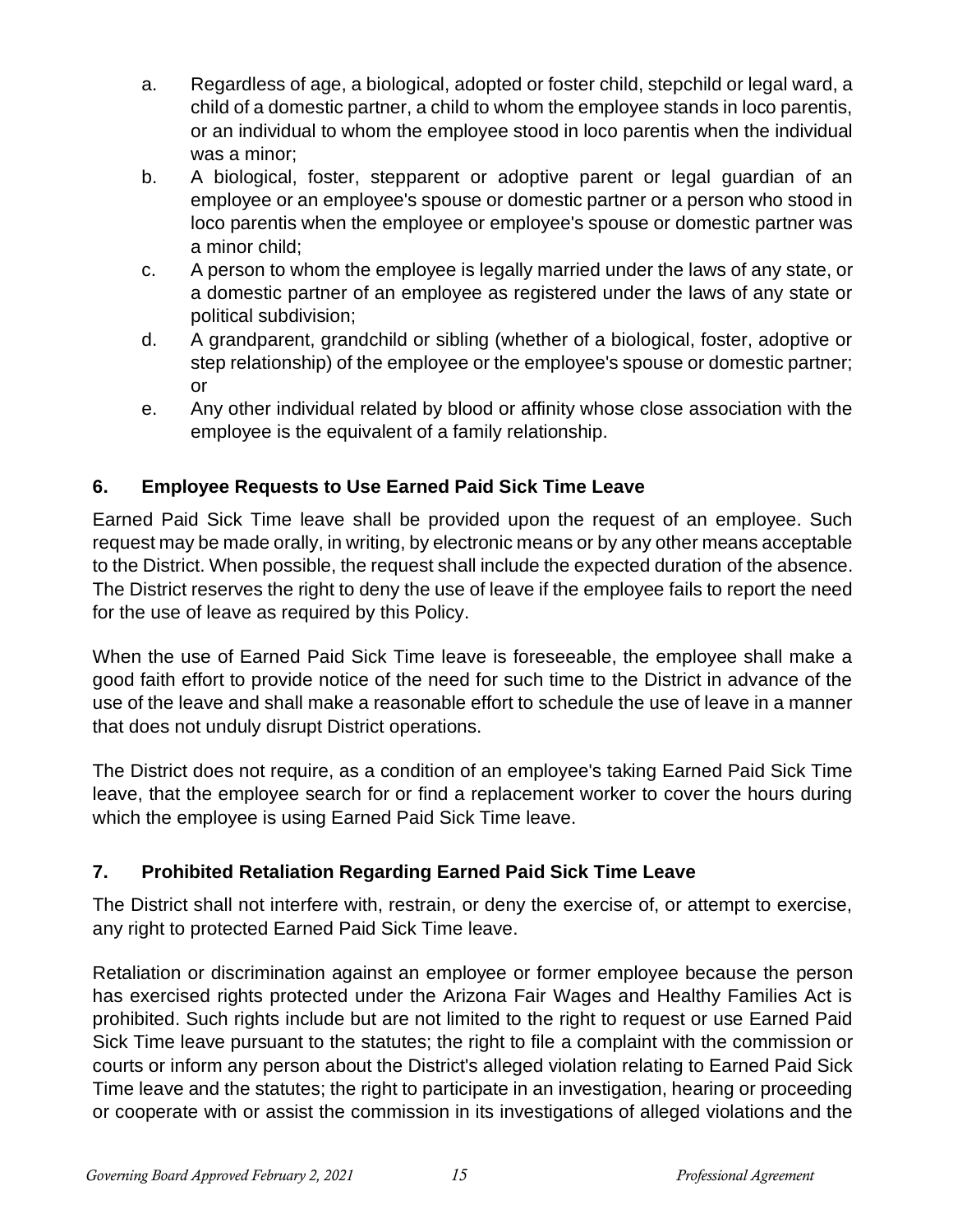a. Regardless of age, a biological, adopted or foster child, stepchild or legal ward, a child of a domestic partner, a child to whom the employee stands in loco parentis, or an individual to whom the employee stood in loco parentis when the individual was a minor;
b. A biological, foster, stepparent or adoptive parent or legal guardian of an employee or an employee's spouse or domestic partner or a person who stood in loco parentis when the employee or employee's spouse or domestic partner was a minor child;
c. A person to whom the employee is legally married under the laws of any state, or a domestic partner of an employee as registered under the laws of any state or political subdivision;
d. A grandparent, grandchild or sibling (whether of a biological, foster, adoptive or step relationship) of the employee or the employee's spouse or domestic partner; or
e. Any other individual related by blood or affinity whose close association with the employee is the equivalent of a family relationship.

## 6. Employee Requests to Use Earned Paid Sick Time Leave

Earned Paid Sick Time leave shall be provided upon the request of an employee. Such request may be made orally, in writing, by electronic means or by any other means acceptable to the District. When possible, the request shall include the expected duration of the absence. The District reserves the right to deny the use of leave if the employee fails to report the need for the use of leave as required by this Policy.

When the use of Earned Paid Sick Time leave is foreseeable, the employee shall make a good faith effort to provide notice of the need for such time to the District in advance of the use of the leave and shall make a reasonable effort to schedule the use of leave in a manner that does not unduly disrupt District operations.

The District does not require, as a condition of an employee's taking Earned Paid Sick Time leave, that the employee search for or find a replacement worker to cover the hours during which the employee is using Earned Paid Sick Time leave.

## 7. Prohibited Retaliation Regarding Earned Paid Sick Time Leave

The District shall not interfere with, restrain, or deny the exercise of, or attempt to exercise, any right to protected Earned Paid Sick Time leave.

Retaliation or discrimination against an employee or former employee because the person has exercised rights protected under the Arizona Fair Wages and Healthy Families Act is prohibited. Such rights include but are not limited to the right to request or use Earned Paid Sick Time leave pursuant to the statutes; the right to file a complaint with the commission or courts or inform any person about the District's alleged violation relating to Earned Paid Sick Time leave and the statutes; the right to participate in an investigation, hearing or proceeding or cooperate with or assist the commission in its investigations of alleged violations and the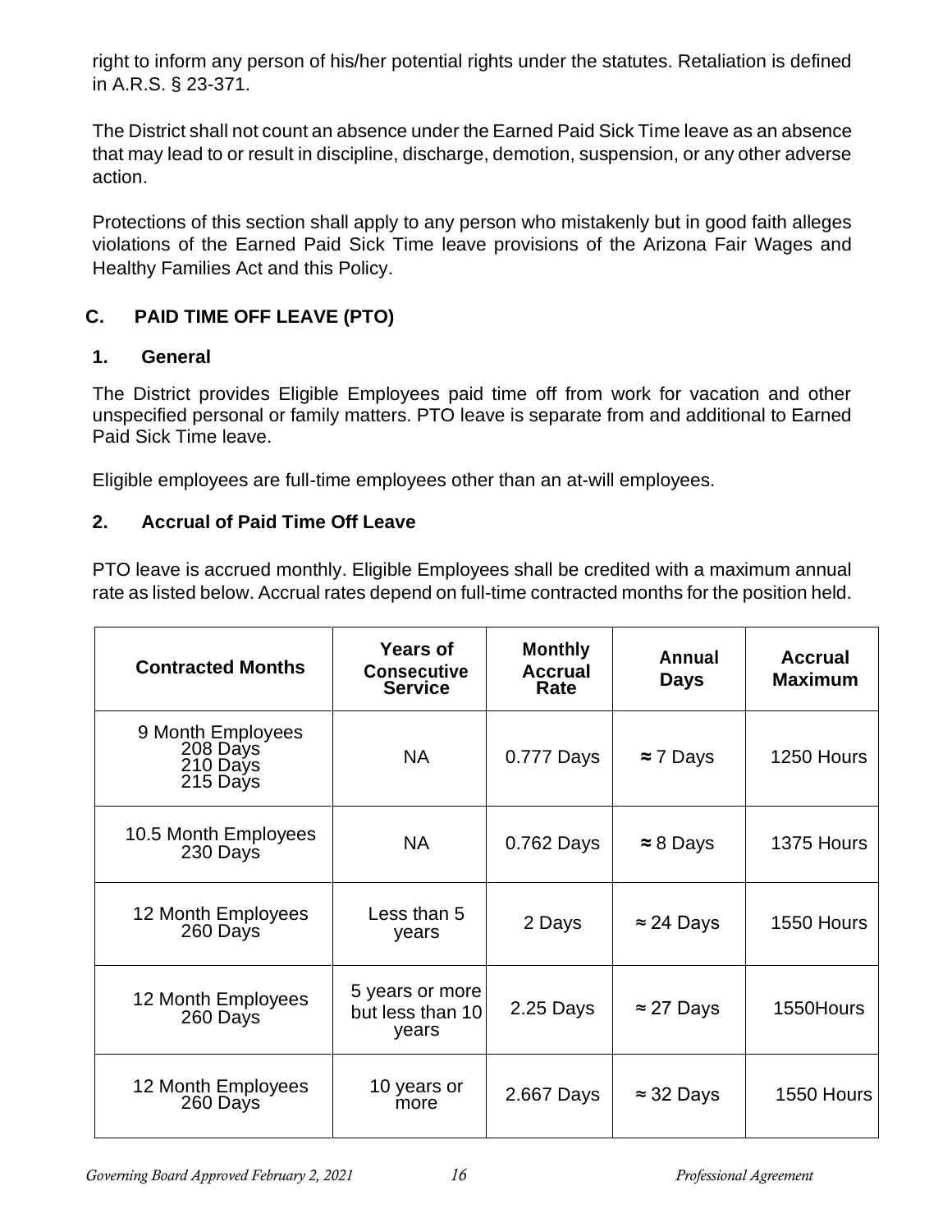right to inform any person of his/her potential rights under the statutes. Retaliation is defined in A.R.S. § 23-371.

The District shall not count an absence under the Earned Paid Sick Time leave as an absence that may lead to or result in discipline, discharge, demotion, suspension, or any other adverse action.

Protections of this section shall apply to any person who mistakenly but in good faith alleges violations of the Earned Paid Sick Time leave provisions of the Arizona Fair Wages and Healthy Families Act and this Policy.

## C. PAID TIME OFF LEAVE (PTO)

### 1. General

The District provides Eligible Employees paid time off from work for vacation and other unspecified personal or family matters. PTO leave is separate from and additional to Earned Paid Sick Time leave.

Eligible employees are full-time employees other than an at-will employees.

### 2. Accrual of Paid Time Off Leave

PTO leave is accrued monthly. Eligible Employees shall be credited with a maximum annual rate as listed below. Accrual rates depend on full-time contracted months for the position held.

| Contracted Months | Years of Consecutive Service | Monthly Accrual Rate | Annual Days | Accrual Maximum |
|---|---|---|---|---|
| 9 Month Employees 208 Days 210 Days 215 Days | NA | 0.777 Days | ≈ 7 Days | 1250 Hours |
| 10.5 Month Employees 230 Days | NA | 0.762 Days | ≈ 8 Days | 1375 Hours |
| 12 Month Employees 260 Days | Less than 5 years | 2 Days | ≈ 24 Days | 1550 Hours |
| 12 Month Employees 260 Days | 5 years or more but less than 10 years | 2.25 Days | ≈ 27 Days | 1550Hours |
| 12 Month Employees 260 Days | 10 years or more | 2.667 Days | ≈ 32 Days | 1550 Hours |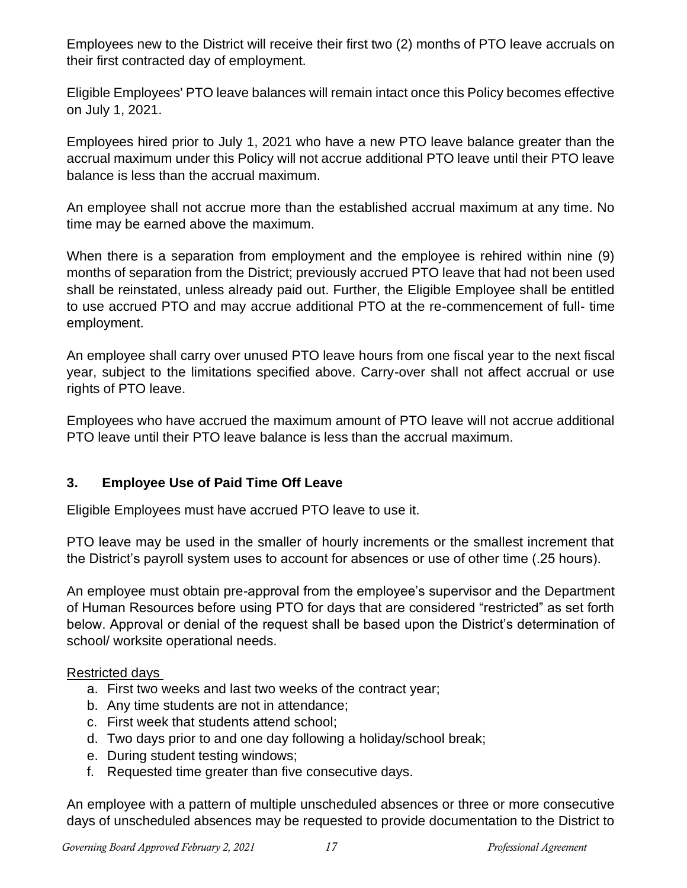Employees new to the District will receive their first two (2) months of PTO leave accruals on their first contracted day of employment.

Eligible Employees' PTO leave balances will remain intact once this Policy becomes effective on July 1, 2021.

Employees hired prior to July 1, 2021 who have a new PTO leave balance greater than the accrual maximum under this Policy will not accrue additional PTO leave until their PTO leave balance is less than the accrual maximum.

An employee shall not accrue more than the established accrual maximum at any time. No time may be earned above the maximum.

When there is a separation from employment and the employee is rehired within nine (9) months of separation from the District; previously accrued PTO leave that had not been used shall be reinstated, unless already paid out. Further, the Eligible Employee shall be entitled to use accrued PTO and may accrue additional PTO at the re-commencement of full- time employment.

An employee shall carry over unused PTO leave hours from one fiscal year to the next fiscal year, subject to the limitations specified above. Carry-over shall not affect accrual or use rights of PTO leave.

Employees who have accrued the maximum amount of PTO leave will not accrue additional PTO leave until their PTO leave balance is less than the accrual maximum.

### 3. Employee Use of Paid Time Off Leave

Eligible Employees must have accrued PTO leave to use it.

PTO leave may be used in the smaller of hourly increments or the smallest increment that the District's payroll system uses to account for absences or use of other time (.25 hours).

An employee must obtain pre-approval from the employee's supervisor and the Department of Human Resources before using PTO for days that are considered "restricted" as set forth below. Approval or denial of the request shall be based upon the District's determination of school/ worksite operational needs.

Restricted days

a. First two weeks and last two weeks of the contract year;
b. Any time students are not in attendance;
c. First week that students attend school;
d. Two days prior to and one day following a holiday/school break;
e. During student testing windows;
f. Requested time greater than five consecutive days.

An employee with a pattern of multiple unscheduled absences or three or more consecutive days of unscheduled absences may be requested to provide documentation to the District to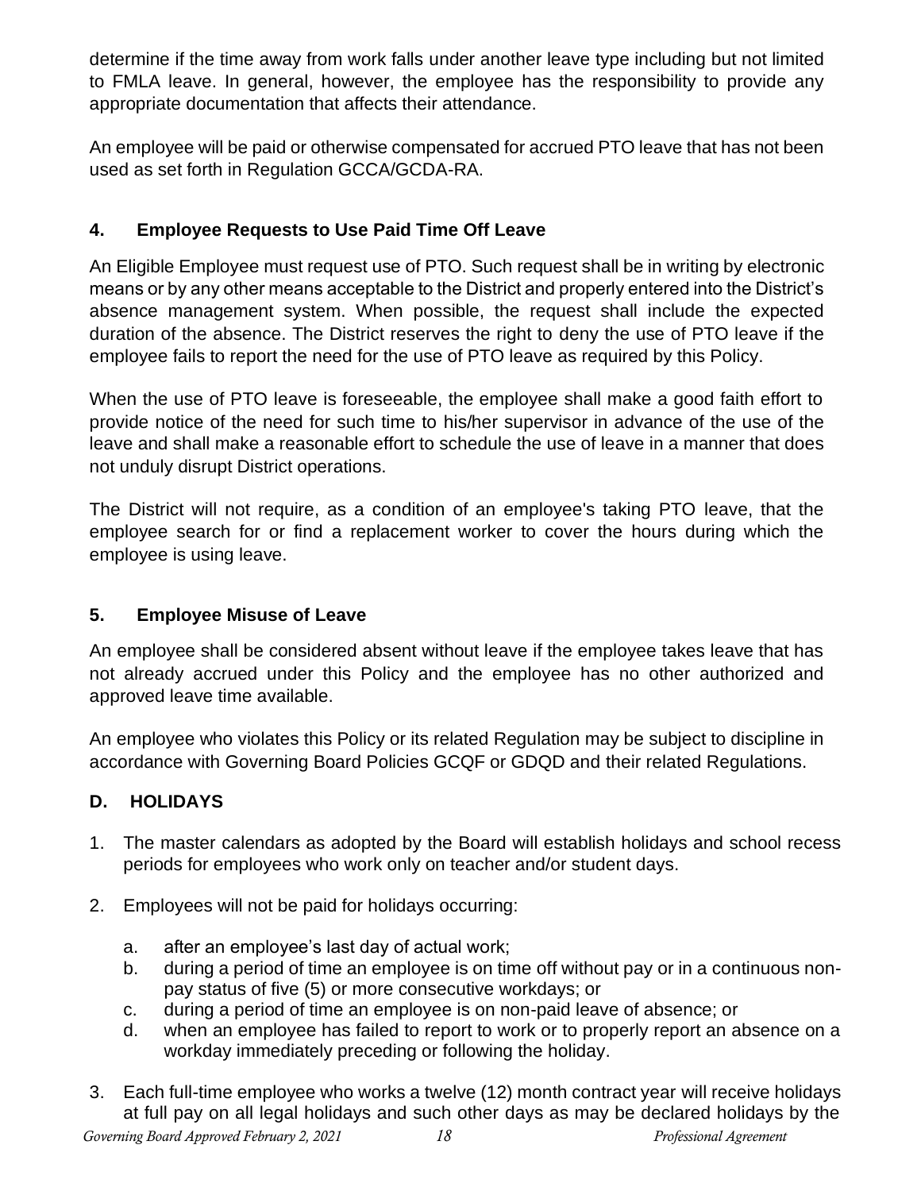determine if the time away from work falls under another leave type including but not limited to FMLA leave. In general, however, the employee has the responsibility to provide any appropriate documentation that affects their attendance.

An employee will be paid or otherwise compensated for accrued PTO leave that has not been used as set forth in Regulation GCCA/GCDA-RA.

### 4. Employee Requests to Use Paid Time Off Leave

An Eligible Employee must request use of PTO. Such request shall be in writing by electronic means or by any other means acceptable to the District and properly entered into the District's absence management system. When possible, the request shall include the expected duration of the absence. The District reserves the right to deny the use of PTO leave if the employee fails to report the need for the use of PTO leave as required by this Policy.

When the use of PTO leave is foreseeable, the employee shall make a good faith effort to provide notice of the need for such time to his/her supervisor in advance of the use of the leave and shall make a reasonable effort to schedule the use of leave in a manner that does not unduly disrupt District operations.

The District will not require, as a condition of an employee's taking PTO leave, that the employee search for or find a replacement worker to cover the hours during which the employee is using leave.

### 5. Employee Misuse of Leave

An employee shall be considered absent without leave if the employee takes leave that has not already accrued under this Policy and the employee has no other authorized and approved leave time available.

An employee who violates this Policy or its related Regulation may be subject to discipline in accordance with Governing Board Policies GCQF or GDQD and their related Regulations.

## D. HOLIDAYS

1. The master calendars as adopted by the Board will establish holidays and school recess periods for employees who work only on teacher and/or student days.
2. Employees will not be paid for holidays occurring:
   a. after an employee's last day of actual work;
   b. during a period of time an employee is on time off without pay or in a continuous non-pay status of five (5) or more consecutive workdays; or
   c. during a period of time an employee is on non-paid leave of absence; or
   d. when an employee has failed to report to work or to properly report an absence on a workday immediately preceding or following the holiday.
3. Each full-time employee who works a twelve (12) month contract year will receive holidays at full pay on all legal holidays and such other days as may be declared holidays by the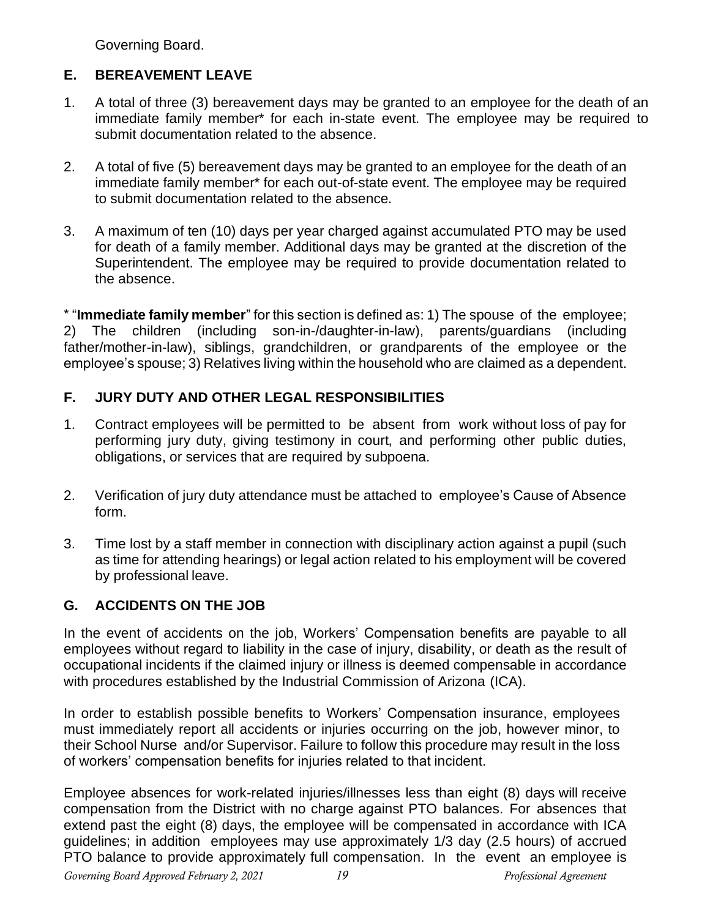Governing Board.

## E. BEREAVEMENT LEAVE

1. A total of three (3) bereavement days may be granted to an employee for the death of an immediate family member* for each in-state event. The employee may be required to submit documentation related to the absence.

2. A total of five (5) bereavement days may be granted to an employee for the death of an immediate family member* for each out-of-state event. The employee may be required to submit documentation related to the absence.

3. A maximum of ten (10) days per year charged against accumulated PTO may be used for death of a family member. Additional days may be granted at the discretion of the Superintendent. The employee may be required to provide documentation related to the absence.

* "**Immediate family member**" for this section is defined as: 1) The spouse of the employee; 2) The children (including son-in-/daughter-in-law), parents/guardians (including father/mother-in-law), siblings, grandchildren, or grandparents of the employee or the employee's spouse; 3) Relatives living within the household who are claimed as a dependent.

## F. JURY DUTY AND OTHER LEGAL RESPONSIBILITIES

1. Contract employees will be permitted to be absent from work without loss of pay for performing jury duty, giving testimony in court, and performing other public duties, obligations, or services that are required by subpoena.

2. Verification of jury duty attendance must be attached to employee's Cause of Absence form.

3. Time lost by a staff member in connection with disciplinary action against a pupil (such as time for attending hearings) or legal action related to his employment will be covered by professional leave.

## G. ACCIDENTS ON THE JOB

In the event of accidents on the job, Workers' Compensation benefits are payable to all employees without regard to liability in the case of injury, disability, or death as the result of occupational incidents if the claimed injury or illness is deemed compensable in accordance with procedures established by the Industrial Commission of Arizona (ICA).

In order to establish possible benefits to Workers' Compensation insurance, employees must immediately report all accidents or injuries occurring on the job, however minor, to their School Nurse and/or Supervisor. Failure to follow this procedure may result in the loss of workers' compensation benefits for injuries related to that incident.

Employee absences for work-related injuries/illnesses less than eight (8) days will receive compensation from the District with no charge against PTO balances. For absences that extend past the eight (8) days, the employee will be compensated in accordance with ICA guidelines; in addition employees may use approximately 1/3 day (2.5 hours) of accrued PTO balance to provide approximately full compensation. In the event an employee is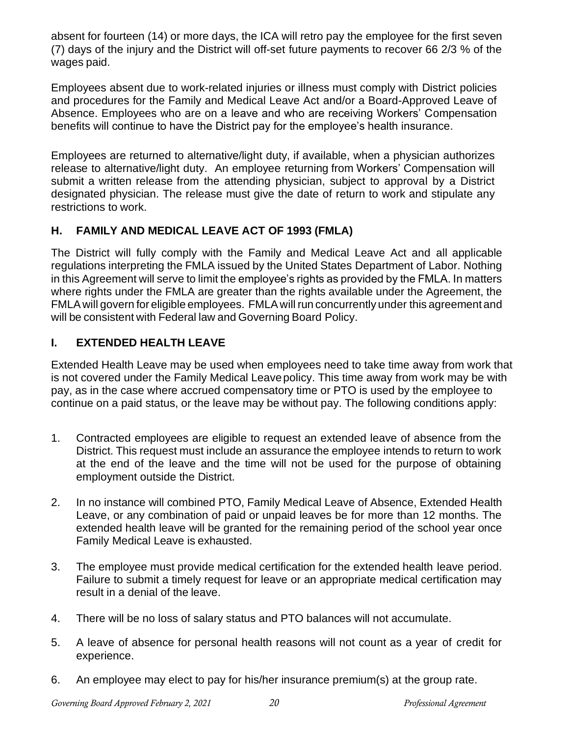absent for fourteen (14) or more days, the ICA will retro pay the employee for the first seven (7) days of the injury and the District will off-set future payments to recover 66 2/3 % of the wages paid.

Employees absent due to work-related injuries or illness must comply with District policies and procedures for the Family and Medical Leave Act and/or a Board-Approved Leave of Absence. Employees who are on a leave and who are receiving Workers' Compensation benefits will continue to have the District pay for the employee's health insurance.

Employees are returned to alternative/light duty, if available, when a physician authorizes release to alternative/light duty. An employee returning from Workers' Compensation will submit a written release from the attending physician, subject to approval by a District designated physician. The release must give the date of return to work and stipulate any restrictions to work.

## H. FAMILY AND MEDICAL LEAVE ACT OF 1993 (FMLA)

The District will fully comply with the Family and Medical Leave Act and all applicable regulations interpreting the FMLA issued by the United States Department of Labor. Nothing in this Agreement will serve to limit the employee's rights as provided by the FMLA. In matters where rights under the FMLA are greater than the rights available under the Agreement, the FMLA will govern for eligible employees. FMLA will run concurrently under this agreement and will be consistent with Federal law and Governing Board Policy.

## I. EXTENDED HEALTH LEAVE

Extended Health Leave may be used when employees need to take time away from work that is not covered under the Family Medical Leave policy. This time away from work may be with pay, as in the case where accrued compensatory time or PTO is used by the employee to continue on a paid status, or the leave may be without pay. The following conditions apply:

1. Contracted employees are eligible to request an extended leave of absence from the District. This request must include an assurance the employee intends to return to work at the end of the leave and the time will not be used for the purpose of obtaining employment outside the District.

2. In no instance will combined PTO, Family Medical Leave of Absence, Extended Health Leave, or any combination of paid or unpaid leaves be for more than 12 months. The extended health leave will be granted for the remaining period of the school year once Family Medical Leave is exhausted.

3. The employee must provide medical certification for the extended health leave period. Failure to submit a timely request for leave or an appropriate medical certification may result in a denial of the leave.

4. There will be no loss of salary status and PTO balances will not accumulate.

5. A leave of absence for personal health reasons will not count as a year of credit for experience.

6. An employee may elect to pay for his/her insurance premium(s) at the group rate.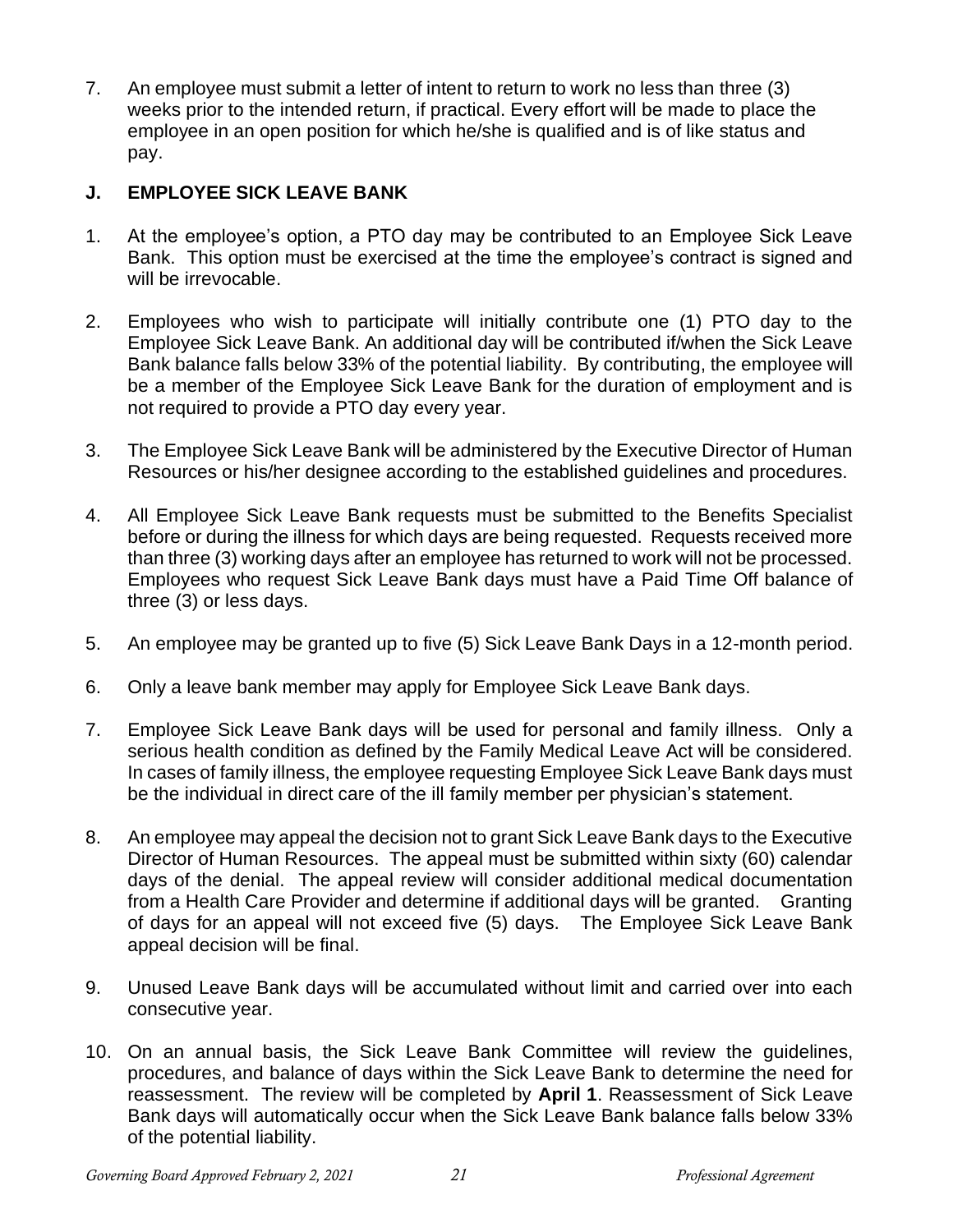7. An employee must submit a letter of intent to return to work no less than three (3) weeks prior to the intended return, if practical. Every effort will be made to place the employee in an open position for which he/she is qualified and is of like status and pay.

## J. EMPLOYEE SICK LEAVE BANK

1. At the employee's option, a PTO day may be contributed to an Employee Sick Leave Bank. This option must be exercised at the time the employee's contract is signed and will be irrevocable.

2. Employees who wish to participate will initially contribute one (1) PTO day to the Employee Sick Leave Bank. An additional day will be contributed if/when the Sick Leave Bank balance falls below 33% of the potential liability. By contributing, the employee will be a member of the Employee Sick Leave Bank for the duration of employment and is not required to provide a PTO day every year.

3. The Employee Sick Leave Bank will be administered by the Executive Director of Human Resources or his/her designee according to the established guidelines and procedures.

4. All Employee Sick Leave Bank requests must be submitted to the Benefits Specialist before or during the illness for which days are being requested. Requests received more than three (3) working days after an employee has returned to work will not be processed. Employees who request Sick Leave Bank days must have a Paid Time Off balance of three (3) or less days.

5. An employee may be granted up to five (5) Sick Leave Bank Days in a 12-month period.

6. Only a leave bank member may apply for Employee Sick Leave Bank days.

7. Employee Sick Leave Bank days will be used for personal and family illness. Only a serious health condition as defined by the Family Medical Leave Act will be considered. In cases of family illness, the employee requesting Employee Sick Leave Bank days must be the individual in direct care of the ill family member per physician's statement.

8. An employee may appeal the decision not to grant Sick Leave Bank days to the Executive Director of Human Resources. The appeal must be submitted within sixty (60) calendar days of the denial. The appeal review will consider additional medical documentation from a Health Care Provider and determine if additional days will be granted. Granting of days for an appeal will not exceed five (5) days. The Employee Sick Leave Bank appeal decision will be final.

9. Unused Leave Bank days will be accumulated without limit and carried over into each consecutive year.

10. On an annual basis, the Sick Leave Bank Committee will review the guidelines, procedures, and balance of days within the Sick Leave Bank to determine the need for reassessment. The review will be completed by **April 1**. Reassessment of Sick Leave Bank days will automatically occur when the Sick Leave Bank balance falls below 33% of the potential liability.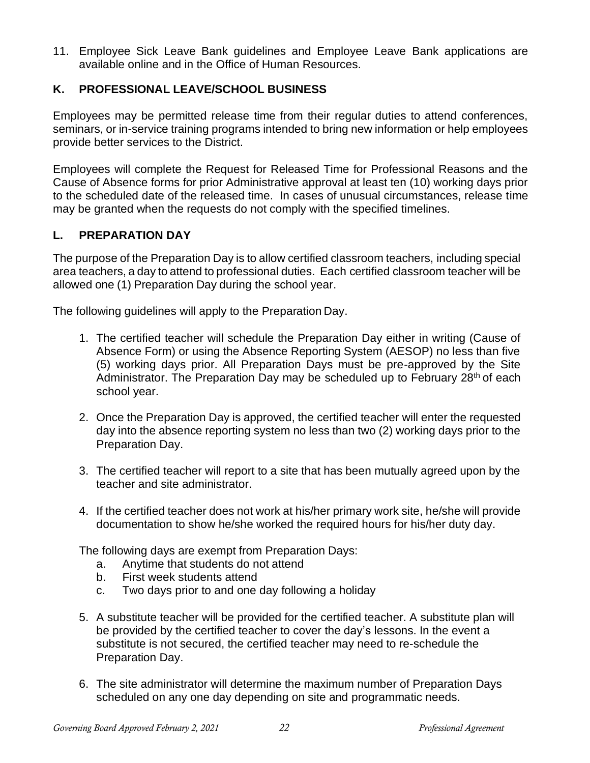11. Employee Sick Leave Bank guidelines and Employee Leave Bank applications are available online and in the Office of Human Resources.

## K. PROFESSIONAL LEAVE/SCHOOL BUSINESS

Employees may be permitted release time from their regular duties to attend conferences, seminars, or in-service training programs intended to bring new information or help employees provide better services to the District.

Employees will complete the Request for Released Time for Professional Reasons and the Cause of Absence forms for prior Administrative approval at least ten (10) working days prior to the scheduled date of the released time. In cases of unusual circumstances, release time may be granted when the requests do not comply with the specified timelines.

## L. PREPARATION DAY

The purpose of the Preparation Day is to allow certified classroom teachers, including special area teachers, a day to attend to professional duties. Each certified classroom teacher will be allowed one (1) Preparation Day during the school year.

The following guidelines will apply to the Preparation Day.

1. The certified teacher will schedule the Preparation Day either in writing (Cause of Absence Form) or using the Absence Reporting System (AESOP) no less than five (5) working days prior. All Preparation Days must be pre-approved by the Site Administrator. The Preparation Day may be scheduled up to February 28th of each school year.

2. Once the Preparation Day is approved, the certified teacher will enter the requested day into the absence reporting system no less than two (2) working days prior to the Preparation Day.

3. The certified teacher will report to a site that has been mutually agreed upon by the teacher and site administrator.

4. If the certified teacher does not work at his/her primary work site, he/she will provide documentation to show he/she worked the required hours for his/her duty day.

   The following days are exempt from Preparation Days:
   a. Anytime that students do not attend
   b. First week students attend
   c. Two days prior to and one day following a holiday

5. A substitute teacher will be provided for the certified teacher. A substitute plan will be provided by the certified teacher to cover the day's lessons. In the event a substitute is not secured, the certified teacher may need to re-schedule the Preparation Day.

6. The site administrator will determine the maximum number of Preparation Days scheduled on any one day depending on site and programmatic needs.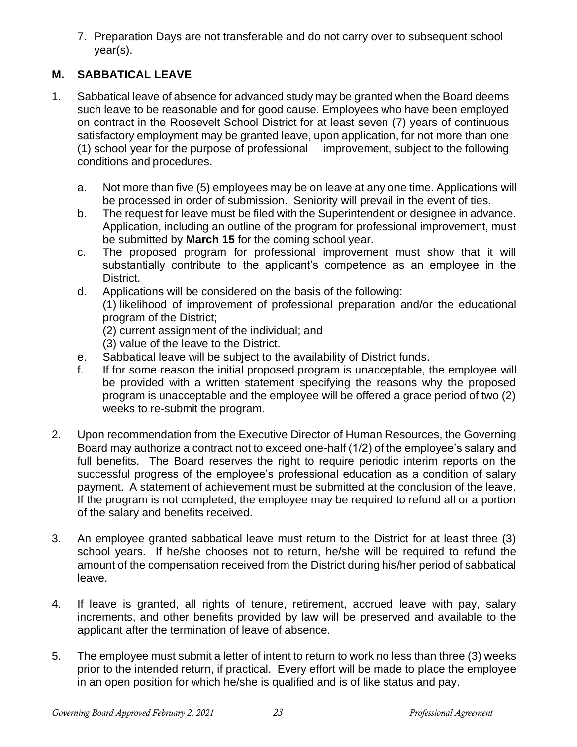7. Preparation Days are not transferable and do not carry over to subsequent school year(s).

## M. SABBATICAL LEAVE

1. Sabbatical leave of absence for advanced study may be granted when the Board deems such leave to be reasonable and for good cause. Employees who have been employed on contract in the Roosevelt School District for at least seven (7) years of continuous satisfactory employment may be granted leave, upon application, for not more than one (1) school year for the purpose of professional improvement, subject to the following conditions and procedures.

   a. Not more than five (5) employees may be on leave at any one time. Applications will be processed in order of submission. Seniority will prevail in the event of ties.
   b. The request for leave must be filed with the Superintendent or designee in advance. Application, including an outline of the program for professional improvement, must be submitted by **March 15** for the coming school year.
   c. The proposed program for professional improvement must show that it will substantially contribute to the applicant's competence as an employee in the District.
   d. Applications will be considered on the basis of the following:
      (1) likelihood of improvement of professional preparation and/or the educational program of the District;
      (2) current assignment of the individual; and
      (3) value of the leave to the District.
   e. Sabbatical leave will be subject to the availability of District funds.
   f. If for some reason the initial proposed program is unacceptable, the employee will be provided with a written statement specifying the reasons why the proposed program is unacceptable and the employee will be offered a grace period of two (2) weeks to re-submit the program.

2. Upon recommendation from the Executive Director of Human Resources, the Governing Board may authorize a contract not to exceed one-half (1/2) of the employee's salary and full benefits. The Board reserves the right to require periodic interim reports on the successful progress of the employee's professional education as a condition of salary payment. A statement of achievement must be submitted at the conclusion of the leave. If the program is not completed, the employee may be required to refund all or a portion of the salary and benefits received.

3. An employee granted sabbatical leave must return to the District for at least three (3) school years. If he/she chooses not to return, he/she will be required to refund the amount of the compensation received from the District during his/her period of sabbatical leave.

4. If leave is granted, all rights of tenure, retirement, accrued leave with pay, salary increments, and other benefits provided by law will be preserved and available to the applicant after the termination of leave of absence.

5. The employee must submit a letter of intent to return to work no less than three (3) weeks prior to the intended return, if practical. Every effort will be made to place the employee in an open position for which he/she is qualified and is of like status and pay.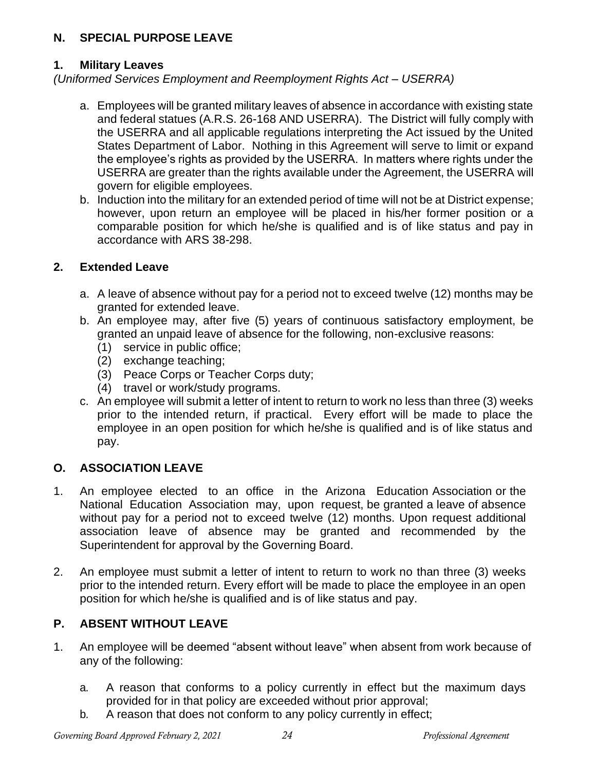## N. SPECIAL PURPOSE LEAVE

### 1. Military Leaves

*(Uniformed Services Employment and Reemployment Rights Act – USERRA)*

a. Employees will be granted military leaves of absence in accordance with existing state and federal statues (A.R.S. 26-168 AND USERRA). The District will fully comply with the USERRA and all applicable regulations interpreting the Act issued by the United States Department of Labor. Nothing in this Agreement will serve to limit or expand the employee's rights as provided by the USERRA. In matters where rights under the USERRA are greater than the rights available under the Agreement, the USERRA will govern for eligible employees.

b. Induction into the military for an extended period of time will not be at District expense; however, upon return an employee will be placed in his/her former position or a comparable position for which he/she is qualified and is of like status and pay in accordance with ARS 38-298.

### 2. Extended Leave

a. A leave of absence without pay for a period not to exceed twelve (12) months may be granted for extended leave.

b. An employee may, after five (5) years of continuous satisfactory employment, be granted an unpaid leave of absence for the following, non-exclusive reasons:
   (1) service in public office;
   (2) exchange teaching;
   (3) Peace Corps or Teacher Corps duty;
   (4) travel or work/study programs.

c. An employee will submit a letter of intent to return to work no less than three (3) weeks prior to the intended return, if practical. Every effort will be made to place the employee in an open position for which he/she is qualified and is of like status and pay.

## O. ASSOCIATION LEAVE

1. An employee elected to an office in the Arizona Education Association or the National Education Association may, upon request, be granted a leave of absence without pay for a period not to exceed twelve (12) months. Upon request additional association leave of absence may be granted and recommended by the Superintendent for approval by the Governing Board.

2. An employee must submit a letter of intent to return to work no than three (3) weeks prior to the intended return. Every effort will be made to place the employee in an open position for which he/she is qualified and is of like status and pay.

## P. ABSENT WITHOUT LEAVE

1. An employee will be deemed "absent without leave" when absent from work because of any of the following:

   a. A reason that conforms to a policy currently in effect but the maximum days provided for in that policy are exceeded without prior approval;

   b. A reason that does not conform to any policy currently in effect;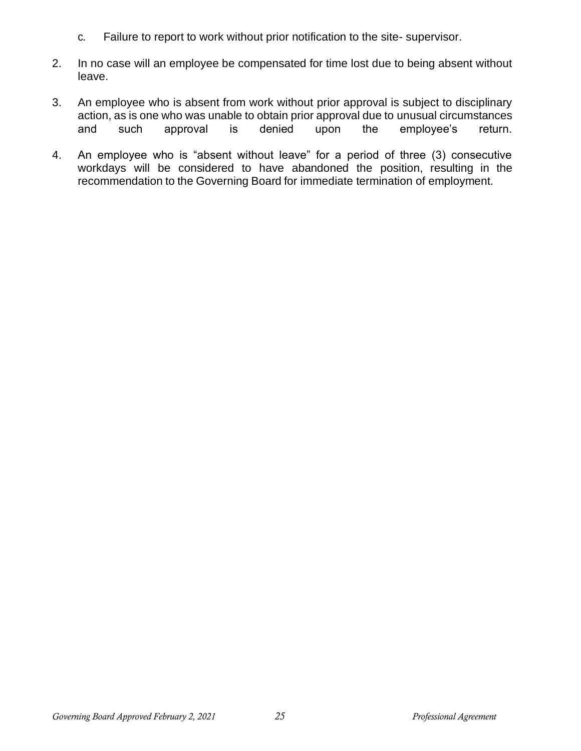c. Failure to report to work without prior notification to the site- supervisor.

2. In no case will an employee be compensated for time lost due to being absent without leave.

3. An employee who is absent from work without prior approval is subject to disciplinary action, as is one who was unable to obtain prior approval due to unusual circumstances and such approval is denied upon the employee's return.

4. An employee who is "absent without leave" for a period of three (3) consecutive workdays will be considered to have abandoned the position, resulting in the recommendation to the Governing Board for immediate termination of employment.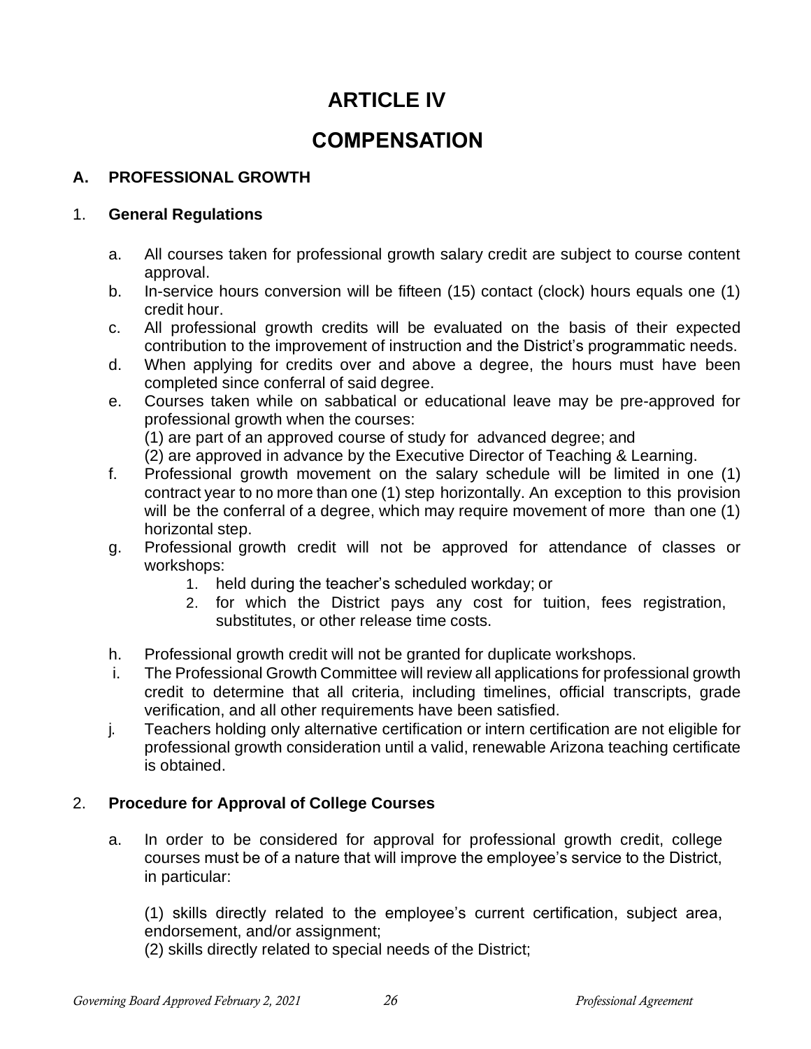# ARTICLE IV

# COMPENSATION

## A. PROFESSIONAL GROWTH

### 1. General Regulations

a. All courses taken for professional growth salary credit are subject to course content approval.

b. In-service hours conversion will be fifteen (15) contact (clock) hours equals one (1) credit hour.

c. All professional growth credits will be evaluated on the basis of their expected contribution to the improvement of instruction and the District's programmatic needs.

d. When applying for credits over and above a degree, the hours must have been completed since conferral of said degree.

e. Courses taken while on sabbatical or educational leave may be pre-approved for professional growth when the courses:
(1) are part of an approved course of study for advanced degree; and
(2) are approved in advance by the Executive Director of Teaching & Learning.

f. Professional growth movement on the salary schedule will be limited in one (1) contract year to no more than one (1) step horizontally. An exception to this provision will be the conferral of a degree, which may require movement of more than one (1) horizontal step.

g. Professional growth credit will not be approved for attendance of classes or workshops:
   1. held during the teacher's scheduled workday; or
   2. for which the District pays any cost for tuition, fees registration, substitutes, or other release time costs.

h. Professional growth credit will not be granted for duplicate workshops.

i. The Professional Growth Committee will review all applications for professional growth credit to determine that all criteria, including timelines, official transcripts, grade verification, and all other requirements have been satisfied.

j. Teachers holding only alternative certification or intern certification are not eligible for professional growth consideration until a valid, renewable Arizona teaching certificate is obtained.

### 2. Procedure for Approval of College Courses

a. In order to be considered for approval for professional growth credit, college courses must be of a nature that will improve the employee's service to the District, in particular:

(1) skills directly related to the employee's current certification, subject area, endorsement, and/or assignment;
(2) skills directly related to special needs of the District;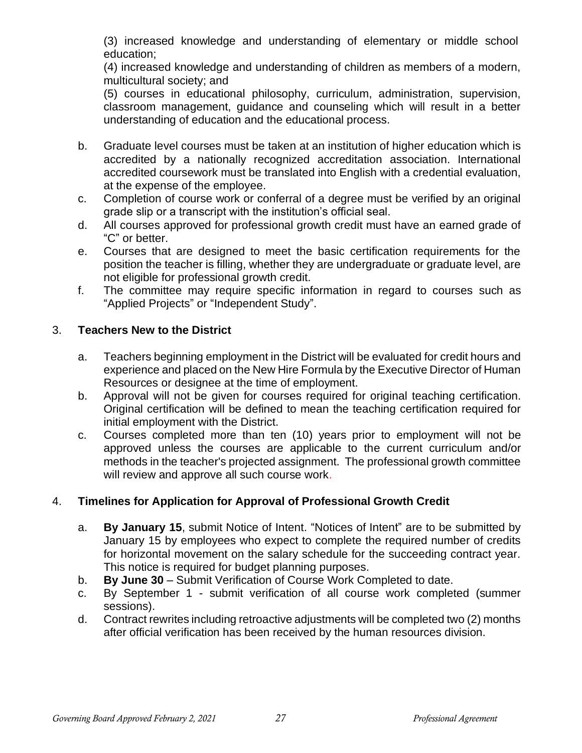(3) increased knowledge and understanding of elementary or middle school education;

(4) increased knowledge and understanding of children as members of a modern, multicultural society; and

(5) courses in educational philosophy, curriculum, administration, supervision, classroom management, guidance and counseling which will result in a better understanding of education and the educational process.

b. Graduate level courses must be taken at an institution of higher education which is accredited by a nationally recognized accreditation association. International accredited coursework must be translated into English with a credential evaluation, at the expense of the employee.
c. Completion of course work or conferral of a degree must be verified by an original grade slip or a transcript with the institution's official seal.
d. All courses approved for professional growth credit must have an earned grade of "C" or better.
e. Courses that are designed to meet the basic certification requirements for the position the teacher is filling, whether they are undergraduate or graduate level, are not eligible for professional growth credit.
f. The committee may require specific information in regard to courses such as "Applied Projects" or "Independent Study".

3. **Teachers New to the District**

a. Teachers beginning employment in the District will be evaluated for credit hours and experience and placed on the New Hire Formula by the Executive Director of Human Resources or designee at the time of employment.
b. Approval will not be given for courses required for original teaching certification. Original certification will be defined to mean the teaching certification required for initial employment with the District.
c. Courses completed more than ten (10) years prior to employment will not be approved unless the courses are applicable to the current curriculum and/or methods in the teacher's projected assignment. The professional growth committee will review and approve all such course work.

4. **Timelines for Application for Approval of Professional Growth Credit**

a. **By January 15**, submit Notice of Intent. "Notices of Intent" are to be submitted by January 15 by employees who expect to complete the required number of credits for horizontal movement on the salary schedule for the succeeding contract year. This notice is required for budget planning purposes.
b. **By June 30** – Submit Verification of Course Work Completed to date.
c. By September 1 - submit verification of all course work completed (summer sessions).
d. Contract rewrites including retroactive adjustments will be completed two (2) months after official verification has been received by the human resources division.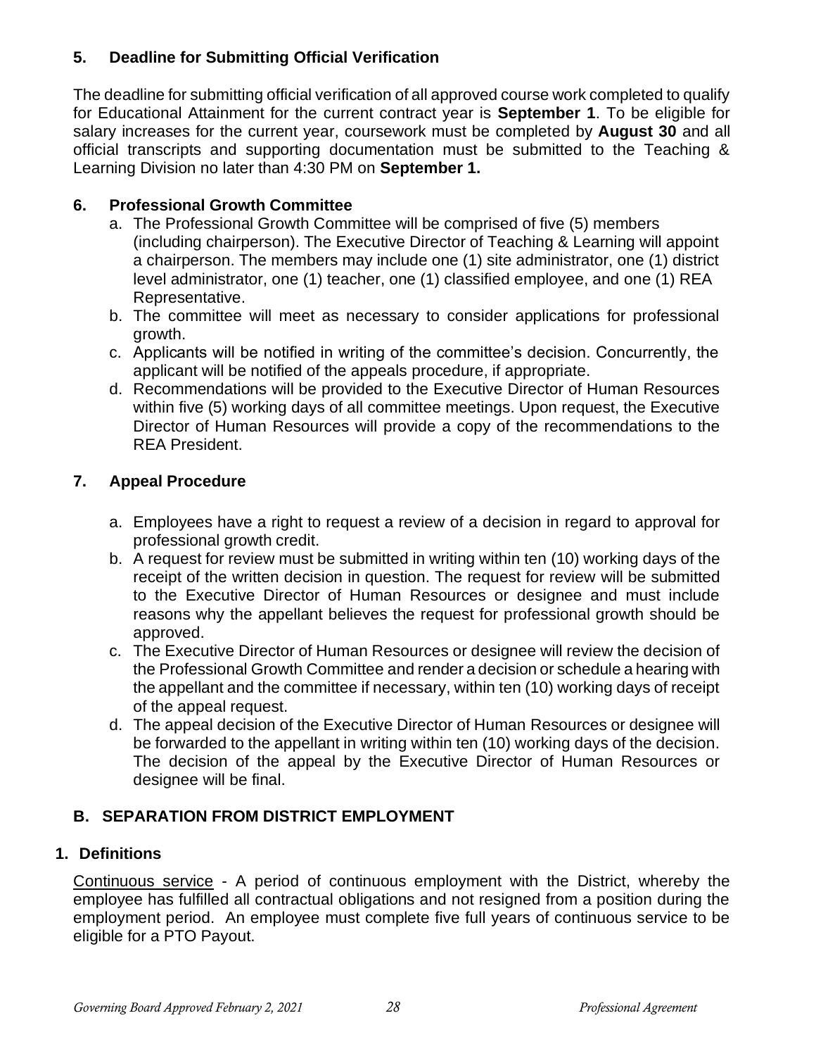### 5. Deadline for Submitting Official Verification

The deadline for submitting official verification of all approved course work completed to qualify for Educational Attainment for the current contract year is **September 1**. To be eligible for salary increases for the current year, coursework must be completed by **August 30** and all official transcripts and supporting documentation must be submitted to the Teaching & Learning Division no later than 4:30 PM on **September 1.**

### 6. Professional Growth Committee

a. The Professional Growth Committee will be comprised of five (5) members (including chairperson). The Executive Director of Teaching & Learning will appoint a chairperson. The members may include one (1) site administrator, one (1) district level administrator, one (1) teacher, one (1) classified employee, and one (1) REA Representative.
b. The committee will meet as necessary to consider applications for professional growth.
c. Applicants will be notified in writing of the committee's decision. Concurrently, the applicant will be notified of the appeals procedure, if appropriate.
d. Recommendations will be provided to the Executive Director of Human Resources within five (5) working days of all committee meetings. Upon request, the Executive Director of Human Resources will provide a copy of the recommendations to the REA President.

### 7. Appeal Procedure

a. Employees have a right to request a review of a decision in regard to approval for professional growth credit.
b. A request for review must be submitted in writing within ten (10) working days of the receipt of the written decision in question. The request for review will be submitted to the Executive Director of Human Resources or designee and must include reasons why the appellant believes the request for professional growth should be approved.
c. The Executive Director of Human Resources or designee will review the decision of the Professional Growth Committee and render a decision or schedule a hearing with the appellant and the committee if necessary, within ten (10) working days of receipt of the appeal request.
d. The appeal decision of the Executive Director of Human Resources or designee will be forwarded to the appellant in writing within ten (10) working days of the decision. The decision of the appeal by the Executive Director of Human Resources or designee will be final.

## B. SEPARATION FROM DISTRICT EMPLOYMENT

### 1. Definitions

Continuous service - A period of continuous employment with the District, whereby the employee has fulfilled all contractual obligations and not resigned from a position during the employment period. An employee must complete five full years of continuous service to be eligible for a PTO Payout.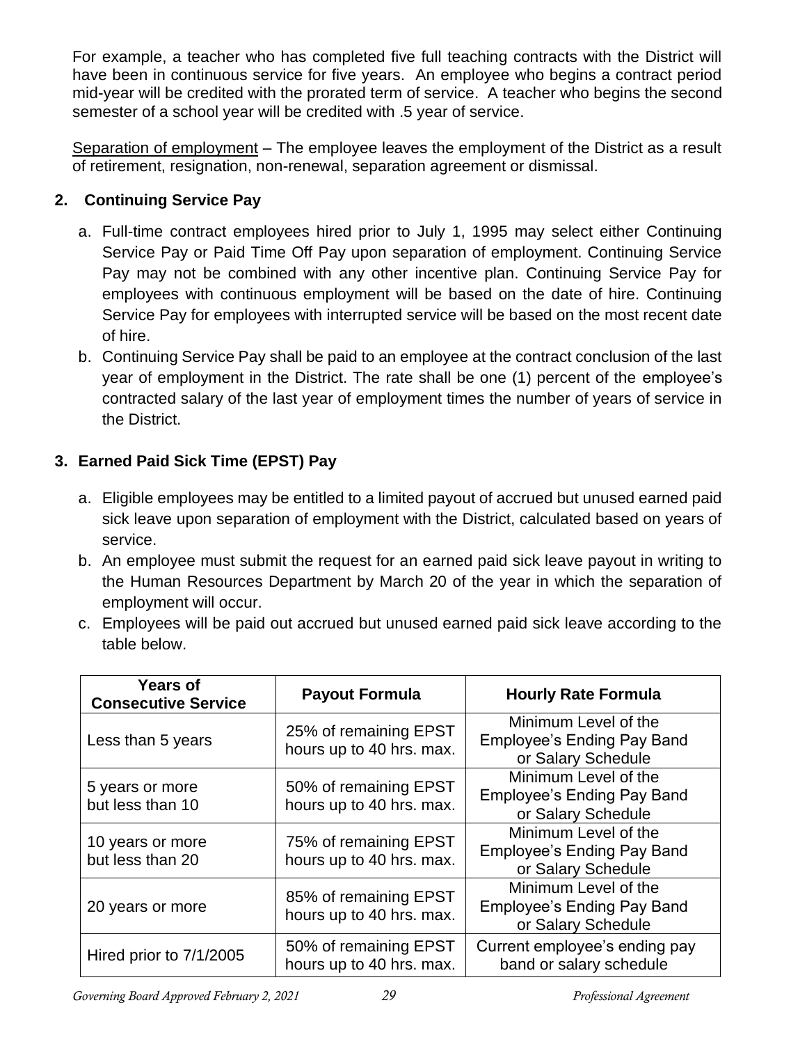For example, a teacher who has completed five full teaching contracts with the District will have been in continuous service for five years. An employee who begins a contract period mid-year will be credited with the prorated term of service. A teacher who begins the second semester of a school year will be credited with .5 year of service.

Separation of employment – The employee leaves the employment of the District as a result of retirement, resignation, non-renewal, separation agreement or dismissal.

## 2. Continuing Service Pay

a. Full-time contract employees hired prior to July 1, 1995 may select either Continuing Service Pay or Paid Time Off Pay upon separation of employment. Continuing Service Pay may not be combined with any other incentive plan. Continuing Service Pay for employees with continuous employment will be based on the date of hire. Continuing Service Pay for employees with interrupted service will be based on the most recent date of hire.

b. Continuing Service Pay shall be paid to an employee at the contract conclusion of the last year of employment in the District. The rate shall be one (1) percent of the employee's contracted salary of the last year of employment times the number of years of service in the District.

## 3. Earned Paid Sick Time (EPST) Pay

a. Eligible employees may be entitled to a limited payout of accrued but unused earned paid sick leave upon separation of employment with the District, calculated based on years of service.

b. An employee must submit the request for an earned paid sick leave payout in writing to the Human Resources Department by March 20 of the year in which the separation of employment will occur.

c. Employees will be paid out accrued but unused earned paid sick leave according to the table below.

| Years of Consecutive Service | Payout Formula | Hourly Rate Formula |
|---|---|---|
| Less than 5 years | 25% of remaining EPST hours up to 40 hrs. max. | Minimum Level of the Employee's Ending Pay Band or Salary Schedule |
| 5 years or more but less than 10 | 50% of remaining EPST hours up to 40 hrs. max. | Minimum Level of the Employee's Ending Pay Band or Salary Schedule |
| 10 years or more but less than 20 | 75% of remaining EPST hours up to 40 hrs. max. | Minimum Level of the Employee's Ending Pay Band or Salary Schedule |
| 20 years or more | 85% of remaining EPST hours up to 40 hrs. max. | Minimum Level of the Employee's Ending Pay Band or Salary Schedule |
| Hired prior to 7/1/2005 | 50% of remaining EPST hours up to 40 hrs. max. | Current employee's ending pay band or salary schedule |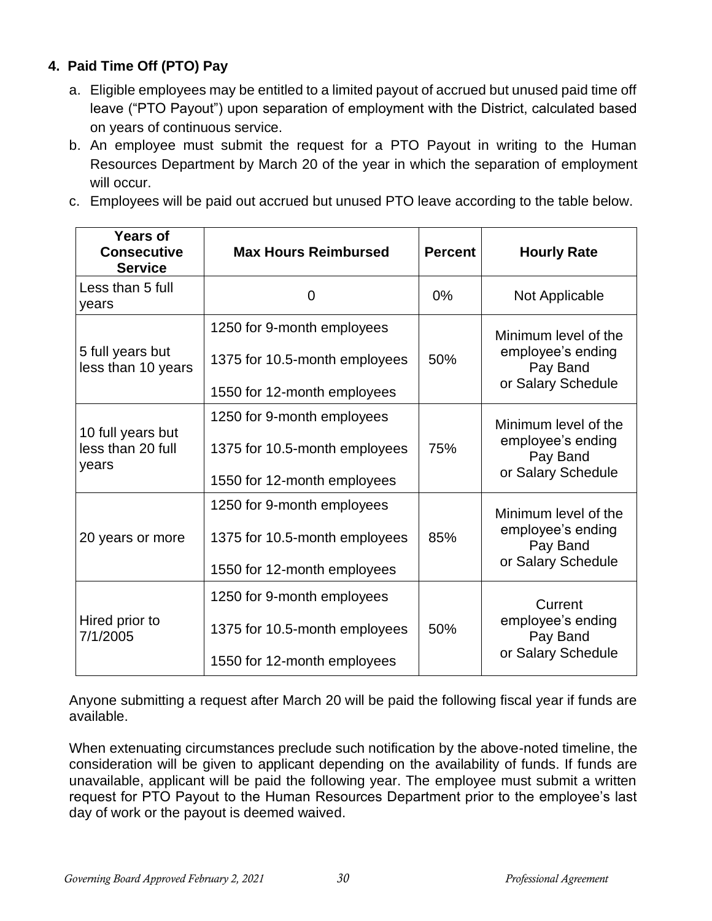### 4. Paid Time Off (PTO) Pay

a. Eligible employees may be entitled to a limited payout of accrued but unused paid time off leave ("PTO Payout") upon separation of employment with the District, calculated based on years of continuous service.

b. An employee must submit the request for a PTO Payout in writing to the Human Resources Department by March 20 of the year in which the separation of employment will occur.

c. Employees will be paid out accrued but unused PTO leave according to the table below.

| Years of Consecutive Service | Max Hours Reimbursed | Percent | Hourly Rate |
|---|---|---|---|
| Less than 5 full years | 0 | 0% | Not Applicable |
| 5 full years but less than 10 years | 1250 for 9-month employees<br>1375 for 10.5-month employees<br>1550 for 12-month employees | 50% | Minimum level of the employee's ending Pay Band or Salary Schedule |
| 10 full years but less than 20 full years | 1250 for 9-month employees<br>1375 for 10.5-month employees<br>1550 for 12-month employees | 75% | Minimum level of the employee's ending Pay Band or Salary Schedule |
| 20 years or more | 1250 for 9-month employees<br>1375 for 10.5-month employees<br>1550 for 12-month employees | 85% | Minimum level of the employee's ending Pay Band or Salary Schedule |
| Hired prior to 7/1/2005 | 1250 for 9-month employees<br>1375 for 10.5-month employees<br>1550 for 12-month employees | 50% | Current employee's ending Pay Band or Salary Schedule |

Anyone submitting a request after March 20 will be paid the following fiscal year if funds are available.

When extenuating circumstances preclude such notification by the above-noted timeline, the consideration will be given to applicant depending on the availability of funds. If funds are unavailable, applicant will be paid the following year. The employee must submit a written request for PTO Payout to the Human Resources Department prior to the employee's last day of work or the payout is deemed waived.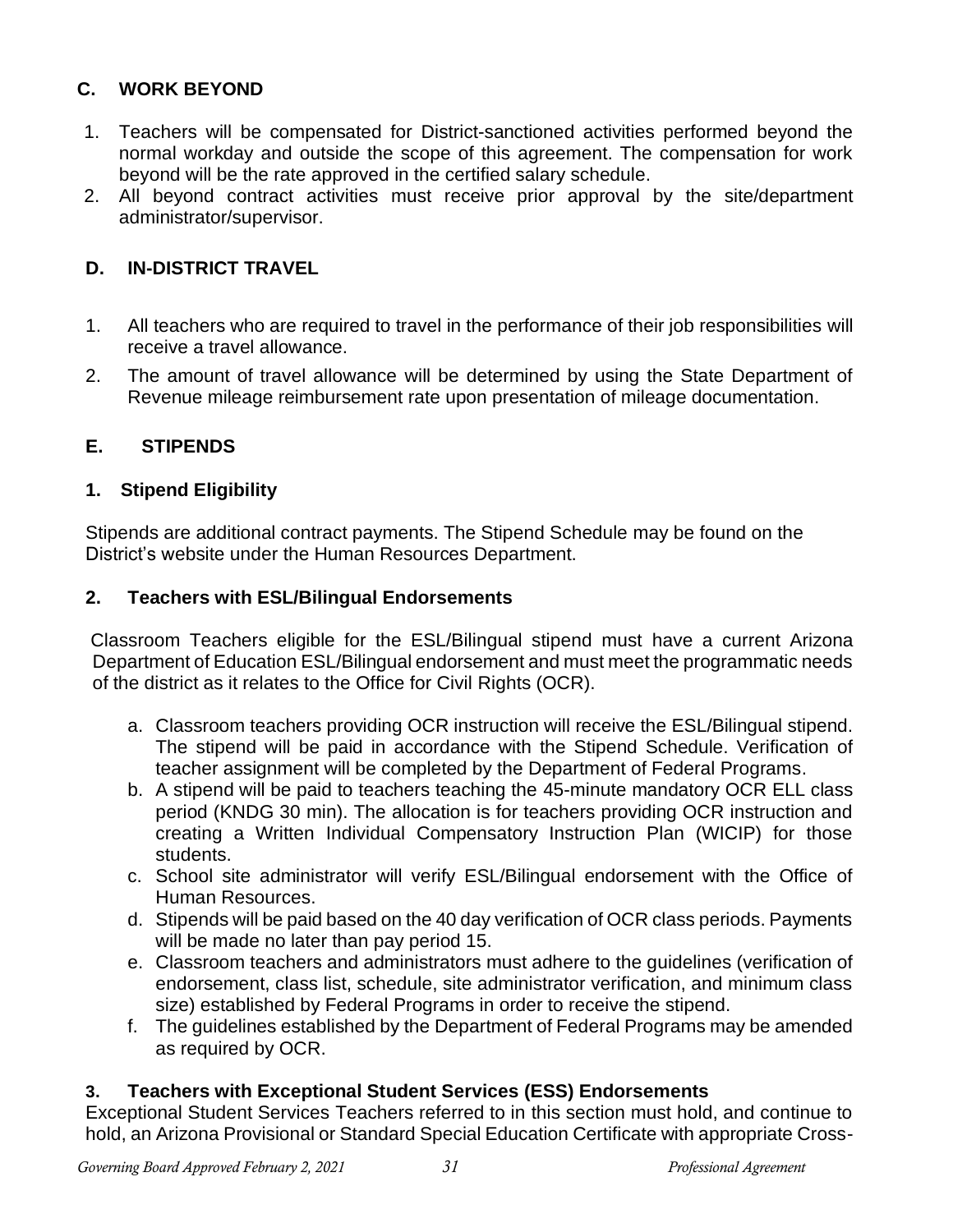## C. WORK BEYOND

1. Teachers will be compensated for District-sanctioned activities performed beyond the normal workday and outside the scope of this agreement. The compensation for work beyond will be the rate approved in the certified salary schedule.
2. All beyond contract activities must receive prior approval by the site/department administrator/supervisor.

## D. IN-DISTRICT TRAVEL

1. All teachers who are required to travel in the performance of their job responsibilities will receive a travel allowance.
2. The amount of travel allowance will be determined by using the State Department of Revenue mileage reimbursement rate upon presentation of mileage documentation.

## E. STIPENDS

### 1. Stipend Eligibility

Stipends are additional contract payments. The Stipend Schedule may be found on the District's website under the Human Resources Department.

### 2. Teachers with ESL/Bilingual Endorsements

Classroom Teachers eligible for the ESL/Bilingual stipend must have a current Arizona Department of Education ESL/Bilingual endorsement and must meet the programmatic needs of the district as it relates to the Office for Civil Rights (OCR).

a. Classroom teachers providing OCR instruction will receive the ESL/Bilingual stipend. The stipend will be paid in accordance with the Stipend Schedule. Verification of teacher assignment will be completed by the Department of Federal Programs.
b. A stipend will be paid to teachers teaching the 45-minute mandatory OCR ELL class period (KNDG 30 min). The allocation is for teachers providing OCR instruction and creating a Written Individual Compensatory Instruction Plan (WICIP) for those students.
c. School site administrator will verify ESL/Bilingual endorsement with the Office of Human Resources.
d. Stipends will be paid based on the 40 day verification of OCR class periods. Payments will be made no later than pay period 15.
e. Classroom teachers and administrators must adhere to the guidelines (verification of endorsement, class list, schedule, site administrator verification, and minimum class size) established by Federal Programs in order to receive the stipend.
f. The guidelines established by the Department of Federal Programs may be amended as required by OCR.

### 3. Teachers with Exceptional Student Services (ESS) Endorsements

Exceptional Student Services Teachers referred to in this section must hold, and continue to hold, an Arizona Provisional or Standard Special Education Certificate with appropriate Cross-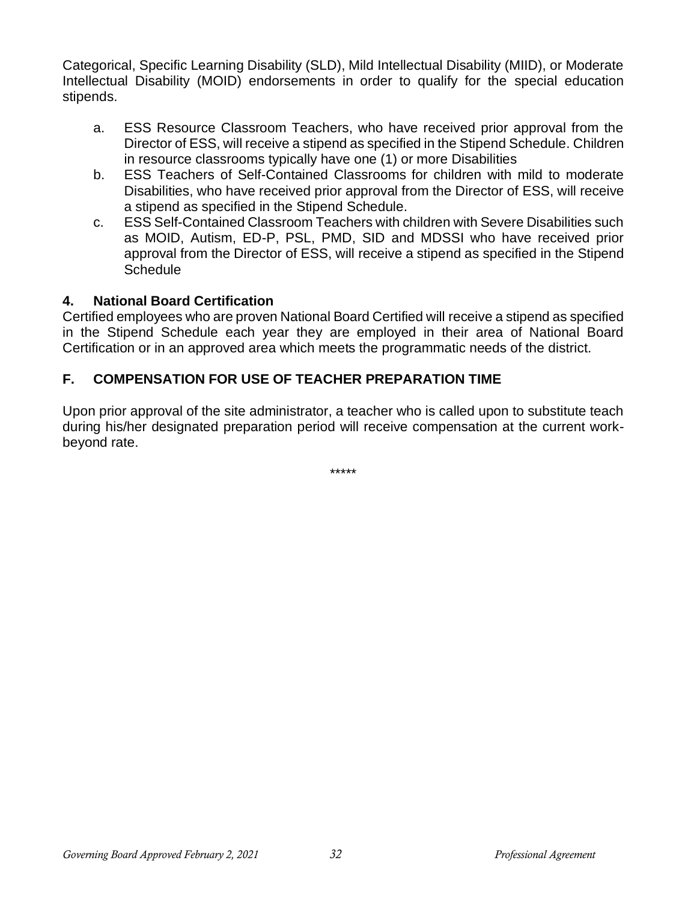Categorical, Specific Learning Disability (SLD), Mild Intellectual Disability (MIID), or Moderate Intellectual Disability (MOID) endorsements in order to qualify for the special education stipends.

a. ESS Resource Classroom Teachers, who have received prior approval from the Director of ESS, will receive a stipend as specified in the Stipend Schedule. Children in resource classrooms typically have one (1) or more Disabilities
b. ESS Teachers of Self-Contained Classrooms for children with mild to moderate Disabilities, who have received prior approval from the Director of ESS, will receive a stipend as specified in the Stipend Schedule.
c. ESS Self-Contained Classroom Teachers with children with Severe Disabilities such as MOID, Autism, ED-P, PSL, PMD, SID and MDSSI who have received prior approval from the Director of ESS, will receive a stipend as specified in the Stipend Schedule

### 4. National Board Certification

Certified employees who are proven National Board Certified will receive a stipend as specified in the Stipend Schedule each year they are employed in their area of National Board Certification or in an approved area which meets the programmatic needs of the district.

## F. COMPENSATION FOR USE OF TEACHER PREPARATION TIME

Upon prior approval of the site administrator, a teacher who is called upon to substitute teach during his/her designated preparation period will receive compensation at the current work-beyond rate.

*****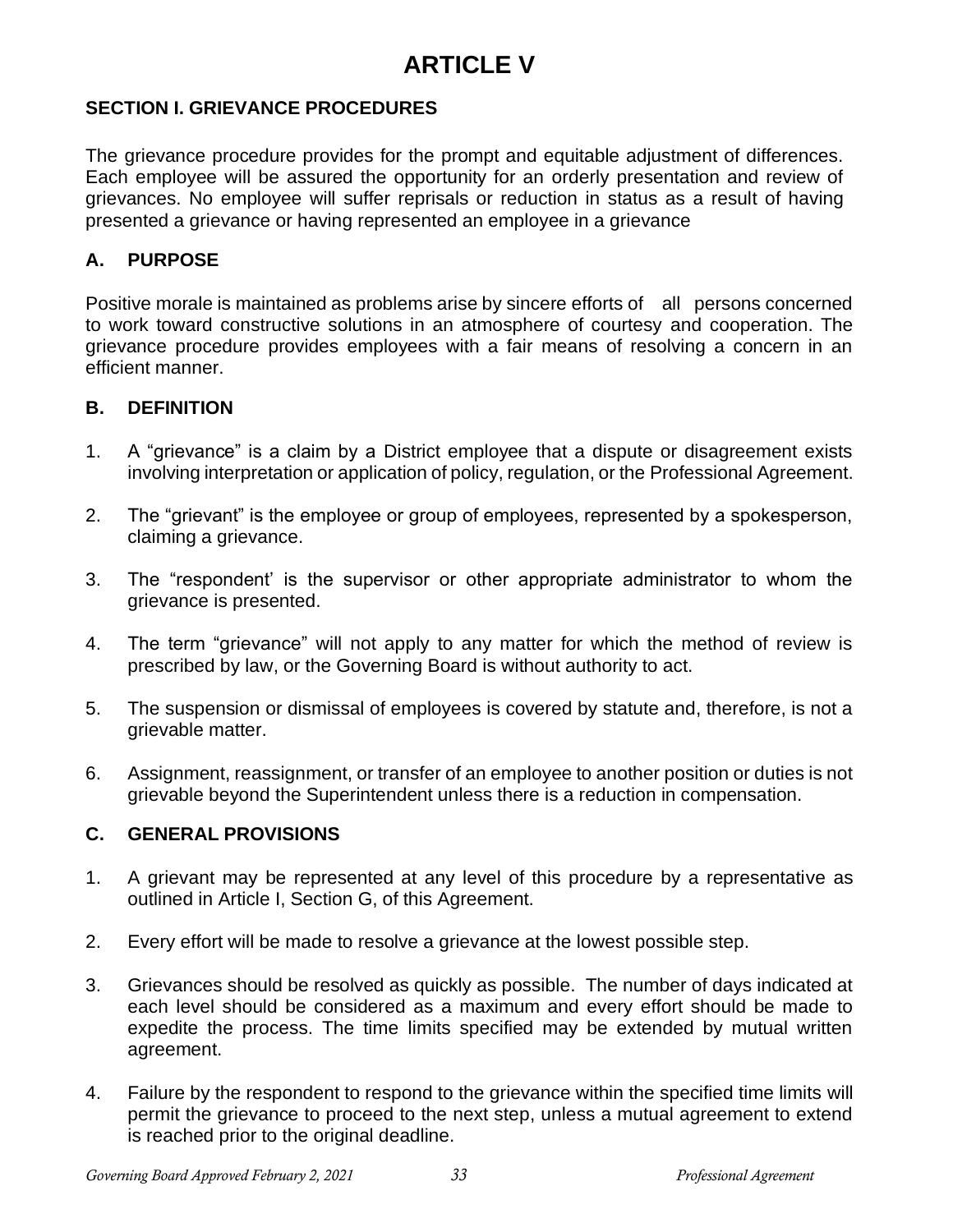# ARTICLE V

### SECTION I. GRIEVANCE PROCEDURES

The grievance procedure provides for the prompt and equitable adjustment of differences. Each employee will be assured the opportunity for an orderly presentation and review of grievances. No employee will suffer reprisals or reduction in status as a result of having presented a grievance or having represented an employee in a grievance

### A. PURPOSE

Positive morale is maintained as problems arise by sincere efforts of all persons concerned to work toward constructive solutions in an atmosphere of courtesy and cooperation. The grievance procedure provides employees with a fair means of resolving a concern in an efficient manner.

### B. DEFINITION

1. A “grievance” is a claim by a District employee that a dispute or disagreement exists involving interpretation or application of policy, regulation, or the Professional Agreement.

2. The “grievant” is the employee or group of employees, represented by a spokesperson, claiming a grievance.

3. The “respondent’ is the supervisor or other appropriate administrator to whom the grievance is presented.

4. The term “grievance” will not apply to any matter for which the method of review is prescribed by law, or the Governing Board is without authority to act.

5. The suspension or dismissal of employees is covered by statute and, therefore, is not a grievable matter.

6. Assignment, reassignment, or transfer of an employee to another position or duties is not grievable beyond the Superintendent unless there is a reduction in compensation.

### C. GENERAL PROVISIONS

1. A grievant may be represented at any level of this procedure by a representative as outlined in Article I, Section G, of this Agreement.

2. Every effort will be made to resolve a grievance at the lowest possible step.

3. Grievances should be resolved as quickly as possible. The number of days indicated at each level should be considered as a maximum and every effort should be made to expedite the process. The time limits specified may be extended by mutual written agreement.

4. Failure by the respondent to respond to the grievance within the specified time limits will permit the grievance to proceed to the next step, unless a mutual agreement to extend is reached prior to the original deadline.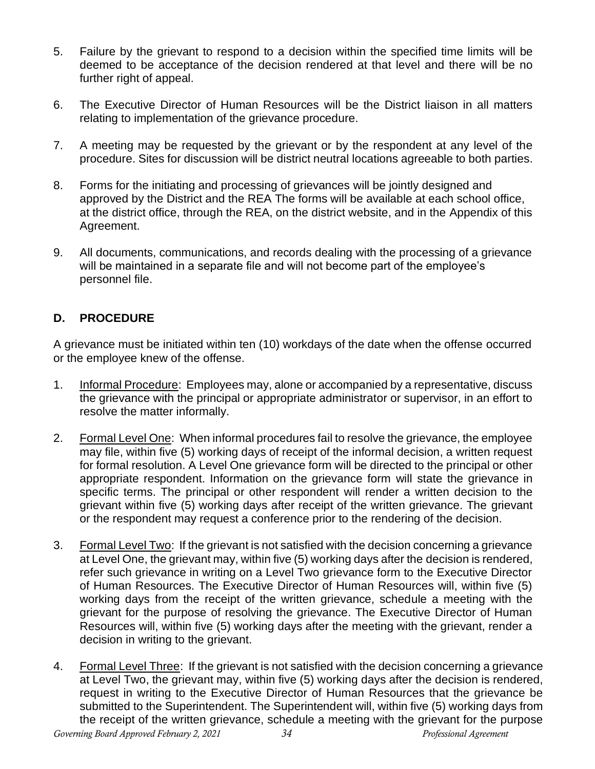5. Failure by the grievant to respond to a decision within the specified time limits will be deemed to be acceptance of the decision rendered at that level and there will be no further right of appeal.

6. The Executive Director of Human Resources will be the District liaison in all matters relating to implementation of the grievance procedure.

7. A meeting may be requested by the grievant or by the respondent at any level of the procedure. Sites for discussion will be district neutral locations agreeable to both parties.

8. Forms for the initiating and processing of grievances will be jointly designed and approved by the District and the REA The forms will be available at each school office, at the district office, through the REA, on the district website, and in the Appendix of this Agreement.

9. All documents, communications, and records dealing with the processing of a grievance will be maintained in a separate file and will not become part of the employee's personnel file.

## D. PROCEDURE

A grievance must be initiated within ten (10) workdays of the date when the offense occurred or the employee knew of the offense.

1. Informal Procedure: Employees may, alone or accompanied by a representative, discuss the grievance with the principal or appropriate administrator or supervisor, in an effort to resolve the matter informally.

2. Formal Level One: When informal procedures fail to resolve the grievance, the employee may file, within five (5) working days of receipt of the informal decision, a written request for formal resolution. A Level One grievance form will be directed to the principal or other appropriate respondent. Information on the grievance form will state the grievance in specific terms. The principal or other respondent will render a written decision to the grievant within five (5) working days after receipt of the written grievance. The grievant or the respondent may request a conference prior to the rendering of the decision.

3. Formal Level Two: If the grievant is not satisfied with the decision concerning a grievance at Level One, the grievant may, within five (5) working days after the decision is rendered, refer such grievance in writing on a Level Two grievance form to the Executive Director of Human Resources. The Executive Director of Human Resources will, within five (5) working days from the receipt of the written grievance, schedule a meeting with the grievant for the purpose of resolving the grievance. The Executive Director of Human Resources will, within five (5) working days after the meeting with the grievant, render a decision in writing to the grievant.

4. Formal Level Three: If the grievant is not satisfied with the decision concerning a grievance at Level Two, the grievant may, within five (5) working days after the decision is rendered, request in writing to the Executive Director of Human Resources that the grievance be submitted to the Superintendent. The Superintendent will, within five (5) working days from the receipt of the written grievance, schedule a meeting with the grievant for the purpose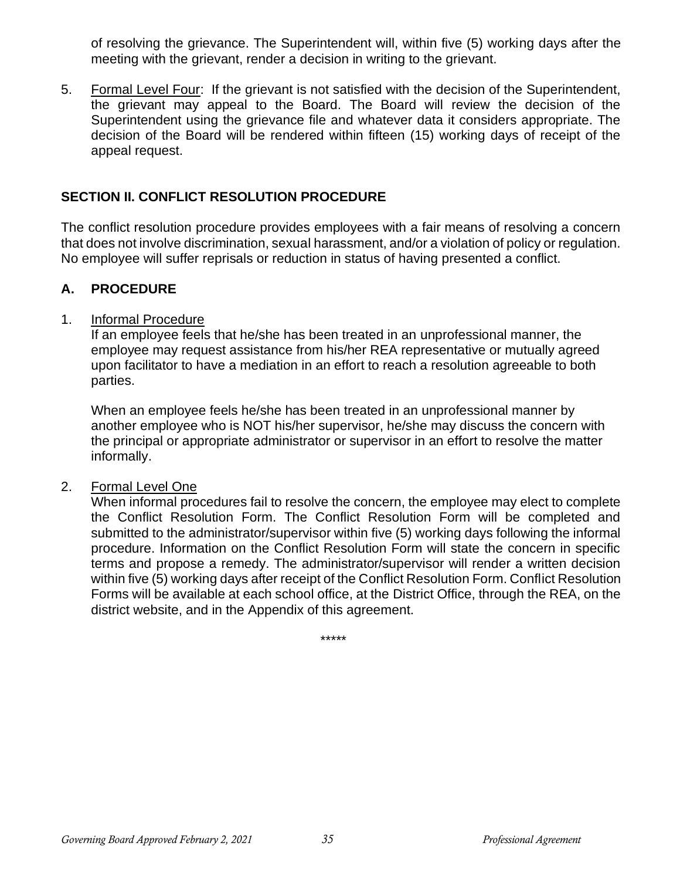of resolving the grievance. The Superintendent will, within five (5) working days after the meeting with the grievant, render a decision in writing to the grievant.

5. Formal Level Four: If the grievant is not satisfied with the decision of the Superintendent, the grievant may appeal to the Board. The Board will review the decision of the Superintendent using the grievance file and whatever data it considers appropriate. The decision of the Board will be rendered within fifteen (15) working days of receipt of the appeal request.

## SECTION II. CONFLICT RESOLUTION PROCEDURE

The conflict resolution procedure provides employees with a fair means of resolving a concern that does not involve discrimination, sexual harassment, and/or a violation of policy or regulation. No employee will suffer reprisals or reduction in status of having presented a conflict.

### A. PROCEDURE

1. Informal Procedure

   If an employee feels that he/she has been treated in an unprofessional manner, the employee may request assistance from his/her REA representative or mutually agreed upon facilitator to have a mediation in an effort to reach a resolution agreeable to both parties.

   When an employee feels he/she has been treated in an unprofessional manner by another employee who is NOT his/her supervisor, he/she may discuss the concern with the principal or appropriate administrator or supervisor in an effort to resolve the matter informally.

2. Formal Level One

   When informal procedures fail to resolve the concern, the employee may elect to complete the Conflict Resolution Form. The Conflict Resolution Form will be completed and submitted to the administrator/supervisor within five (5) working days following the informal procedure. Information on the Conflict Resolution Form will state the concern in specific terms and propose a remedy. The administrator/supervisor will render a written decision within five (5) working days after receipt of the Conflict Resolution Form. Conflict Resolution Forms will be available at each school office, at the District Office, through the REA, on the district website, and in the Appendix of this agreement.

*****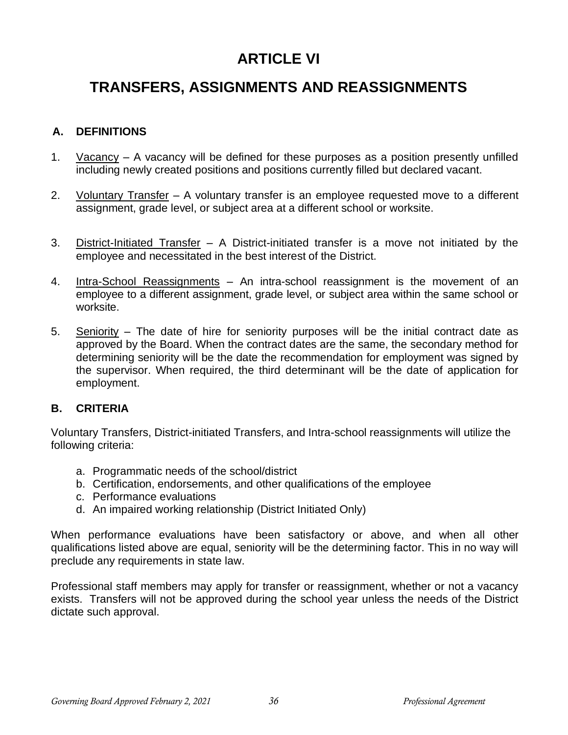# ARTICLE VI

# TRANSFERS, ASSIGNMENTS AND REASSIGNMENTS

## A. DEFINITIONS

1. Vacancy – A vacancy will be defined for these purposes as a position presently unfilled including newly created positions and positions currently filled but declared vacant.

2. Voluntary Transfer – A voluntary transfer is an employee requested move to a different assignment, grade level, or subject area at a different school or worksite.

3. District-Initiated Transfer – A District-initiated transfer is a move not initiated by the employee and necessitated in the best interest of the District.

4. Intra-School Reassignments – An intra-school reassignment is the movement of an employee to a different assignment, grade level, or subject area within the same school or worksite.

5. Seniority – The date of hire for seniority purposes will be the initial contract date as approved by the Board. When the contract dates are the same, the secondary method for determining seniority will be the date the recommendation for employment was signed by the supervisor. When required, the third determinant will be the date of application for employment.

## B. CRITERIA

Voluntary Transfers, District-initiated Transfers, and Intra-school reassignments will utilize the following criteria:

a. Programmatic needs of the school/district
b. Certification, endorsements, and other qualifications of the employee
c. Performance evaluations
d. An impaired working relationship (District Initiated Only)

When performance evaluations have been satisfactory or above, and when all other qualifications listed above are equal, seniority will be the determining factor. This in no way will preclude any requirements in state law.

Professional staff members may apply for transfer or reassignment, whether or not a vacancy exists. Transfers will not be approved during the school year unless the needs of the District dictate such approval.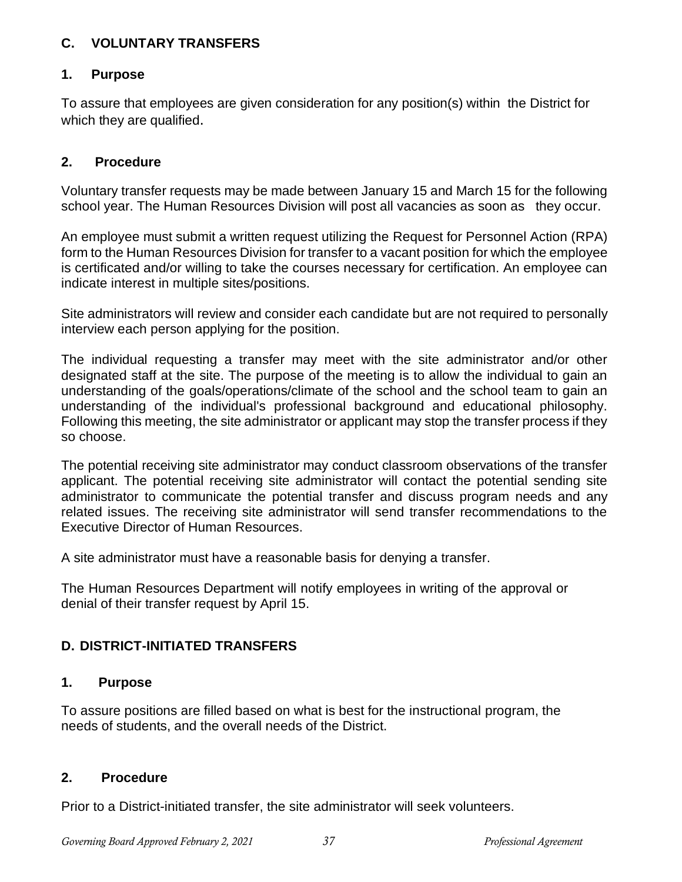## C. VOLUNTARY TRANSFERS

### 1. Purpose

To assure that employees are given consideration for any position(s) within the District for which they are qualified.

### 2. Procedure

Voluntary transfer requests may be made between January 15 and March 15 for the following school year. The Human Resources Division will post all vacancies as soon as they occur.

An employee must submit a written request utilizing the Request for Personnel Action (RPA) form to the Human Resources Division for transfer to a vacant position for which the employee is certificated and/or willing to take the courses necessary for certification. An employee can indicate interest in multiple sites/positions.

Site administrators will review and consider each candidate but are not required to personally interview each person applying for the position.

The individual requesting a transfer may meet with the site administrator and/or other designated staff at the site. The purpose of the meeting is to allow the individual to gain an understanding of the goals/operations/climate of the school and the school team to gain an understanding of the individual's professional background and educational philosophy. Following this meeting, the site administrator or applicant may stop the transfer process if they so choose.

The potential receiving site administrator may conduct classroom observations of the transfer applicant. The potential receiving site administrator will contact the potential sending site administrator to communicate the potential transfer and discuss program needs and any related issues. The receiving site administrator will send transfer recommendations to the Executive Director of Human Resources.

A site administrator must have a reasonable basis for denying a transfer.

The Human Resources Department will notify employees in writing of the approval or denial of their transfer request by April 15.

## D. DISTRICT-INITIATED TRANSFERS

### 1. Purpose

To assure positions are filled based on what is best for the instructional program, the needs of students, and the overall needs of the District.

### 2. Procedure

Prior to a District-initiated transfer, the site administrator will seek volunteers.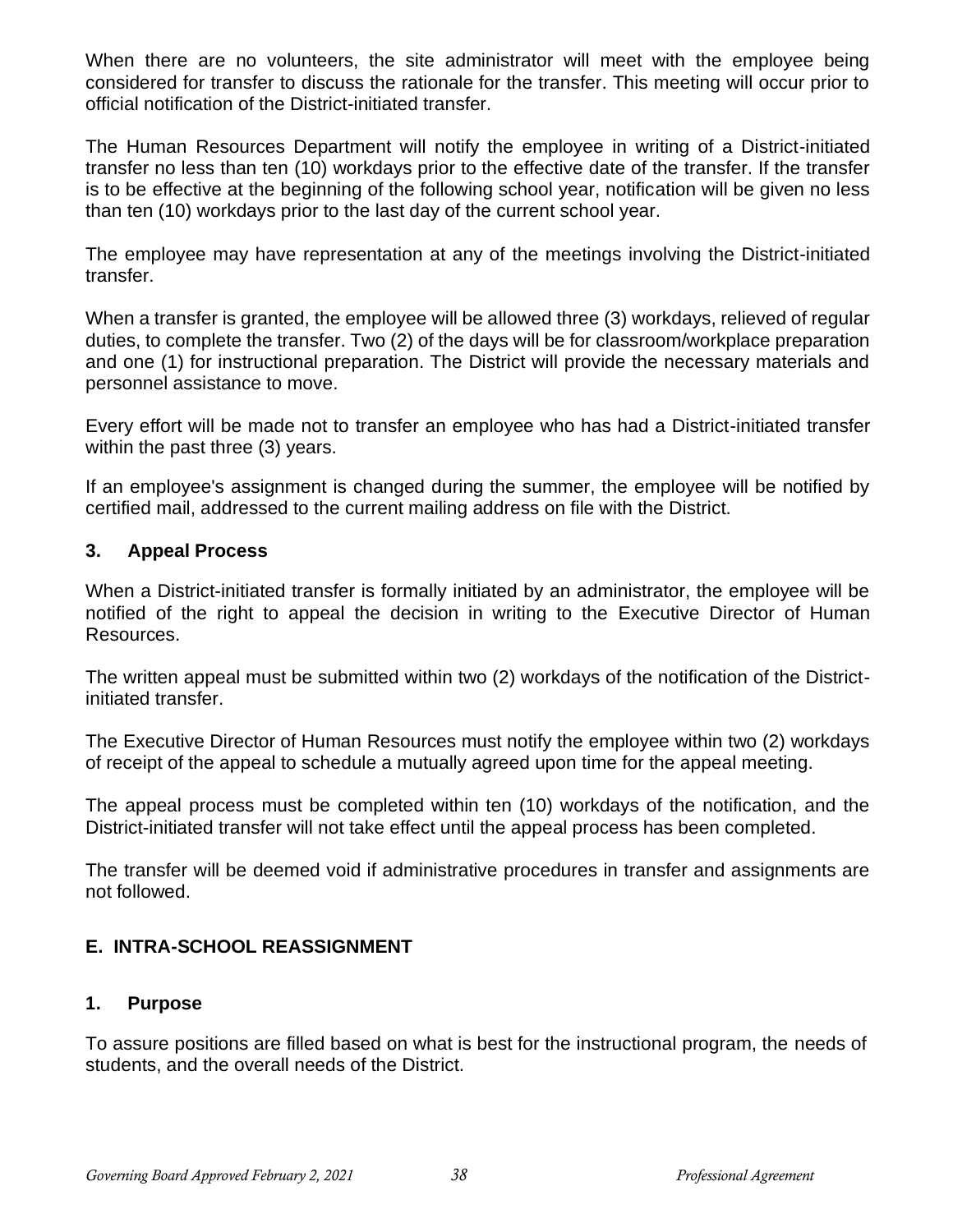When there are no volunteers, the site administrator will meet with the employee being considered for transfer to discuss the rationale for the transfer. This meeting will occur prior to official notification of the District-initiated transfer.

The Human Resources Department will notify the employee in writing of a District-initiated transfer no less than ten (10) workdays prior to the effective date of the transfer. If the transfer is to be effective at the beginning of the following school year, notification will be given no less than ten (10) workdays prior to the last day of the current school year.

The employee may have representation at any of the meetings involving the District-initiated transfer.

When a transfer is granted, the employee will be allowed three (3) workdays, relieved of regular duties, to complete the transfer. Two (2) of the days will be for classroom/workplace preparation and one (1) for instructional preparation. The District will provide the necessary materials and personnel assistance to move.

Every effort will be made not to transfer an employee who has had a District-initiated transfer within the past three (3) years.

If an employee's assignment is changed during the summer, the employee will be notified by certified mail, addressed to the current mailing address on file with the District.

### 3. Appeal Process

When a District-initiated transfer is formally initiated by an administrator, the employee will be notified of the right to appeal the decision in writing to the Executive Director of Human Resources.

The written appeal must be submitted within two (2) workdays of the notification of the District-initiated transfer.

The Executive Director of Human Resources must notify the employee within two (2) workdays of receipt of the appeal to schedule a mutually agreed upon time for the appeal meeting.

The appeal process must be completed within ten (10) workdays of the notification, and the District-initiated transfer will not take effect until the appeal process has been completed.

The transfer will be deemed void if administrative procedures in transfer and assignments are not followed.

## E. INTRA-SCHOOL REASSIGNMENT

### 1. Purpose

To assure positions are filled based on what is best for the instructional program, the needs of students, and the overall needs of the District.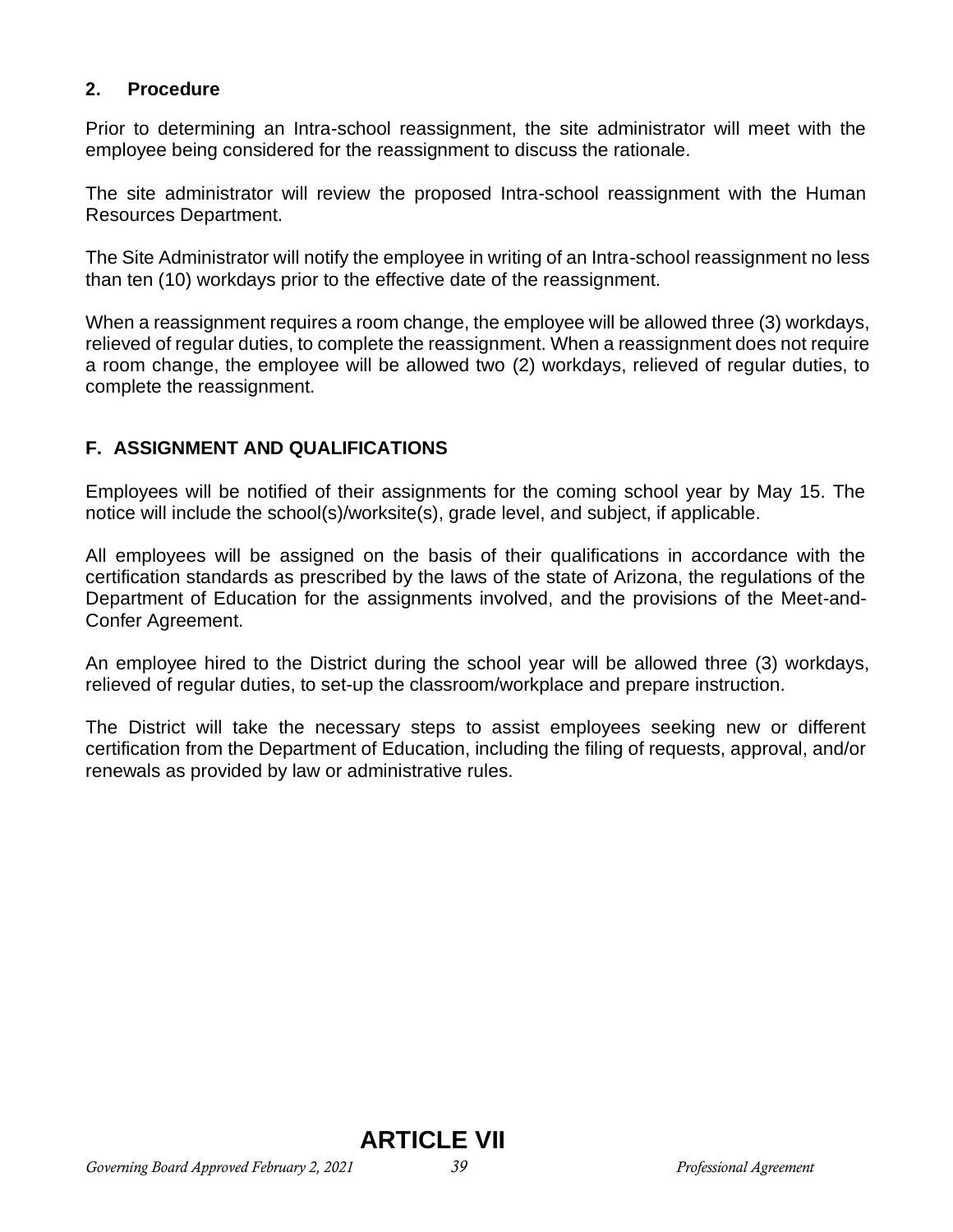### 2. Procedure

Prior to determining an Intra-school reassignment, the site administrator will meet with the employee being considered for the reassignment to discuss the rationale.

The site administrator will review the proposed Intra-school reassignment with the Human Resources Department.

The Site Administrator will notify the employee in writing of an Intra-school reassignment no less than ten (10) workdays prior to the effective date of the reassignment.

When a reassignment requires a room change, the employee will be allowed three (3) workdays, relieved of regular duties, to complete the reassignment. When a reassignment does not require a room change, the employee will be allowed two (2) workdays, relieved of regular duties, to complete the reassignment.

## F. ASSIGNMENT AND QUALIFICATIONS

Employees will be notified of their assignments for the coming school year by May 15. The notice will include the school(s)/worksite(s), grade level, and subject, if applicable.

All employees will be assigned on the basis of their qualifications in accordance with the certification standards as prescribed by the laws of the state of Arizona, the regulations of the Department of Education for the assignments involved, and the provisions of the Meet-and-Confer Agreement.

An employee hired to the District during the school year will be allowed three (3) workdays, relieved of regular duties, to set-up the classroom/workplace and prepare instruction.

The District will take the necessary steps to assist employees seeking new or different certification from the Department of Education, including the filing of requests, approval, and/or renewals as provided by law or administrative rules.

# ARTICLE VII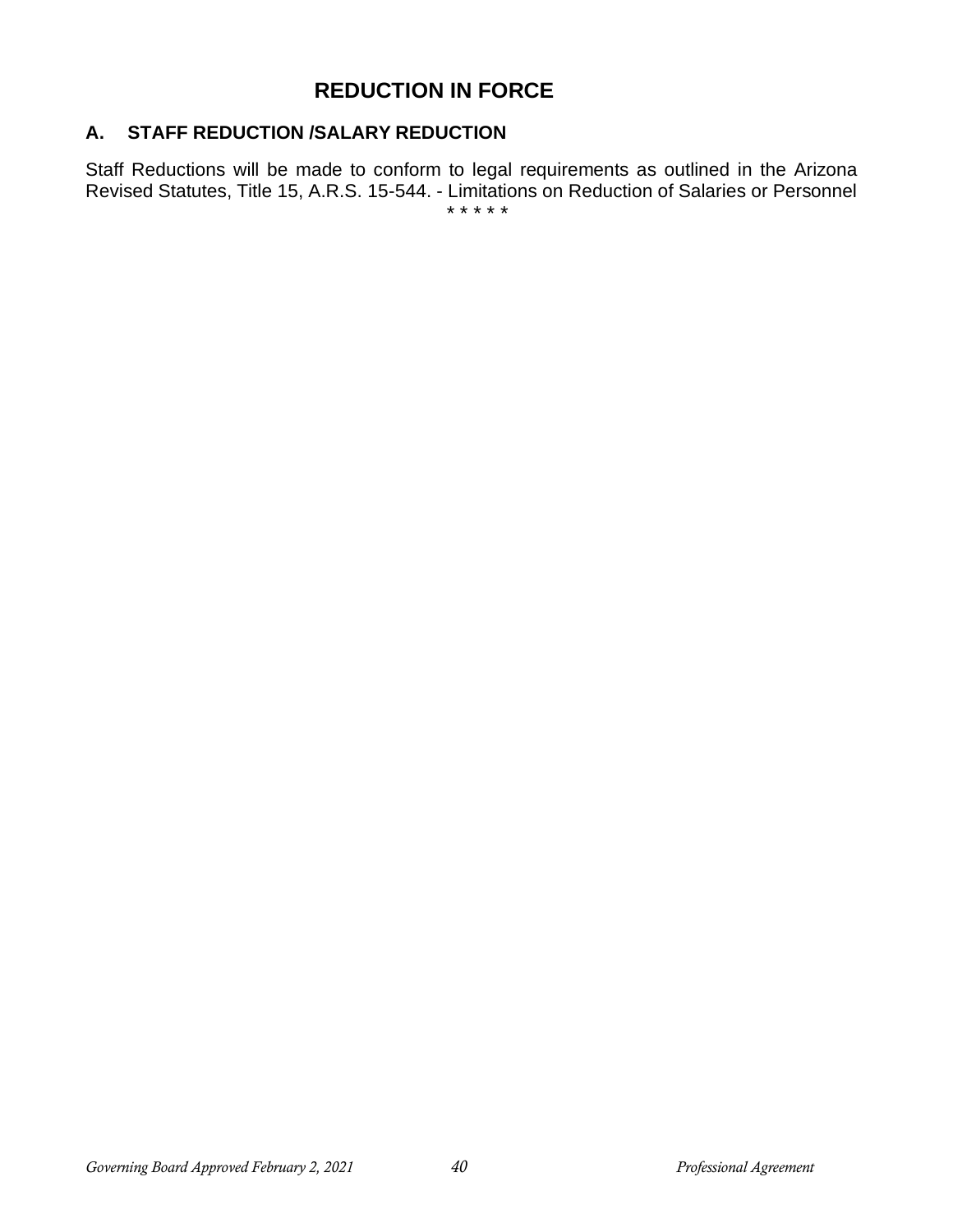# REDUCTION IN FORCE

## A. STAFF REDUCTION /SALARY REDUCTION

Staff Reductions will be made to conform to legal requirements as outlined in the Arizona Revised Statutes, Title 15, A.R.S. 15-544. - Limitations on Reduction of Salaries or Personnel

* * * * *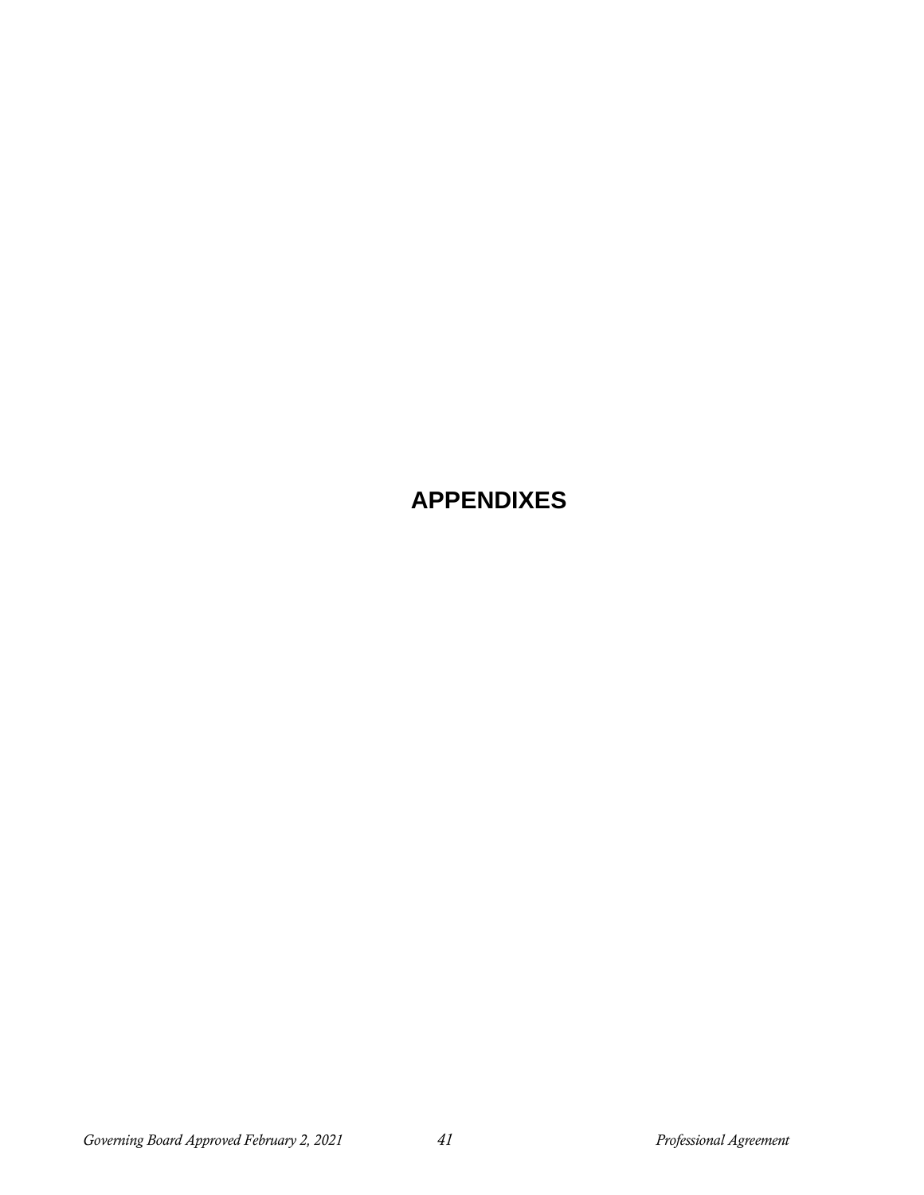# APPENDIXES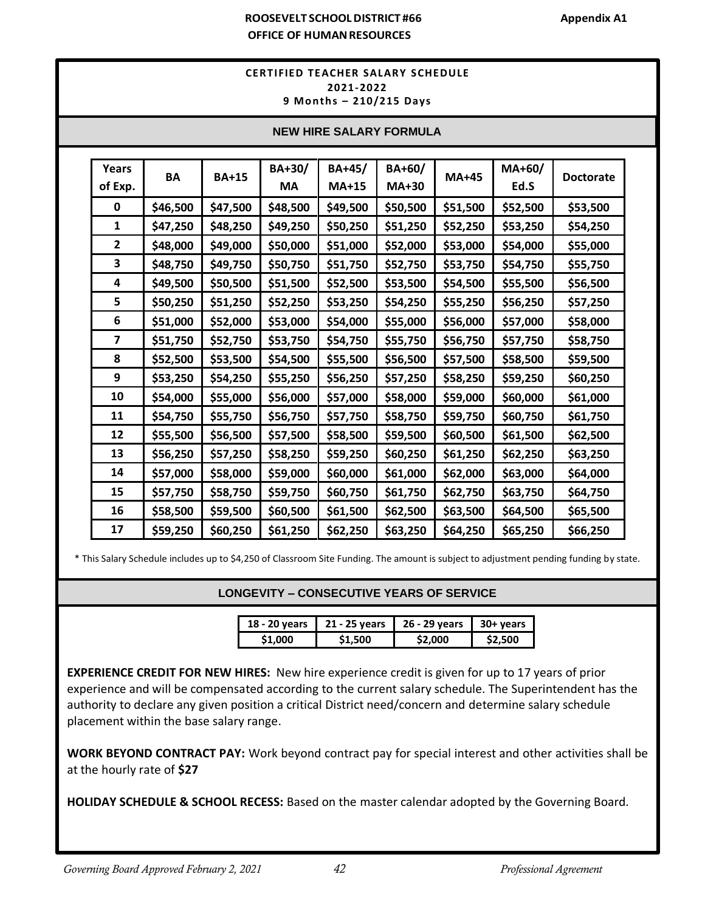**ROOSEVELT SCHOOL DISTRICT #66**
**OFFICE OF HUMAN RESOURCES**

**Appendix A1**

## CERTIFIED TEACHER SALARY SCHEDULE
## 2021-2022
## 9 Months – 210/215 Days

### NEW HIRE SALARY FORMULA

| Years of Exp. | BA | BA+15 | BA+30/ MA | BA+45/ MA+15 | BA+60/ MA+30 | MA+45 | MA+60/ Ed.S | Doctorate |
|---|---|---|---|---|---|---|---|---|
| 0 | $46,500 | $47,500 | $48,500 | $49,500 | $50,500 | $51,500 | $52,500 | $53,500 |
| 1 | $47,250 | $48,250 | $49,250 | $50,250 | $51,250 | $52,250 | $53,250 | $54,250 |
| 2 | $48,000 | $49,000 | $50,000 | $51,000 | $52,000 | $53,000 | $54,000 | $55,000 |
| 3 | $48,750 | $49,750 | $50,750 | $51,750 | $52,750 | $53,750 | $54,750 | $55,750 |
| 4 | $49,500 | $50,500 | $51,500 | $52,500 | $53,500 | $54,500 | $55,500 | $56,500 |
| 5 | $50,250 | $51,250 | $52,250 | $53,250 | $54,250 | $55,250 | $56,250 | $57,250 |
| 6 | $51,000 | $52,000 | $53,000 | $54,000 | $55,000 | $56,000 | $57,000 | $58,000 |
| 7 | $51,750 | $52,750 | $53,750 | $54,750 | $55,750 | $56,750 | $57,750 | $58,750 |
| 8 | $52,500 | $53,500 | $54,500 | $55,500 | $56,500 | $57,500 | $58,500 | $59,500 |
| 9 | $53,250 | $54,250 | $55,250 | $56,250 | $57,250 | $58,250 | $59,250 | $60,250 |
| 10 | $54,000 | $55,000 | $56,000 | $57,000 | $58,000 | $59,000 | $60,000 | $61,000 |
| 11 | $54,750 | $55,750 | $56,750 | $57,750 | $58,750 | $59,750 | $60,750 | $61,750 |
| 12 | $55,500 | $56,500 | $57,500 | $58,500 | $59,500 | $60,500 | $61,500 | $62,500 |
| 13 | $56,250 | $57,250 | $58,250 | $59,250 | $60,250 | $61,250 | $62,250 | $63,250 |
| 14 | $57,000 | $58,000 | $59,000 | $60,000 | $61,000 | $62,000 | $63,000 | $64,000 |
| 15 | $57,750 | $58,750 | $59,750 | $60,750 | $61,750 | $62,750 | $63,750 | $64,750 |
| 16 | $58,500 | $59,500 | $60,500 | $61,500 | $62,500 | $63,500 | $64,500 | $65,500 |
| 17 | $59,250 | $60,250 | $61,250 | $62,250 | $63,250 | $64,250 | $65,250 | $66,250 |

* This Salary Schedule includes up to $4,250 of Classroom Site Funding. The amount is subject to adjustment pending funding by state.

### LONGEVITY – CONSECUTIVE YEARS OF SERVICE

| 18 - 20 years | 21 - 25 years | 26 - 29 years | 30+ years |
|---|---|---|---|
| $1,000 | $1,500 | $2,000 | $2,500 |

**EXPERIENCE CREDIT FOR NEW HIRES:** New hire experience credit is given for up to 17 years of prior experience and will be compensated according to the current salary schedule. The Superintendent has the authority to declare any given position a critical District need/concern and determine salary schedule placement within the base salary range.

**WORK BEYOND CONTRACT PAY:** Work beyond contract pay for special interest and other activities shall be at the hourly rate of **$27**

**HOLIDAY SCHEDULE & SCHOOL RECESS:** Based on the master calendar adopted by the Governing Board.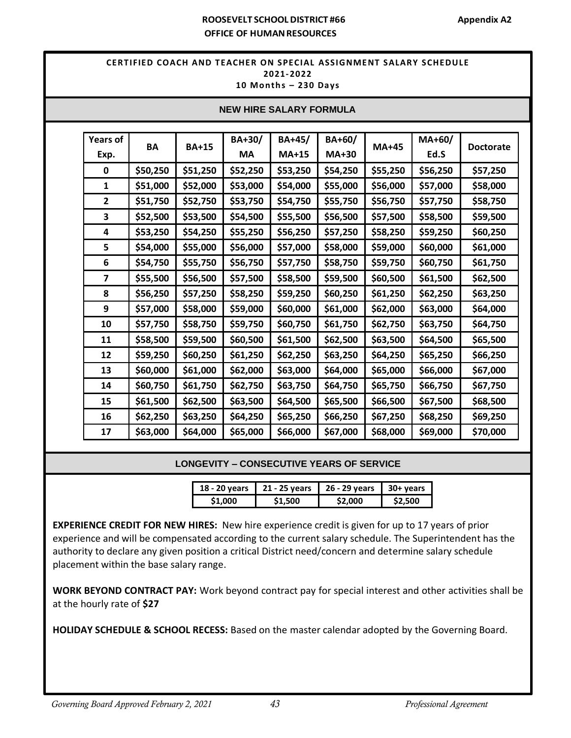**ROOSEVELT SCHOOL DISTRICT #66**
**OFFICE OF HUMAN RESOURCES**

**Appendix A2**

## CERTIFIED COACH AND TEACHER ON SPECIAL ASSIGNMENT SALARY SCHEDULE
### 2021-2022
### 10 Months – 230 Days

### NEW HIRE SALARY FORMULA

| Years of Exp. | BA | BA+15 | BA+30/ MA | BA+45/ MA+15 | BA+60/ MA+30 | MA+45 | MA+60/ Ed.S | Doctorate |
|---|---|---|---|---|---|---|---|---|
| 0 | $50,250 | $51,250 | $52,250 | $53,250 | $54,250 | $55,250 | $56,250 | $57,250 |
| 1 | $51,000 | $52,000 | $53,000 | $54,000 | $55,000 | $56,000 | $57,000 | $58,000 |
| 2 | $51,750 | $52,750 | $53,750 | $54,750 | $55,750 | $56,750 | $57,750 | $58,750 |
| 3 | $52,500 | $53,500 | $54,500 | $55,500 | $56,500 | $57,500 | $58,500 | $59,500 |
| 4 | $53,250 | $54,250 | $55,250 | $56,250 | $57,250 | $58,250 | $59,250 | $60,250 |
| 5 | $54,000 | $55,000 | $56,000 | $57,000 | $58,000 | $59,000 | $60,000 | $61,000 |
| 6 | $54,750 | $55,750 | $56,750 | $57,750 | $58,750 | $59,750 | $60,750 | $61,750 |
| 7 | $55,500 | $56,500 | $57,500 | $58,500 | $59,500 | $60,500 | $61,500 | $62,500 |
| 8 | $56,250 | $57,250 | $58,250 | $59,250 | $60,250 | $61,250 | $62,250 | $63,250 |
| 9 | $57,000 | $58,000 | $59,000 | $60,000 | $61,000 | $62,000 | $63,000 | $64,000 |
| 10 | $57,750 | $58,750 | $59,750 | $60,750 | $61,750 | $62,750 | $63,750 | $64,750 |
| 11 | $58,500 | $59,500 | $60,500 | $61,500 | $62,500 | $63,500 | $64,500 | $65,500 |
| 12 | $59,250 | $60,250 | $61,250 | $62,250 | $63,250 | $64,250 | $65,250 | $66,250 |
| 13 | $60,000 | $61,000 | $62,000 | $63,000 | $64,000 | $65,000 | $66,000 | $67,000 |
| 14 | $60,750 | $61,750 | $62,750 | $63,750 | $64,750 | $65,750 | $66,750 | $67,750 |
| 15 | $61,500 | $62,500 | $63,500 | $64,500 | $65,500 | $66,500 | $67,500 | $68,500 |
| 16 | $62,250 | $63,250 | $64,250 | $65,250 | $66,250 | $67,250 | $68,250 | $69,250 |
| 17 | $63,000 | $64,000 | $65,000 | $66,000 | $67,000 | $68,000 | $69,000 | $70,000 |

### LONGEVITY – CONSECUTIVE YEARS OF SERVICE

| 18 - 20 years | 21 - 25 years | 26 - 29 years | 30+ years |
|---|---|---|---|
| $1,000 | $1,500 | $2,000 | $2,500 |

**EXPERIENCE CREDIT FOR NEW HIRES:** New hire experience credit is given for up to 17 years of prior experience and will be compensated according to the current salary schedule. The Superintendent has the authority to declare any given position a critical District need/concern and determine salary schedule placement within the base salary range.

**WORK BEYOND CONTRACT PAY:** Work beyond contract pay for special interest and other activities shall be at the hourly rate of **$27**

**HOLIDAY SCHEDULE & SCHOOL RECESS:** Based on the master calendar adopted by the Governing Board.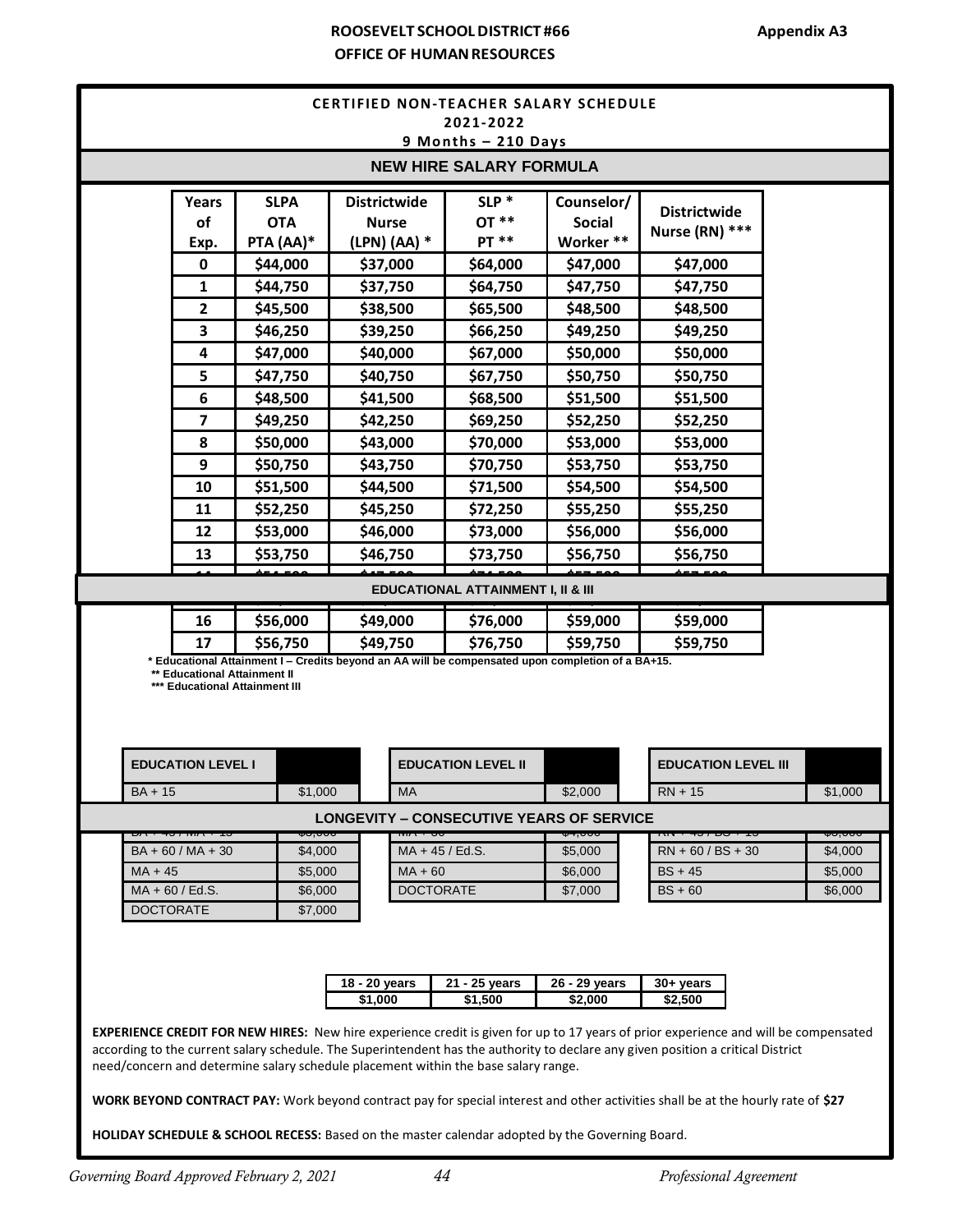**ROOSEVELT SCHOOL DISTRICT #66**
**OFFICE OF HUMAN RESOURCES**

**Appendix A3**

## CERTIFIED NON-TEACHER SALARY SCHEDULE
## 2021-2022
## 9 Months – 210 Days

### NEW HIRE SALARY FORMULA

| Years of Exp. | SLPA OTA PTA (AA)* | Districtwide Nurse (LPN) (AA) * | SLP * OT ** PT ** | Counselor/ Social Worker ** | Districtwide Nurse (RN) *** |
|---|---|---|---|---|---|
| 0 | $44,000 | $37,000 | $64,000 | $47,000 | $47,000 |
| 1 | $44,750 | $37,750 | $64,750 | $47,750 | $47,750 |
| 2 | $45,500 | $38,500 | $65,500 | $48,500 | $48,500 |
| 3 | $46,250 | $39,250 | $66,250 | $49,250 | $49,250 |
| 4 | $47,000 | $40,000 | $67,000 | $50,000 | $50,000 |
| 5 | $47,750 | $40,750 | $67,750 | $50,750 | $50,750 |
| 6 | $48,500 | $41,500 | $68,500 | $51,500 | $51,500 |
| 7 | $49,250 | $42,250 | $69,250 | $52,250 | $52,250 |
| 8 | $50,000 | $43,000 | $70,000 | $53,000 | $53,000 |
| 9 | $50,750 | $43,750 | $70,750 | $53,750 | $53,750 |
| 10 | $51,500 | $44,500 | $71,500 | $54,500 | $54,500 |
| 11 | $52,250 | $45,250 | $72,250 | $55,250 | $55,250 |
| 12 | $53,000 | $46,000 | $73,000 | $56,000 | $56,000 |
| 13 | $53,750 | $46,750 | $73,750 | $56,750 | $56,750 |
| 16 | $56,000 | $49,000 | $76,000 | $59,000 | $59,000 |
| 17 | $56,750 | $49,750 | $76,750 | $59,750 | $59,750 |

\* Educational Attainment I – Credits beyond an AA will be compensated upon completion of a BA+15.
\*\* Educational Attainment II
\*\*\* Educational Attainment III

### EDUCATIONAL ATTAINMENT I, II & III

| EDUCATION LEVEL I | |
|---|---|
| BA + 15 | $1,000 |
| BA + 60 / MA + 30 | $4,000 |
| MA + 45 | $5,000 |
| MA + 60 / Ed.S. | $6,000 |
| DOCTORATE | $7,000 |

| EDUCATION LEVEL II | |
|---|---|
| MA | $2,000 |
| MA + 45 / Ed.S. | $5,000 |
| MA + 60 | $6,000 |
| DOCTORATE | $7,000 |

| EDUCATION LEVEL III | |
|---|---|
| RN + 15 | $1,000 |
| RN + 60 / BS + 30 | $4,000 |
| BS + 45 | $5,000 |
| BS + 60 | $6,000 |

### LONGEVITY – CONSECUTIVE YEARS OF SERVICE

| 18 - 20 years | 21 - 25 years | 26 - 29 years | 30+ years |
|---|---|---|---|
| $1,000 | $1,500 | $2,000 | $2,500 |

**EXPERIENCE CREDIT FOR NEW HIRES:** New hire experience credit is given for up to 17 years of prior experience and will be compensated according to the current salary schedule. The Superintendent has the authority to declare any given position a critical District need/concern and determine salary schedule placement within the base salary range.

**WORK BEYOND CONTRACT PAY:** Work beyond contract pay for special interest and other activities shall be at the hourly rate of **$27**

**HOLIDAY SCHEDULE & SCHOOL RECESS:** Based on the master calendar adopted by the Governing Board.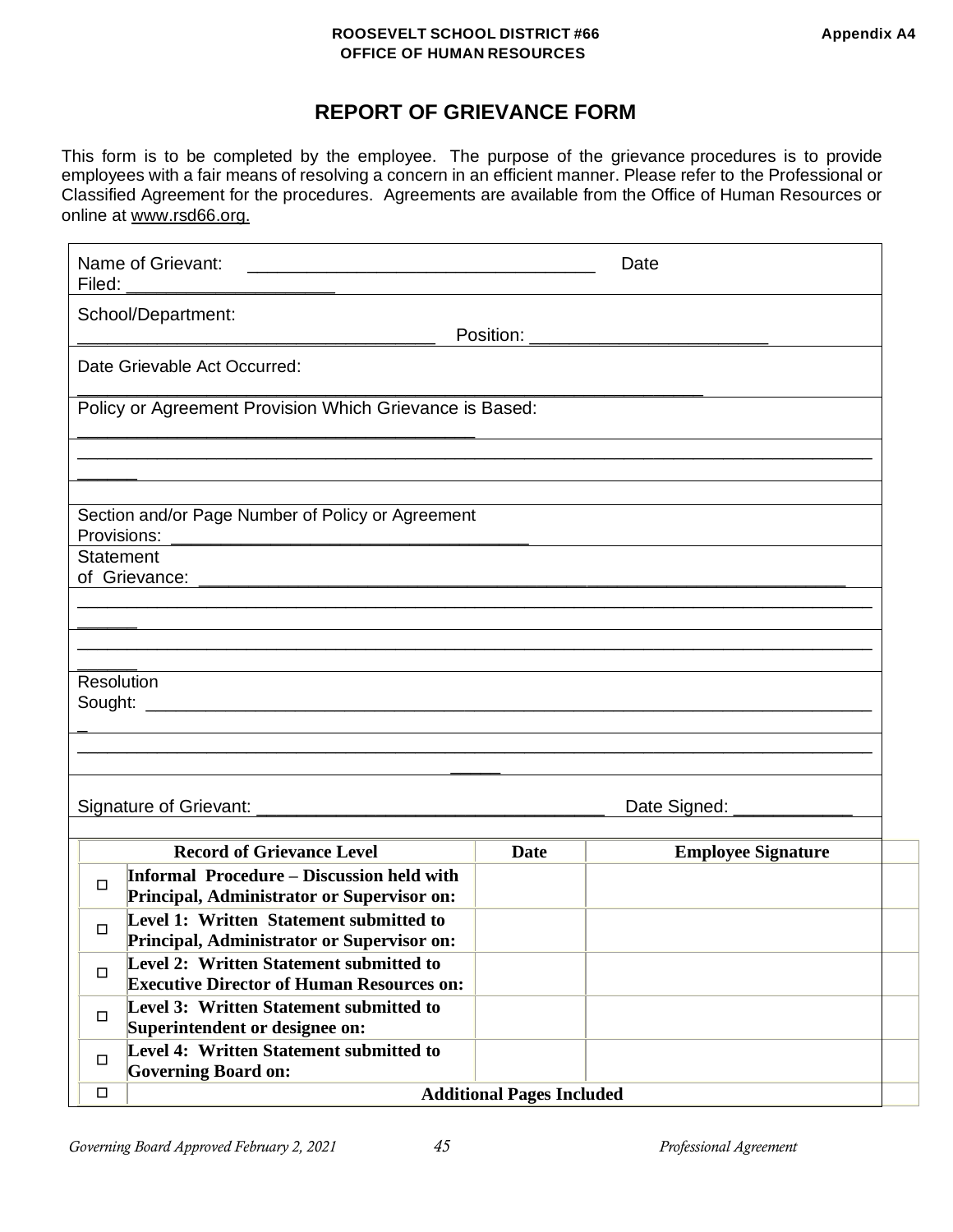**ROOSEVELT SCHOOL DISTRICT #66**
**OFFICE OF HUMAN RESOURCES**

**Appendix A4**

## REPORT OF GRIEVANCE FORM

This form is to be completed by the employee. The purpose of the grievance procedures is to provide employees with a fair means of resolving a concern in an efficient manner. Please refer to the Professional or Classified Agreement for the procedures. Agreements are available from the Office of Human Resources or online at www.rsd66.org.

Name of Grievant: ___________________________________ Date Filed: ____________________

School/Department: ____________________________________ Position: ________________________

Date Grievable Act Occurred: ________________________________________________________________

Policy or Agreement Provision Which Grievance is Based: ________________________________________

________________________________________________________________________________________

Section and/or Page Number of Policy or Agreement Provisions: ____________________________________

Statement of Grievance: __________________________________________________________________

________________________________________________________________________________________

________________________________________________________________________________________

Resolution Sought: ______________________________________________________________________

________________________________________________________________________________________

Signature of Grievant: ___________________________________ Date Signed: ____________

| | Record of Grievance Level | Date | Employee Signature |
|---|---|---|---|
| ☐ | **Informal Procedure – Discussion held with Principal, Administrator or Supervisor on:** | | |
| ☐ | **Level 1: Written Statement submitted to Principal, Administrator or Supervisor on:** | | |
| ☐ | **Level 2: Written Statement submitted to Executive Director of Human Resources on:** | | |
| ☐ | **Level 3: Written Statement submitted to Superintendent or designee on:** | | |
| ☐ | **Level 4: Written Statement submitted to Governing Board on:** | | |
| ☐ | **Additional Pages Included** | | |

*Governing Board Approved February 2, 2021* *Professional Agreement*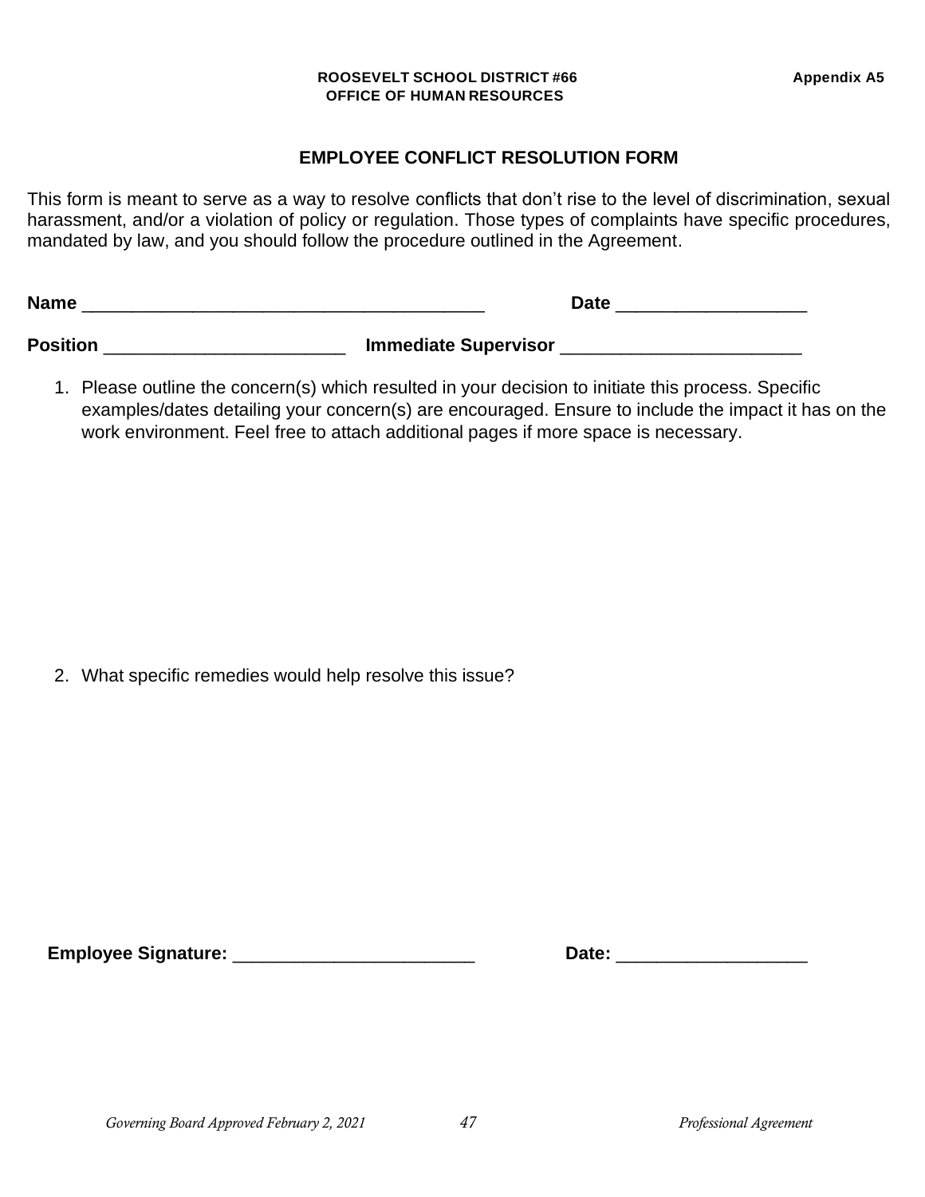**ROOSEVELT SCHOOL DISTRICT #66**
**OFFICE OF HUMAN RESOURCES**

**Appendix A5**

## EMPLOYEE CONFLICT RESOLUTION FORM

This form is meant to serve as a way to resolve conflicts that don't rise to the level of discrimination, sexual harassment, and/or a violation of policy or regulation. Those types of complaints have specific procedures, mandated by law, and you should follow the procedure outlined in the Agreement.

**Name** ________________________________________ **Date** ___________________

**Position** ________________________ **Immediate Supervisor** ________________________

1. Please outline the concern(s) which resulted in your decision to initiate this process. Specific examples/dates detailing your concern(s) are encouraged. Ensure to include the impact it has on the work environment. Feel free to attach additional pages if more space is necessary.

2. What specific remedies would help resolve this issue?

**Employee Signature:** ________________________ **Date:** ___________________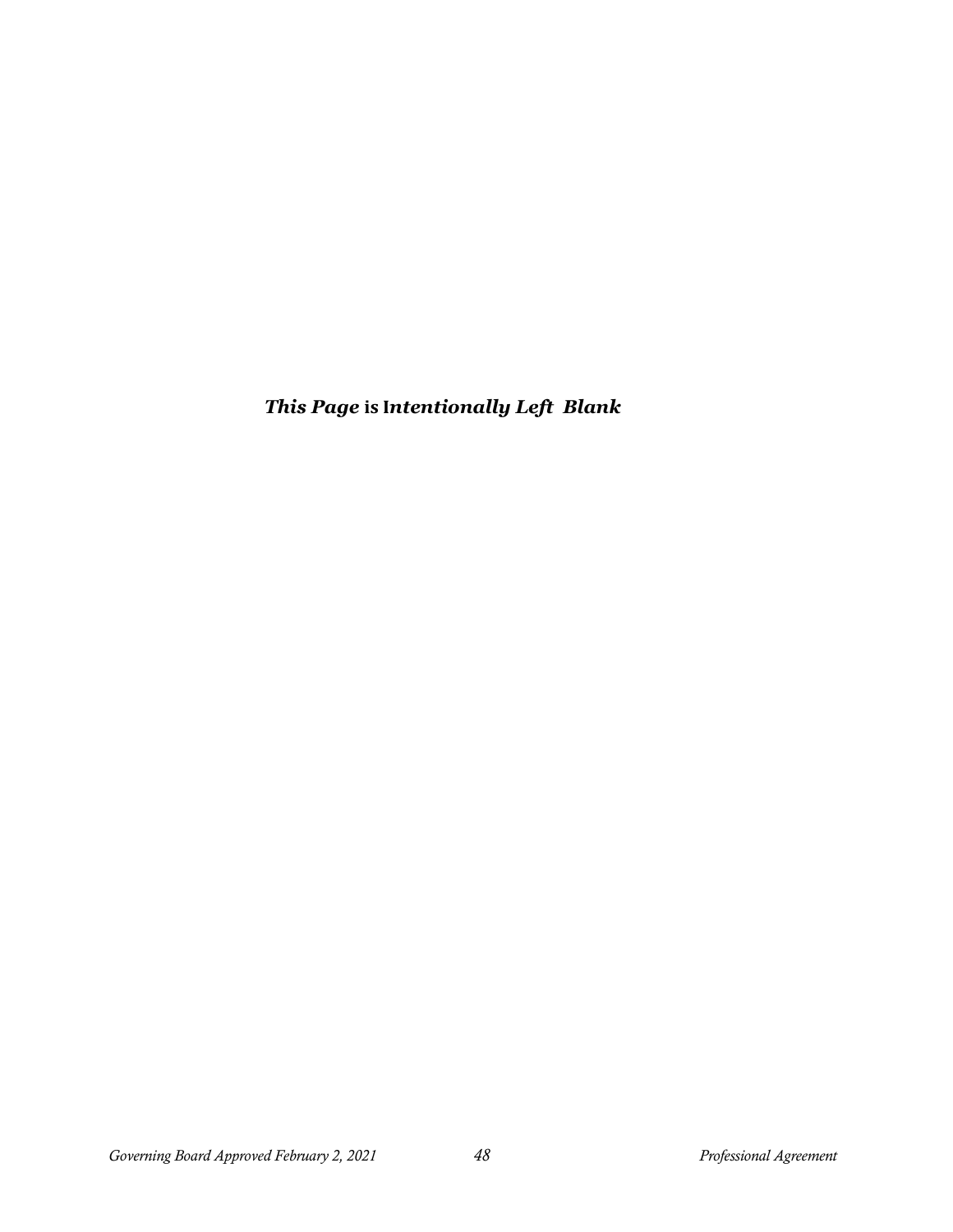***This Page* is I*ntentionally Left Blank***